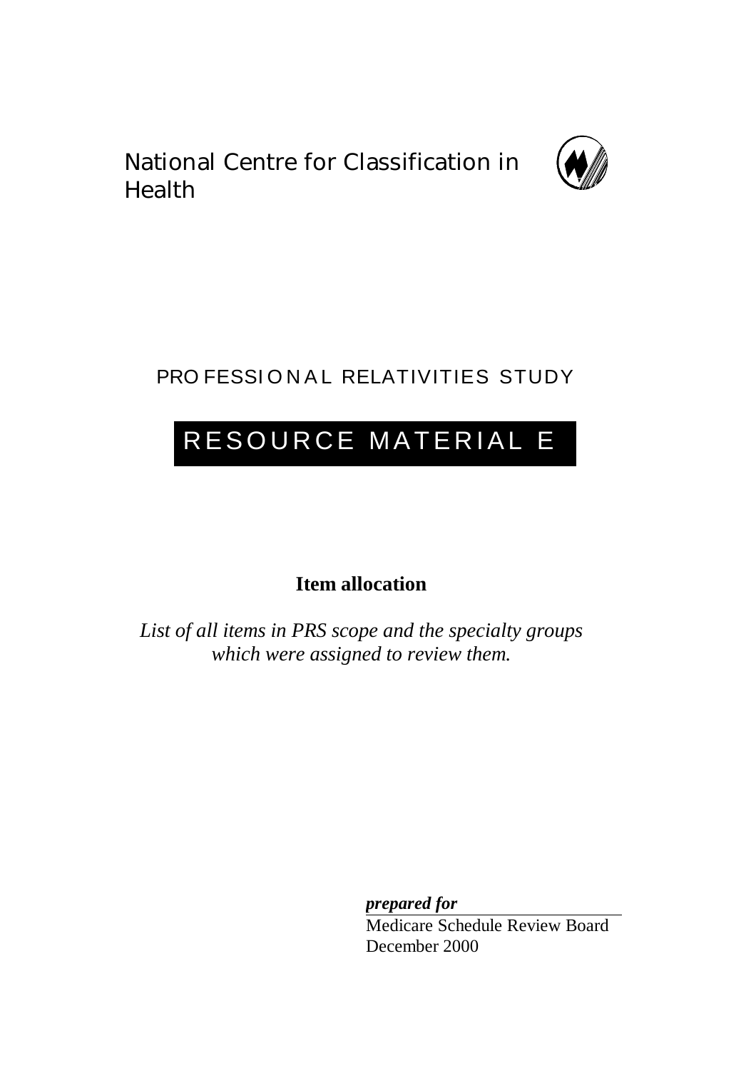National Centre for Classification in Health

PROFESSIONAL RELATIVITIES STUDY

# RESOURCE MATERIAL E

## Item allocation

*List of all items in PRS scope and the specialty groups which were assigned to review them.*

***prepared for***

Medicare Schedule Review Board
December 2000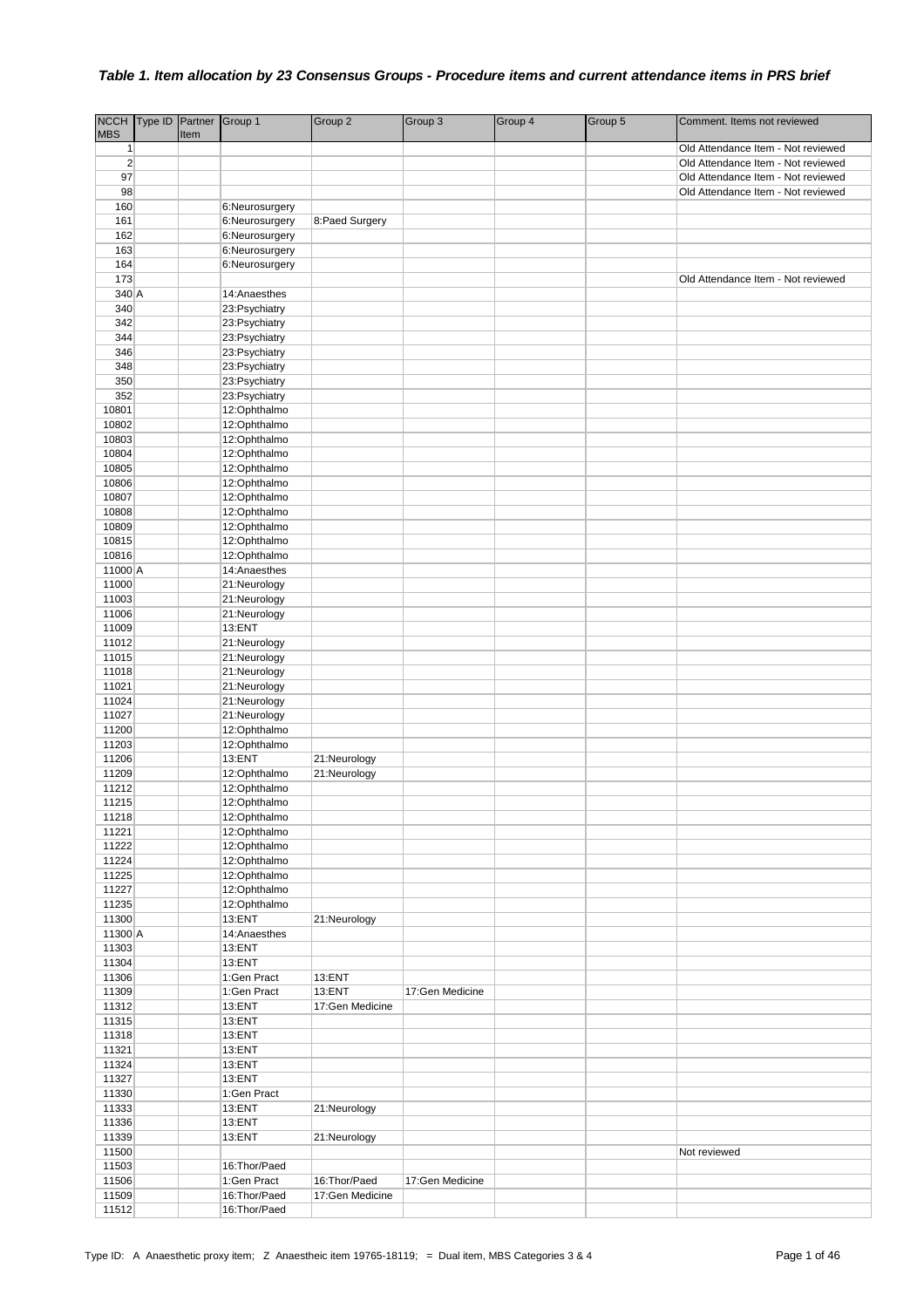### *Table 1. Item allocation by 23 Consensus Groups - Procedure items and current attendance items in PRS brief*

| NCCH MBS | Type ID | Partner Item | Group 1 | Group 2 | Group 3 | Group 4 | Group 5 | Comment. Items not reviewed |
|---|---|---|---|---|---|---|---|---|
| 1 | | | | | | | | Old Attendance Item - Not reviewed |
| 2 | | | | | | | | Old Attendance Item - Not reviewed |
| 97 | | | | | | | | Old Attendance Item - Not reviewed |
| 98 | | | | | | | | Old Attendance Item - Not reviewed |
| 160 | | | 6:Neurosurgery | | | | | |
| 161 | | | 6:Neurosurgery | 8:Paed Surgery | | | | |
| 162 | | | 6:Neurosurgery | | | | | |
| 163 | | | 6:Neurosurgery | | | | | |
| 164 | | | 6:Neurosurgery | | | | | |
| 173 | | | | | | | | Old Attendance Item - Not reviewed |
| 340 | A | | 14:Anaesthes | | | | | |
| 340 | | | 23:Psychiatry | | | | | |
| 342 | | | 23:Psychiatry | | | | | |
| 344 | | | 23:Psychiatry | | | | | |
| 346 | | | 23:Psychiatry | | | | | |
| 348 | | | 23:Psychiatry | | | | | |
| 350 | | | 23:Psychiatry | | | | | |
| 352 | | | 23:Psychiatry | | | | | |
| 10801 | | | 12:Ophthalmo | | | | | |
| 10802 | | | 12:Ophthalmo | | | | | |
| 10803 | | | 12:Ophthalmo | | | | | |
| 10804 | | | 12:Ophthalmo | | | | | |
| 10805 | | | 12:Ophthalmo | | | | | |
| 10806 | | | 12:Ophthalmo | | | | | |
| 10807 | | | 12:Ophthalmo | | | | | |
| 10808 | | | 12:Ophthalmo | | | | | |
| 10809 | | | 12:Ophthalmo | | | | | |
| 10815 | | | 12:Ophthalmo | | | | | |
| 10816 | | | 12:Ophthalmo | | | | | |
| 11000 | A | | 14:Anaesthes | | | | | |
| 11000 | | | 21:Neurology | | | | | |
| 11003 | | | 21:Neurology | | | | | |
| 11006 | | | 21:Neurology | | | | | |
| 11009 | | | 13:ENT | | | | | |
| 11012 | | | 21:Neurology | | | | | |
| 11015 | | | 21:Neurology | | | | | |
| 11018 | | | 21:Neurology | | | | | |
| 11021 | | | 21:Neurology | | | | | |
| 11024 | | | 21:Neurology | | | | | |
| 11027 | | | 21:Neurology | | | | | |
| 11200 | | | 12:Ophthalmo | | | | | |
| 11203 | | | 12:Ophthalmo | | | | | |
| 11206 | | | 13:ENT | 21:Neurology | | | | |
| 11209 | | | 12:Ophthalmo | 21:Neurology | | | | |
| 11212 | | | 12:Ophthalmo | | | | | |
| 11215 | | | 12:Ophthalmo | | | | | |
| 11218 | | | 12:Ophthalmo | | | | | |
| 11221 | | | 12:Ophthalmo | | | | | |
| 11222 | | | 12:Ophthalmo | | | | | |
| 11224 | | | 12:Ophthalmo | | | | | |
| 11225 | | | 12:Ophthalmo | | | | | |
| 11227 | | | 12:Ophthalmo | | | | | |
| 11235 | | | 12:Ophthalmo | | | | | |
| 11300 | | | 13:ENT | 21:Neurology | | | | |
| 11300 | A | | 14:Anaesthes | | | | | |
| 11303 | | | 13:ENT | | | | | |
| 11304 | | | 13:ENT | | | | | |
| 11306 | | | 1:Gen Pract | 13:ENT | | | | |
| 11309 | | | 1:Gen Pract | 13:ENT | 17:Gen Medicine | | | |
| 11312 | | | 13:ENT | 17:Gen Medicine | | | | |
| 11315 | | | 13:ENT | | | | | |
| 11318 | | | 13:ENT | | | | | |
| 11321 | | | 13:ENT | | | | | |
| 11324 | | | 13:ENT | | | | | |
| 11327 | | | 13:ENT | | | | | |
| 11330 | | | 1:Gen Pract | | | | | |
| 11333 | | | 13:ENT | 21:Neurology | | | | |
| 11336 | | | 13:ENT | | | | | |
| 11339 | | | 13:ENT | 21:Neurology | | | | |
| 11500 | | | | | | | | Not reviewed |
| 11503 | | | 16:Thor/Paed | | | | | |
| 11506 | | | 1:Gen Pract | 16:Thor/Paed | 17:Gen Medicine | | | |
| 11509 | | | 16:Thor/Paed | 17:Gen Medicine | | | | |
| 11512 | | | 16:Thor/Paed | | | | | |

Type ID: A Anaesthetic proxy item; Z Anaestheic item 19765-18119; = Dual item, MBS Categories 3 & 4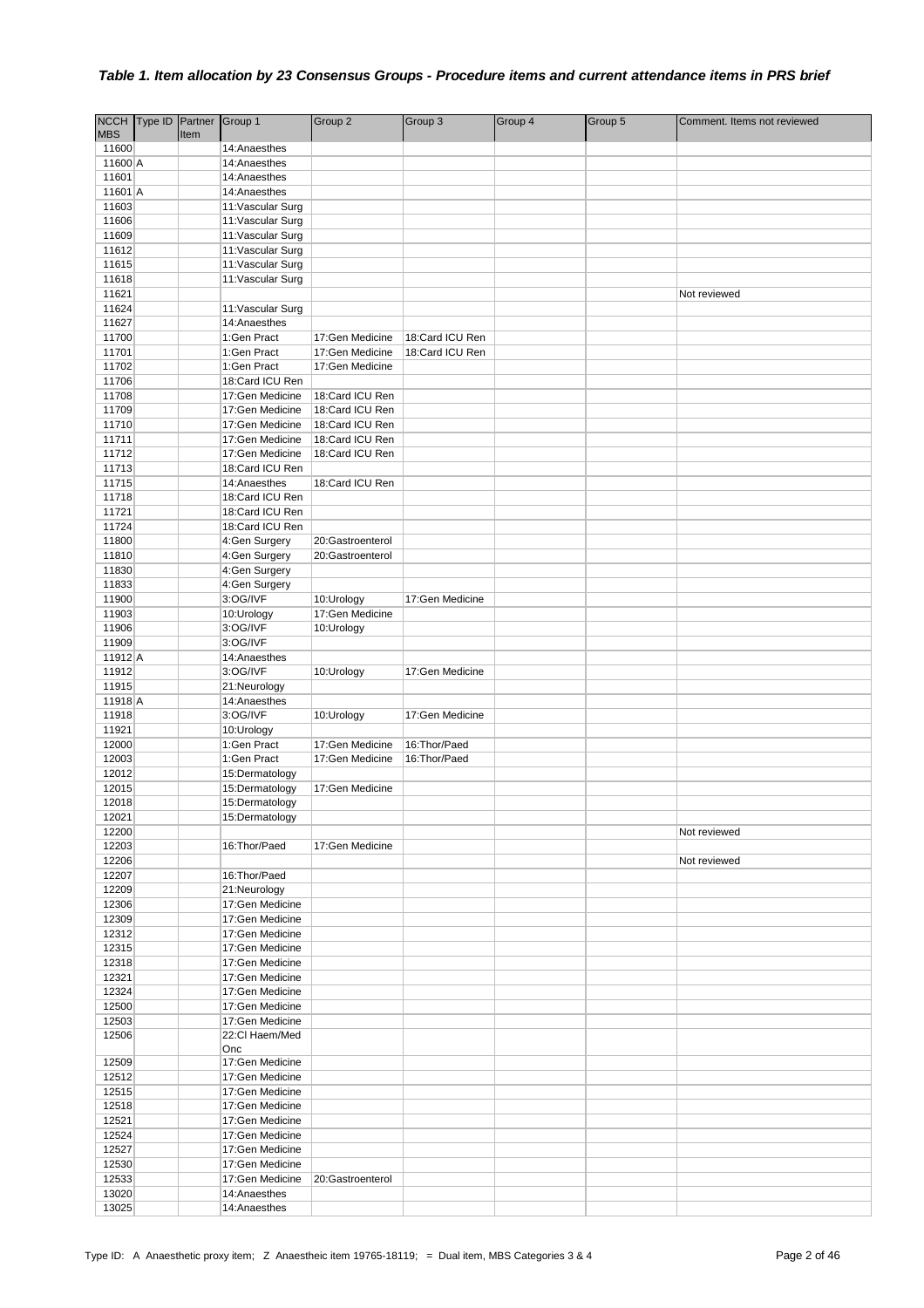### *Table 1. Item allocation by 23 Consensus Groups - Procedure items and current attendance items in PRS brief*

| NCCH MBS | Type ID | Partner Item | Group 1 | Group 2 | Group 3 | Group 4 | Group 5 | Comment. Items not reviewed |
|---|---|---|---|---|---|---|---|---|
| 11600 | | | 14:Anaesthes | | | | | |
| 11600 | A | | 14:Anaesthes | | | | | |
| 11601 | | | 14:Anaesthes | | | | | |
| 11601 | A | | 14:Anaesthes | | | | | |
| 11603 | | | 11:Vascular Surg | | | | | |
| 11606 | | | 11:Vascular Surg | | | | | |
| 11609 | | | 11:Vascular Surg | | | | | |
| 11612 | | | 11:Vascular Surg | | | | | |
| 11615 | | | 11:Vascular Surg | | | | | |
| 11618 | | | 11:Vascular Surg | | | | | |
| 11621 | | | | | | | | Not reviewed |
| 11624 | | | 11:Vascular Surg | | | | | |
| 11627 | | | 14:Anaesthes | | | | | |
| 11700 | | | 1:Gen Pract | 17:Gen Medicine | 18:Card ICU Ren | | | |
| 11701 | | | 1:Gen Pract | 17:Gen Medicine | 18:Card ICU Ren | | | |
| 11702 | | | 1:Gen Pract | 17:Gen Medicine | | | | |
| 11706 | | | 18:Card ICU Ren | | | | | |
| 11708 | | | 17:Gen Medicine | 18:Card ICU Ren | | | | |
| 11709 | | | 17:Gen Medicine | 18:Card ICU Ren | | | | |
| 11710 | | | 17:Gen Medicine | 18:Card ICU Ren | | | | |
| 11711 | | | 17:Gen Medicine | 18:Card ICU Ren | | | | |
| 11712 | | | 17:Gen Medicine | 18:Card ICU Ren | | | | |
| 11713 | | | 18:Card ICU Ren | | | | | |
| 11715 | | | 14:Anaesthes | 18:Card ICU Ren | | | | |
| 11718 | | | 18:Card ICU Ren | | | | | |
| 11721 | | | 18:Card ICU Ren | | | | | |
| 11724 | | | 18:Card ICU Ren | | | | | |
| 11800 | | | 4:Gen Surgery | 20:Gastroenterol | | | | |
| 11810 | | | 4:Gen Surgery | 20:Gastroenterol | | | | |
| 11830 | | | 4:Gen Surgery | | | | | |
| 11833 | | | 4:Gen Surgery | | | | | |
| 11900 | | | 3:OG/IVF | 10:Urology | 17:Gen Medicine | | | |
| 11903 | | | 10:Urology | 17:Gen Medicine | | | | |
| 11906 | | | 3:OG/IVF | 10:Urology | | | | |
| 11909 | | | 3:OG/IVF | | | | | |
| 11912 | A | | 14:Anaesthes | | | | | |
| 11912 | | | 3:OG/IVF | 10:Urology | 17:Gen Medicine | | | |
| 11915 | | | 21:Neurology | | | | | |
| 11918 | A | | 14:Anaesthes | | | | | |
| 11918 | | | 3:OG/IVF | 10:Urology | 17:Gen Medicine | | | |
| 11921 | | | 10:Urology | | | | | |
| 12000 | | | 1:Gen Pract | 17:Gen Medicine | 16:Thor/Paed | | | |
| 12003 | | | 1:Gen Pract | 17:Gen Medicine | 16:Thor/Paed | | | |
| 12012 | | | 15:Dermatology | | | | | |
| 12015 | | | 15:Dermatology | 17:Gen Medicine | | | | |
| 12018 | | | 15:Dermatology | | | | | |
| 12021 | | | 15:Dermatology | | | | | |
| 12200 | | | | | | | | Not reviewed |
| 12203 | | | 16:Thor/Paed | 17:Gen Medicine | | | | |
| 12206 | | | | | | | | Not reviewed |
| 12207 | | | 16:Thor/Paed | | | | | |
| 12209 | | | 21:Neurology | | | | | |
| 12306 | | | 17:Gen Medicine | | | | | |
| 12309 | | | 17:Gen Medicine | | | | | |
| 12312 | | | 17:Gen Medicine | | | | | |
| 12315 | | | 17:Gen Medicine | | | | | |
| 12318 | | | 17:Gen Medicine | | | | | |
| 12321 | | | 17:Gen Medicine | | | | | |
| 12324 | | | 17:Gen Medicine | | | | | |
| 12500 | | | 17:Gen Medicine | | | | | |
| 12503 | | | 17:Gen Medicine | | | | | |
| 12506 | | | 22:Cl Haem/Med Onc | | | | | |
| 12509 | | | 17:Gen Medicine | | | | | |
| 12512 | | | 17:Gen Medicine | | | | | |
| 12515 | | | 17:Gen Medicine | | | | | |
| 12518 | | | 17:Gen Medicine | | | | | |
| 12521 | | | 17:Gen Medicine | | | | | |
| 12524 | | | 17:Gen Medicine | | | | | |
| 12527 | | | 17:Gen Medicine | | | | | |
| 12530 | | | 17:Gen Medicine | | | | | |
| 12533 | | | 17:Gen Medicine | 20:Gastroenterol | | | | |
| 13020 | | | 14:Anaesthes | | | | | |
| 13025 | | | 14:Anaesthes | | | | | |

Type ID: A Anaesthetic proxy item; Z Anaestheic item 19765-18119; = Dual item, MBS Categories 3 & 4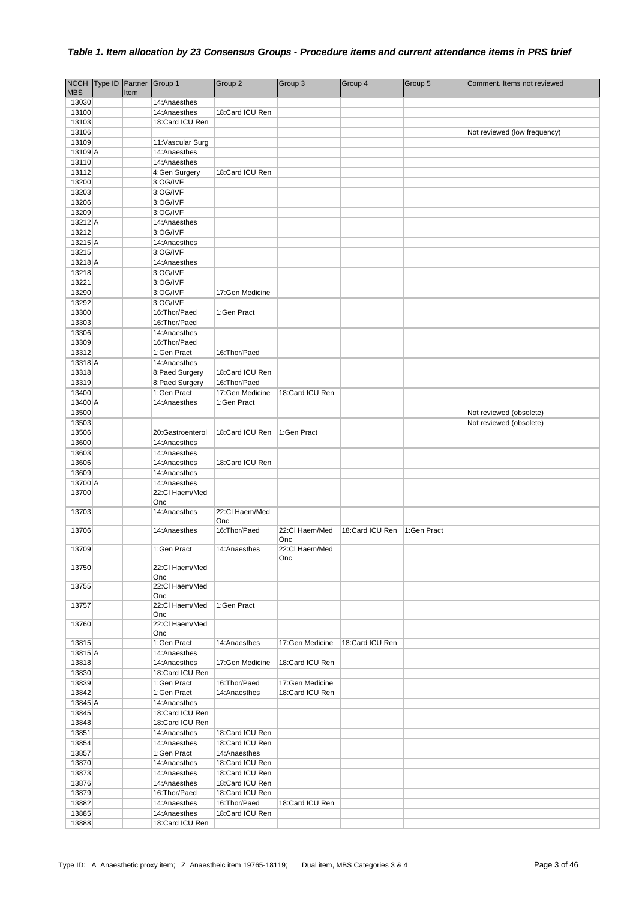### *Table 1. Item allocation by 23 Consensus Groups - Procedure items and current attendance items in PRS brief*

| NCCH MBS | Type ID | Partner Item | Group 1 | Group 2 | Group 3 | Group 4 | Group 5 | Comment. Items not reviewed |
|---|---|---|---|---|---|---|---|---|
| 13030 | | | 14:Anaesthes | | | | | |
| 13100 | | | 14:Anaesthes | 18:Card ICU Ren | | | | |
| 13103 | | | 18:Card ICU Ren | | | | | |
| 13106 | | | | | | | | Not reviewed (low frequency) |
| 13109 | | | 11:Vascular Surg | | | | | |
| 13109 | A | | 14:Anaesthes | | | | | |
| 13110 | | | 14:Anaesthes | | | | | |
| 13112 | | | 4:Gen Surgery | 18:Card ICU Ren | | | | |
| 13200 | | | 3:OG/IVF | | | | | |
| 13203 | | | 3:OG/IVF | | | | | |
| 13206 | | | 3:OG/IVF | | | | | |
| 13209 | | | 3:OG/IVF | | | | | |
| 13212 | A | | 14:Anaesthes | | | | | |
| 13212 | | | 3:OG/IVF | | | | | |
| 13215 | A | | 14:Anaesthes | | | | | |
| 13215 | | | 3:OG/IVF | | | | | |
| 13218 | A | | 14:Anaesthes | | | | | |
| 13218 | | | 3:OG/IVF | | | | | |
| 13221 | | | 3:OG/IVF | | | | | |
| 13290 | | | 3:OG/IVF | 17:Gen Medicine | | | | |
| 13292 | | | 3:OG/IVF | | | | | |
| 13300 | | | 16:Thor/Paed | 1:Gen Pract | | | | |
| 13303 | | | 16:Thor/Paed | | | | | |
| 13306 | | | 14:Anaesthes | | | | | |
| 13309 | | | 16:Thor/Paed | | | | | |
| 13312 | | | 1:Gen Pract | 16:Thor/Paed | | | | |
| 13318 | A | | 14:Anaesthes | | | | | |
| 13318 | | | 8:Paed Surgery | 18:Card ICU Ren | | | | |
| 13319 | | | 8:Paed Surgery | 16:Thor/Paed | | | | |
| 13400 | | | 1:Gen Pract | 17:Gen Medicine | 18:Card ICU Ren | | | |
| 13400 | A | | 14:Anaesthes | 1:Gen Pract | | | | |
| 13500 | | | | | | | | Not reviewed (obsolete) |
| 13503 | | | | | | | | Not reviewed (obsolete) |
| 13506 | | | 20:Gastroenterol | 18:Card ICU Ren | 1:Gen Pract | | | |
| 13600 | | | 14:Anaesthes | | | | | |
| 13603 | | | 14:Anaesthes | | | | | |
| 13606 | | | 14:Anaesthes | 18:Card ICU Ren | | | | |
| 13609 | | | 14:Anaesthes | | | | | |
| 13700 | A | | 14:Anaesthes | | | | | |
| 13700 | | | 22:Cl Haem/Med Onc | | | | | |
| 13703 | | | 14:Anaesthes | 22:Cl Haem/Med Onc | | | | |
| 13706 | | | 14:Anaesthes | 16:Thor/Paed | 22:Cl Haem/Med Onc | 18:Card ICU Ren | 1:Gen Pract | |
| 13709 | | | 1:Gen Pract | 14:Anaesthes | 22:Cl Haem/Med Onc | | | |
| 13750 | | | 22:Cl Haem/Med Onc | | | | | |
| 13755 | | | 22:Cl Haem/Med Onc | | | | | |
| 13757 | | | 22:Cl Haem/Med Onc | 1:Gen Pract | | | | |
| 13760 | | | 22:Cl Haem/Med Onc | | | | | |
| 13815 | | | 1:Gen Pract | 14:Anaesthes | 17:Gen Medicine | 18:Card ICU Ren | | |
| 13815 | A | | 14:Anaesthes | | | | | |
| 13818 | | | 14:Anaesthes | 17:Gen Medicine | 18:Card ICU Ren | | | |
| 13830 | | | 18:Card ICU Ren | | | | | |
| 13839 | | | 1:Gen Pract | 16:Thor/Paed | 17:Gen Medicine | | | |
| 13842 | | | 1:Gen Pract | 14:Anaesthes | 18:Card ICU Ren | | | |
| 13845 | A | | 14:Anaesthes | | | | | |
| 13845 | | | 18:Card ICU Ren | | | | | |
| 13848 | | | 18:Card ICU Ren | | | | | |
| 13851 | | | 14:Anaesthes | 18:Card ICU Ren | | | | |
| 13854 | | | 14:Anaesthes | 18:Card ICU Ren | | | | |
| 13857 | | | 1:Gen Pract | 14:Anaesthes | | | | |
| 13870 | | | 14:Anaesthes | 18:Card ICU Ren | | | | |
| 13873 | | | 14:Anaesthes | 18:Card ICU Ren | | | | |
| 13876 | | | 14:Anaesthes | 18:Card ICU Ren | | | | |
| 13879 | | | 16:Thor/Paed | 18:Card ICU Ren | | | | |
| 13882 | | | 14:Anaesthes | 16:Thor/Paed | 18:Card ICU Ren | | | |
| 13885 | | | 14:Anaesthes | 18:Card ICU Ren | | | | |
| 13888 | | | 18:Card ICU Ren | | | | | |

Type ID: A Anaesthetic proxy item; Z Anaestheic item 19765-18119; = Dual item, MBS Categories 3 & 4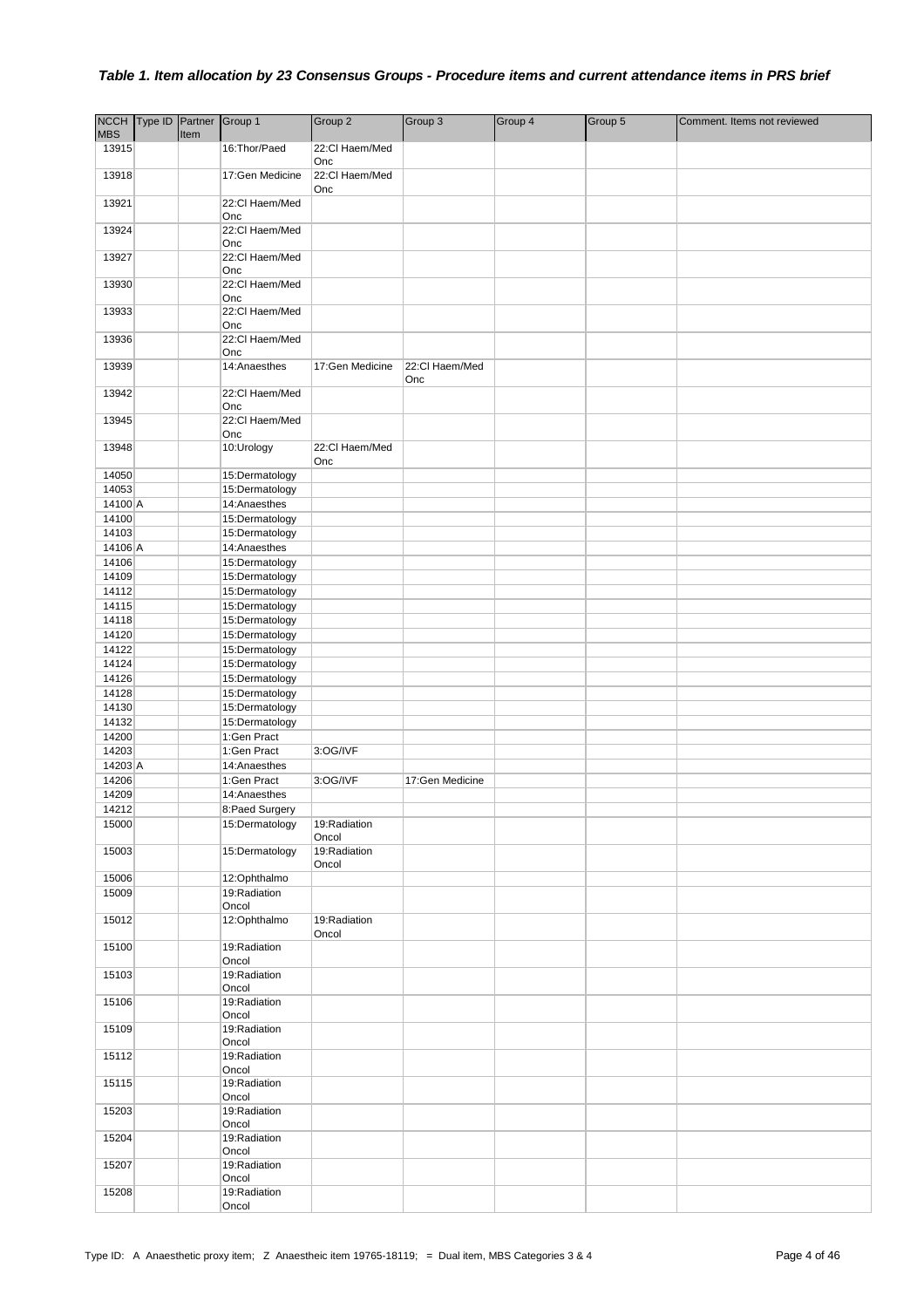### *Table 1. Item allocation by 23 Consensus Groups - Procedure items and current attendance items in PRS brief*

| NCCH MBS | Type ID | Partner Item | Group 1 | Group 2 | Group 3 | Group 4 | Group 5 | Comment. Items not reviewed |
|---|---|---|---|---|---|---|---|---|
| 13915 | | | 16:Thor/Paed | 22:Cl Haem/Med Onc | | | | |
| 13918 | | | 17:Gen Medicine | 22:Cl Haem/Med Onc | | | | |
| 13921 | | | 22:Cl Haem/Med Onc | | | | | |
| 13924 | | | 22:Cl Haem/Med Onc | | | | | |
| 13927 | | | 22:Cl Haem/Med Onc | | | | | |
| 13930 | | | 22:Cl Haem/Med Onc | | | | | |
| 13933 | | | 22:Cl Haem/Med Onc | | | | | |
| 13936 | | | 22:Cl Haem/Med Onc | | | | | |
| 13939 | | | 14:Anaesthes | 17:Gen Medicine | 22:Cl Haem/Med Onc | | | |
| 13942 | | | 22:Cl Haem/Med Onc | | | | | |
| 13945 | | | 22:Cl Haem/Med Onc | | | | | |
| 13948 | | | 10:Urology | 22:Cl Haem/Med Onc | | | | |
| 14050 | | | 15:Dermatology | | | | | |
| 14053 | | | 15:Dermatology | | | | | |
| 14100 | A | | 14:Anaesthes | | | | | |
| 14100 | | | 15:Dermatology | | | | | |
| 14103 | | | 15:Dermatology | | | | | |
| 14106 | A | | 14:Anaesthes | | | | | |
| 14106 | | | 15:Dermatology | | | | | |
| 14109 | | | 15:Dermatology | | | | | |
| 14112 | | | 15:Dermatology | | | | | |
| 14115 | | | 15:Dermatology | | | | | |
| 14118 | | | 15:Dermatology | | | | | |
| 14120 | | | 15:Dermatology | | | | | |
| 14122 | | | 15:Dermatology | | | | | |
| 14124 | | | 15:Dermatology | | | | | |
| 14126 | | | 15:Dermatology | | | | | |
| 14128 | | | 15:Dermatology | | | | | |
| 14130 | | | 15:Dermatology | | | | | |
| 14132 | | | 15:Dermatology | | | | | |
| 14200 | | | 1:Gen Pract | | | | | |
| 14203 | | | 1:Gen Pract | 3:OG/IVF | | | | |
| 14203 | A | | 14:Anaesthes | | | | | |
| 14206 | | | 1:Gen Pract | 3:OG/IVF | 17:Gen Medicine | | | |
| 14209 | | | 14:Anaesthes | | | | | |
| 14212 | | | 8:Paed Surgery | | | | | |
| 15000 | | | 15:Dermatology | 19:Radiation Oncol | | | | |
| 15003 | | | 15:Dermatology | 19:Radiation Oncol | | | | |
| 15006 | | | 12:Ophthalmo | | | | | |
| 15009 | | | 19:Radiation Oncol | | | | | |
| 15012 | | | 12:Ophthalmo | 19:Radiation Oncol | | | | |
| 15100 | | | 19:Radiation Oncol | | | | | |
| 15103 | | | 19:Radiation Oncol | | | | | |
| 15106 | | | 19:Radiation Oncol | | | | | |
| 15109 | | | 19:Radiation Oncol | | | | | |
| 15112 | | | 19:Radiation Oncol | | | | | |
| 15115 | | | 19:Radiation Oncol | | | | | |
| 15203 | | | 19:Radiation Oncol | | | | | |
| 15204 | | | 19:Radiation Oncol | | | | | |
| 15207 | | | 19:Radiation Oncol | | | | | |
| 15208 | | | 19:Radiation Oncol | | | | | |

Type ID: A Anaesthetic proxy item; Z Anaestheic item 19765-18119; = Dual item, MBS Categories 3 & 4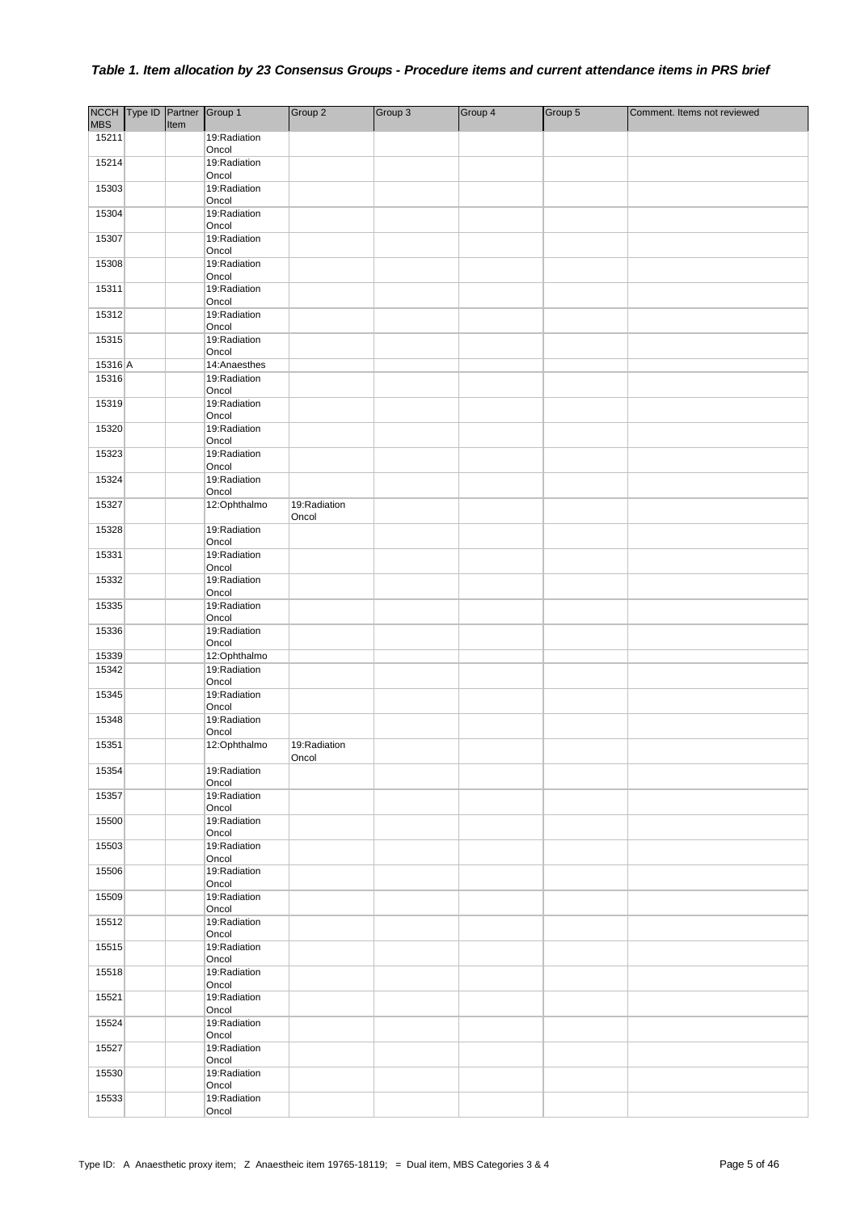### *Table 1. Item allocation by 23 Consensus Groups - Procedure items and current attendance items in PRS brief*

| NCCH MBS | Type ID | Partner Item | Group 1 | Group 2 | Group 3 | Group 4 | Group 5 | Comment. Items not reviewed |
|---|---|---|---|---|---|---|---|---|
| 15211 | | | 19:Radiation Oncol | | | | | |
| 15214 | | | 19:Radiation Oncol | | | | | |
| 15303 | | | 19:Radiation Oncol | | | | | |
| 15304 | | | 19:Radiation Oncol | | | | | |
| 15307 | | | 19:Radiation Oncol | | | | | |
| 15308 | | | 19:Radiation Oncol | | | | | |
| 15311 | | | 19:Radiation Oncol | | | | | |
| 15312 | | | 19:Radiation Oncol | | | | | |
| 15315 | | | 19:Radiation Oncol | | | | | |
| 15316 | A | | 14:Anaesthes | | | | | |
| 15316 | | | 19:Radiation Oncol | | | | | |
| 15319 | | | 19:Radiation Oncol | | | | | |
| 15320 | | | 19:Radiation Oncol | | | | | |
| 15323 | | | 19:Radiation Oncol | | | | | |
| 15324 | | | 19:Radiation Oncol | | | | | |
| 15327 | | | 12:Ophthalmo | 19:Radiation Oncol | | | | |
| 15328 | | | 19:Radiation Oncol | | | | | |
| 15331 | | | 19:Radiation Oncol | | | | | |
| 15332 | | | 19:Radiation Oncol | | | | | |
| 15335 | | | 19:Radiation Oncol | | | | | |
| 15336 | | | 19:Radiation Oncol | | | | | |
| 15339 | | | 12:Ophthalmo | | | | | |
| 15342 | | | 19:Radiation Oncol | | | | | |
| 15345 | | | 19:Radiation Oncol | | | | | |
| 15348 | | | 19:Radiation Oncol | | | | | |
| 15351 | | | 12:Ophthalmo | 19:Radiation Oncol | | | | |
| 15354 | | | 19:Radiation Oncol | | | | | |
| 15357 | | | 19:Radiation Oncol | | | | | |
| 15500 | | | 19:Radiation Oncol | | | | | |
| 15503 | | | 19:Radiation Oncol | | | | | |
| 15506 | | | 19:Radiation Oncol | | | | | |
| 15509 | | | 19:Radiation Oncol | | | | | |
| 15512 | | | 19:Radiation Oncol | | | | | |
| 15515 | | | 19:Radiation Oncol | | | | | |
| 15518 | | | 19:Radiation Oncol | | | | | |
| 15521 | | | 19:Radiation Oncol | | | | | |
| 15524 | | | 19:Radiation Oncol | | | | | |
| 15527 | | | 19:Radiation Oncol | | | | | |
| 15530 | | | 19:Radiation Oncol | | | | | |
| 15533 | | | 19:Radiation Oncol | | | | | |

Type ID: A Anaesthetic proxy item; Z Anaestheic item 19765-18119; = Dual item, MBS Categories 3 & 4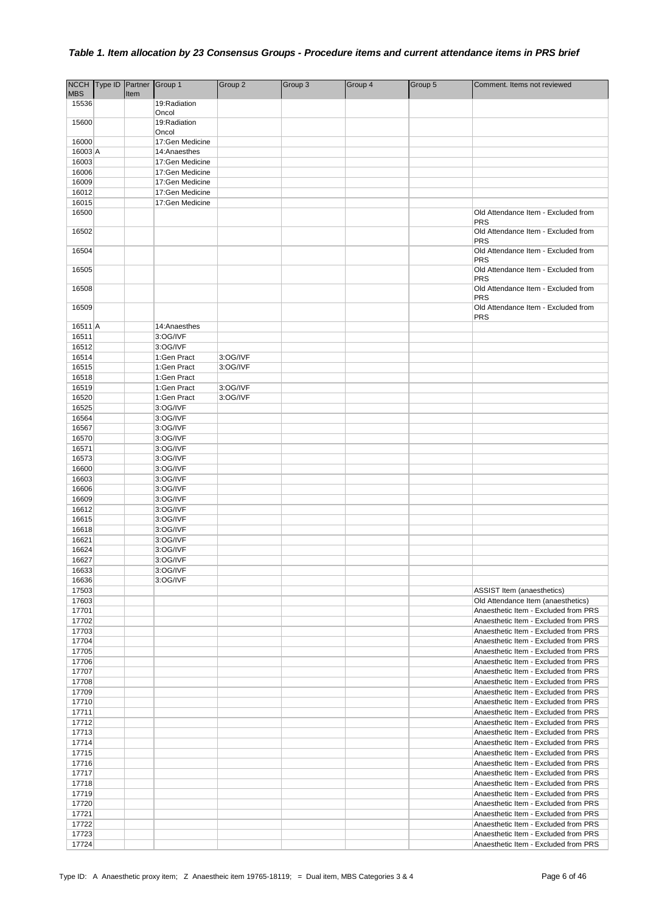***Table 1. Item allocation by 23 Consensus Groups - Procedure items and current attendance items in PRS brief***

| NCCH MBS | Type ID | Partner Item | Group 1 | Group 2 | Group 3 | Group 4 | Group 5 | Comment. Items not reviewed |
|---|---|---|---|---|---|---|---|---|
| 15536 | | | 19:Radiation Oncol | | | | | |
| 15600 | | | 19:Radiation Oncol | | | | | |
| 16000 | | | 17:Gen Medicine | | | | | |
| 16003 | A | | 14:Anaesthes | | | | | |
| 16003 | | | 17:Gen Medicine | | | | | |
| 16006 | | | 17:Gen Medicine | | | | | |
| 16009 | | | 17:Gen Medicine | | | | | |
| 16012 | | | 17:Gen Medicine | | | | | |
| 16015 | | | 17:Gen Medicine | | | | | |
| 16500 | | | | | | | | Old Attendance Item - Excluded from PRS |
| 16502 | | | | | | | | Old Attendance Item - Excluded from PRS |
| 16504 | | | | | | | | Old Attendance Item - Excluded from PRS |
| 16505 | | | | | | | | Old Attendance Item - Excluded from PRS |
| 16508 | | | | | | | | Old Attendance Item - Excluded from PRS |
| 16509 | | | | | | | | Old Attendance Item - Excluded from PRS |
| 16511 | A | | 14:Anaesthes | | | | | |
| 16511 | | | 3:OG/IVF | | | | | |
| 16512 | | | 3:OG/IVF | | | | | |
| 16514 | | | 1:Gen Pract | 3:OG/IVF | | | | |
| 16515 | | | 1:Gen Pract | 3:OG/IVF | | | | |
| 16518 | | | 1:Gen Pract | | | | | |
| 16519 | | | 1:Gen Pract | 3:OG/IVF | | | | |
| 16520 | | | 1:Gen Pract | 3:OG/IVF | | | | |
| 16525 | | | 3:OG/IVF | | | | | |
| 16564 | | | 3:OG/IVF | | | | | |
| 16567 | | | 3:OG/IVF | | | | | |
| 16570 | | | 3:OG/IVF | | | | | |
| 16571 | | | 3:OG/IVF | | | | | |
| 16573 | | | 3:OG/IVF | | | | | |
| 16600 | | | 3:OG/IVF | | | | | |
| 16603 | | | 3:OG/IVF | | | | | |
| 16606 | | | 3:OG/IVF | | | | | |
| 16609 | | | 3:OG/IVF | | | | | |
| 16612 | | | 3:OG/IVF | | | | | |
| 16615 | | | 3:OG/IVF | | | | | |
| 16618 | | | 3:OG/IVF | | | | | |
| 16621 | | | 3:OG/IVF | | | | | |
| 16624 | | | 3:OG/IVF | | | | | |
| 16627 | | | 3:OG/IVF | | | | | |
| 16633 | | | 3:OG/IVF | | | | | |
| 16636 | | | 3:OG/IVF | | | | | |
| 17503 | | | | | | | | ASSIST Item (anaesthetics) |
| 17603 | | | | | | | | Old Attendance Item (anaesthetics) |
| 17701 | | | | | | | | Anaesthetic Item - Excluded from PRS |
| 17702 | | | | | | | | Anaesthetic Item - Excluded from PRS |
| 17703 | | | | | | | | Anaesthetic Item - Excluded from PRS |
| 17704 | | | | | | | | Anaesthetic Item - Excluded from PRS |
| 17705 | | | | | | | | Anaesthetic Item - Excluded from PRS |
| 17706 | | | | | | | | Anaesthetic Item - Excluded from PRS |
| 17707 | | | | | | | | Anaesthetic Item - Excluded from PRS |
| 17708 | | | | | | | | Anaesthetic Item - Excluded from PRS |
| 17709 | | | | | | | | Anaesthetic Item - Excluded from PRS |
| 17710 | | | | | | | | Anaesthetic Item - Excluded from PRS |
| 17711 | | | | | | | | Anaesthetic Item - Excluded from PRS |
| 17712 | | | | | | | | Anaesthetic Item - Excluded from PRS |
| 17713 | | | | | | | | Anaesthetic Item - Excluded from PRS |
| 17714 | | | | | | | | Anaesthetic Item - Excluded from PRS |
| 17715 | | | | | | | | Anaesthetic Item - Excluded from PRS |
| 17716 | | | | | | | | Anaesthetic Item - Excluded from PRS |
| 17717 | | | | | | | | Anaesthetic Item - Excluded from PRS |
| 17718 | | | | | | | | Anaesthetic Item - Excluded from PRS |
| 17719 | | | | | | | | Anaesthetic Item - Excluded from PRS |
| 17720 | | | | | | | | Anaesthetic Item - Excluded from PRS |
| 17721 | | | | | | | | Anaesthetic Item - Excluded from PRS |
| 17722 | | | | | | | | Anaesthetic Item - Excluded from PRS |
| 17723 | | | | | | | | Anaesthetic Item - Excluded from PRS |
| 17724 | | | | | | | | Anaesthetic Item - Excluded from PRS |

Type ID: A Anaesthetic proxy item; Z Anaestheic item 19765-18119; = Dual item, MBS Categories 3 & 4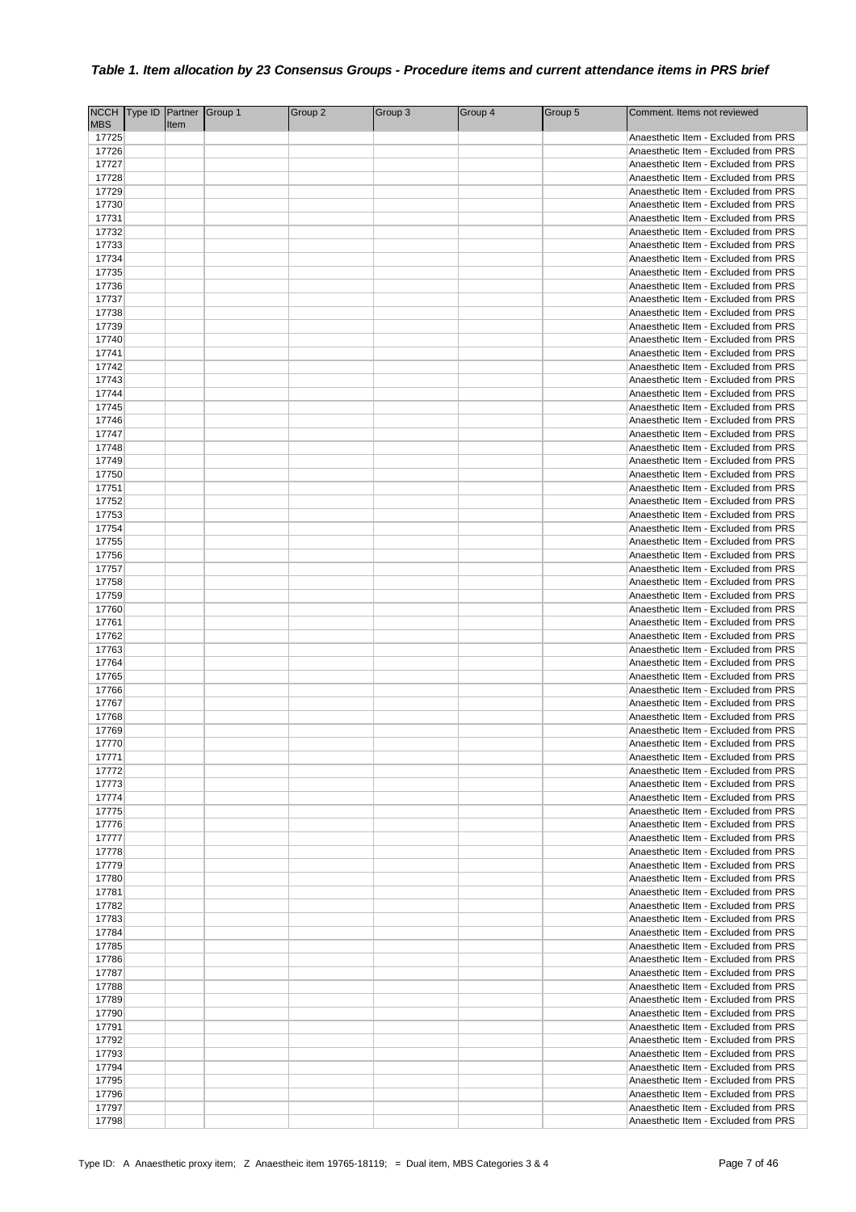### *Table 1. Item allocation by 23 Consensus Groups - Procedure items and current attendance items in PRS brief*

| NCCH MBS | Type ID | Partner Item | Group 1 | Group 2 | Group 3 | Group 4 | Group 5 | Comment. Items not reviewed |
|---|---|---|---|---|---|---|---|---|
| 17725 | | | | | | | | Anaesthetic Item - Excluded from PRS |
| 17726 | | | | | | | | Anaesthetic Item - Excluded from PRS |
| 17727 | | | | | | | | Anaesthetic Item - Excluded from PRS |
| 17728 | | | | | | | | Anaesthetic Item - Excluded from PRS |
| 17729 | | | | | | | | Anaesthetic Item - Excluded from PRS |
| 17730 | | | | | | | | Anaesthetic Item - Excluded from PRS |
| 17731 | | | | | | | | Anaesthetic Item - Excluded from PRS |
| 17732 | | | | | | | | Anaesthetic Item - Excluded from PRS |
| 17733 | | | | | | | | Anaesthetic Item - Excluded from PRS |
| 17734 | | | | | | | | Anaesthetic Item - Excluded from PRS |
| 17735 | | | | | | | | Anaesthetic Item - Excluded from PRS |
| 17736 | | | | | | | | Anaesthetic Item - Excluded from PRS |
| 17737 | | | | | | | | Anaesthetic Item - Excluded from PRS |
| 17738 | | | | | | | | Anaesthetic Item - Excluded from PRS |
| 17739 | | | | | | | | Anaesthetic Item - Excluded from PRS |
| 17740 | | | | | | | | Anaesthetic Item - Excluded from PRS |
| 17741 | | | | | | | | Anaesthetic Item - Excluded from PRS |
| 17742 | | | | | | | | Anaesthetic Item - Excluded from PRS |
| 17743 | | | | | | | | Anaesthetic Item - Excluded from PRS |
| 17744 | | | | | | | | Anaesthetic Item - Excluded from PRS |
| 17745 | | | | | | | | Anaesthetic Item - Excluded from PRS |
| 17746 | | | | | | | | Anaesthetic Item - Excluded from PRS |
| 17747 | | | | | | | | Anaesthetic Item - Excluded from PRS |
| 17748 | | | | | | | | Anaesthetic Item - Excluded from PRS |
| 17749 | | | | | | | | Anaesthetic Item - Excluded from PRS |
| 17750 | | | | | | | | Anaesthetic Item - Excluded from PRS |
| 17751 | | | | | | | | Anaesthetic Item - Excluded from PRS |
| 17752 | | | | | | | | Anaesthetic Item - Excluded from PRS |
| 17753 | | | | | | | | Anaesthetic Item - Excluded from PRS |
| 17754 | | | | | | | | Anaesthetic Item - Excluded from PRS |
| 17755 | | | | | | | | Anaesthetic Item - Excluded from PRS |
| 17756 | | | | | | | | Anaesthetic Item - Excluded from PRS |
| 17757 | | | | | | | | Anaesthetic Item - Excluded from PRS |
| 17758 | | | | | | | | Anaesthetic Item - Excluded from PRS |
| 17759 | | | | | | | | Anaesthetic Item - Excluded from PRS |
| 17760 | | | | | | | | Anaesthetic Item - Excluded from PRS |
| 17761 | | | | | | | | Anaesthetic Item - Excluded from PRS |
| 17762 | | | | | | | | Anaesthetic Item - Excluded from PRS |
| 17763 | | | | | | | | Anaesthetic Item - Excluded from PRS |
| 17764 | | | | | | | | Anaesthetic Item - Excluded from PRS |
| 17765 | | | | | | | | Anaesthetic Item - Excluded from PRS |
| 17766 | | | | | | | | Anaesthetic Item - Excluded from PRS |
| 17767 | | | | | | | | Anaesthetic Item - Excluded from PRS |
| 17768 | | | | | | | | Anaesthetic Item - Excluded from PRS |
| 17769 | | | | | | | | Anaesthetic Item - Excluded from PRS |
| 17770 | | | | | | | | Anaesthetic Item - Excluded from PRS |
| 17771 | | | | | | | | Anaesthetic Item - Excluded from PRS |
| 17772 | | | | | | | | Anaesthetic Item - Excluded from PRS |
| 17773 | | | | | | | | Anaesthetic Item - Excluded from PRS |
| 17774 | | | | | | | | Anaesthetic Item - Excluded from PRS |
| 17775 | | | | | | | | Anaesthetic Item - Excluded from PRS |
| 17776 | | | | | | | | Anaesthetic Item - Excluded from PRS |
| 17777 | | | | | | | | Anaesthetic Item - Excluded from PRS |
| 17778 | | | | | | | | Anaesthetic Item - Excluded from PRS |
| 17779 | | | | | | | | Anaesthetic Item - Excluded from PRS |
| 17780 | | | | | | | | Anaesthetic Item - Excluded from PRS |
| 17781 | | | | | | | | Anaesthetic Item - Excluded from PRS |
| 17782 | | | | | | | | Anaesthetic Item - Excluded from PRS |
| 17783 | | | | | | | | Anaesthetic Item - Excluded from PRS |
| 17784 | | | | | | | | Anaesthetic Item - Excluded from PRS |
| 17785 | | | | | | | | Anaesthetic Item - Excluded from PRS |
| 17786 | | | | | | | | Anaesthetic Item - Excluded from PRS |
| 17787 | | | | | | | | Anaesthetic Item - Excluded from PRS |
| 17788 | | | | | | | | Anaesthetic Item - Excluded from PRS |
| 17789 | | | | | | | | Anaesthetic Item - Excluded from PRS |
| 17790 | | | | | | | | Anaesthetic Item - Excluded from PRS |
| 17791 | | | | | | | | Anaesthetic Item - Excluded from PRS |
| 17792 | | | | | | | | Anaesthetic Item - Excluded from PRS |
| 17793 | | | | | | | | Anaesthetic Item - Excluded from PRS |
| 17794 | | | | | | | | Anaesthetic Item - Excluded from PRS |
| 17795 | | | | | | | | Anaesthetic Item - Excluded from PRS |
| 17796 | | | | | | | | Anaesthetic Item - Excluded from PRS |
| 17797 | | | | | | | | Anaesthetic Item - Excluded from PRS |
| 17798 | | | | | | | | Anaesthetic Item - Excluded from PRS |

Type ID: A Anaesthetic proxy item; Z Anaestheic item 19765-18119; = Dual item, MBS Categories 3 & 4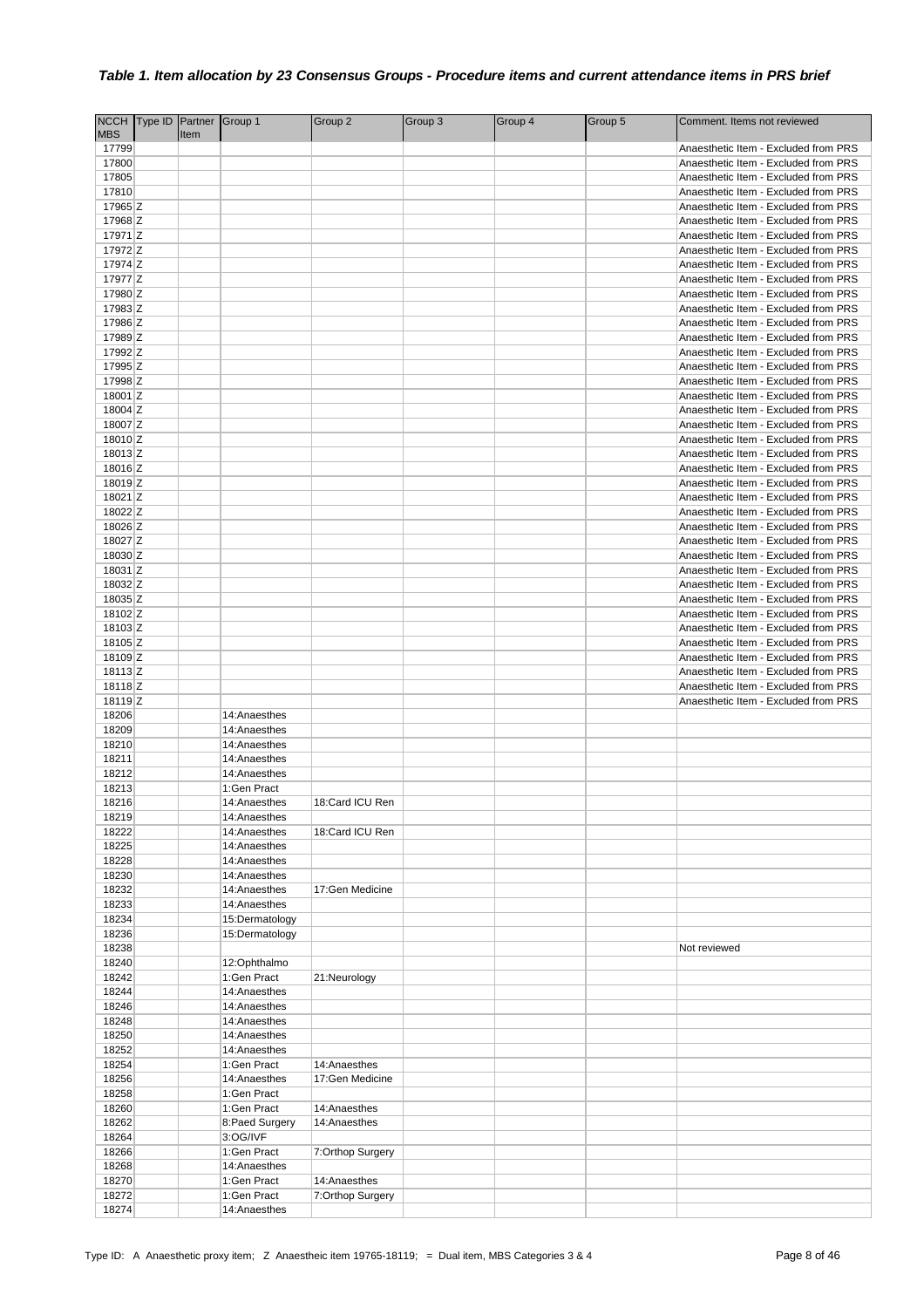### *Table 1. Item allocation by 23 Consensus Groups - Procedure items and current attendance items in PRS brief*

| NCCH MBS | Type ID | Partner Item | Group 1 | Group 2 | Group 3 | Group 4 | Group 5 | Comment. Items not reviewed |
|---|---|---|---|---|---|---|---|---|
| 17799 | | | | | | | | Anaesthetic Item - Excluded from PRS |
| 17800 | | | | | | | | Anaesthetic Item - Excluded from PRS |
| 17805 | | | | | | | | Anaesthetic Item - Excluded from PRS |
| 17810 | | | | | | | | Anaesthetic Item - Excluded from PRS |
| 17965 | Z | | | | | | | Anaesthetic Item - Excluded from PRS |
| 17968 | Z | | | | | | | Anaesthetic Item - Excluded from PRS |
| 17971 | Z | | | | | | | Anaesthetic Item - Excluded from PRS |
| 17972 | Z | | | | | | | Anaesthetic Item - Excluded from PRS |
| 17974 | Z | | | | | | | Anaesthetic Item - Excluded from PRS |
| 17977 | Z | | | | | | | Anaesthetic Item - Excluded from PRS |
| 17980 | Z | | | | | | | Anaesthetic Item - Excluded from PRS |
| 17983 | Z | | | | | | | Anaesthetic Item - Excluded from PRS |
| 17986 | Z | | | | | | | Anaesthetic Item - Excluded from PRS |
| 17989 | Z | | | | | | | Anaesthetic Item - Excluded from PRS |
| 17992 | Z | | | | | | | Anaesthetic Item - Excluded from PRS |
| 17995 | Z | | | | | | | Anaesthetic Item - Excluded from PRS |
| 17998 | Z | | | | | | | Anaesthetic Item - Excluded from PRS |
| 18001 | Z | | | | | | | Anaesthetic Item - Excluded from PRS |
| 18004 | Z | | | | | | | Anaesthetic Item - Excluded from PRS |
| 18007 | Z | | | | | | | Anaesthetic Item - Excluded from PRS |
| 18010 | Z | | | | | | | Anaesthetic Item - Excluded from PRS |
| 18013 | Z | | | | | | | Anaesthetic Item - Excluded from PRS |
| 18016 | Z | | | | | | | Anaesthetic Item - Excluded from PRS |
| 18019 | Z | | | | | | | Anaesthetic Item - Excluded from PRS |
| 18021 | Z | | | | | | | Anaesthetic Item - Excluded from PRS |
| 18022 | Z | | | | | | | Anaesthetic Item - Excluded from PRS |
| 18026 | Z | | | | | | | Anaesthetic Item - Excluded from PRS |
| 18027 | Z | | | | | | | Anaesthetic Item - Excluded from PRS |
| 18030 | Z | | | | | | | Anaesthetic Item - Excluded from PRS |
| 18031 | Z | | | | | | | Anaesthetic Item - Excluded from PRS |
| 18032 | Z | | | | | | | Anaesthetic Item - Excluded from PRS |
| 18035 | Z | | | | | | | Anaesthetic Item - Excluded from PRS |
| 18102 | Z | | | | | | | Anaesthetic Item - Excluded from PRS |
| 18103 | Z | | | | | | | Anaesthetic Item - Excluded from PRS |
| 18105 | Z | | | | | | | Anaesthetic Item - Excluded from PRS |
| 18109 | Z | | | | | | | Anaesthetic Item - Excluded from PRS |
| 18113 | Z | | | | | | | Anaesthetic Item - Excluded from PRS |
| 18118 | Z | | | | | | | Anaesthetic Item - Excluded from PRS |
| 18119 | Z | | | | | | | Anaesthetic Item - Excluded from PRS |
| 18206 | | | 14:Anaesthes | | | | | |
| 18209 | | | 14:Anaesthes | | | | | |
| 18210 | | | 14:Anaesthes | | | | | |
| 18211 | | | 14:Anaesthes | | | | | |
| 18212 | | | 14:Anaesthes | | | | | |
| 18213 | | | 1:Gen Pract | | | | | |
| 18216 | | | 14:Anaesthes | 18:Card ICU Ren | | | | |
| 18219 | | | 14:Anaesthes | | | | | |
| 18222 | | | 14:Anaesthes | 18:Card ICU Ren | | | | |
| 18225 | | | 14:Anaesthes | | | | | |
| 18228 | | | 14:Anaesthes | | | | | |
| 18230 | | | 14:Anaesthes | | | | | |
| 18232 | | | 14:Anaesthes | 17:Gen Medicine | | | | |
| 18233 | | | 14:Anaesthes | | | | | |
| 18234 | | | 15:Dermatology | | | | | |
| 18236 | | | 15:Dermatology | | | | | |
| 18238 | | | | | | | | Not reviewed |
| 18240 | | | 12:Ophthalmo | | | | | |
| 18242 | | | 1:Gen Pract | 21:Neurology | | | | |
| 18244 | | | 14:Anaesthes | | | | | |
| 18246 | | | 14:Anaesthes | | | | | |
| 18248 | | | 14:Anaesthes | | | | | |
| 18250 | | | 14:Anaesthes | | | | | |
| 18252 | | | 14:Anaesthes | | | | | |
| 18254 | | | 1:Gen Pract | 14:Anaesthes | | | | |
| 18256 | | | 14:Anaesthes | 17:Gen Medicine | | | | |
| 18258 | | | 1:Gen Pract | | | | | |
| 18260 | | | 1:Gen Pract | 14:Anaesthes | | | | |
| 18262 | | | 8:Paed Surgery | 14:Anaesthes | | | | |
| 18264 | | | 3:OG/IVF | | | | | |
| 18266 | | | 1:Gen Pract | 7:Orthop Surgery | | | | |
| 18268 | | | 14:Anaesthes | | | | | |
| 18270 | | | 1:Gen Pract | 14:Anaesthes | | | | |
| 18272 | | | 1:Gen Pract | 7:Orthop Surgery | | | | |
| 18274 | | | 14:Anaesthes | | | | | |

Type ID: A Anaesthetic proxy item; Z Anaesthetic item 19765-18119; = Dual item, MBS Categories 3 & 4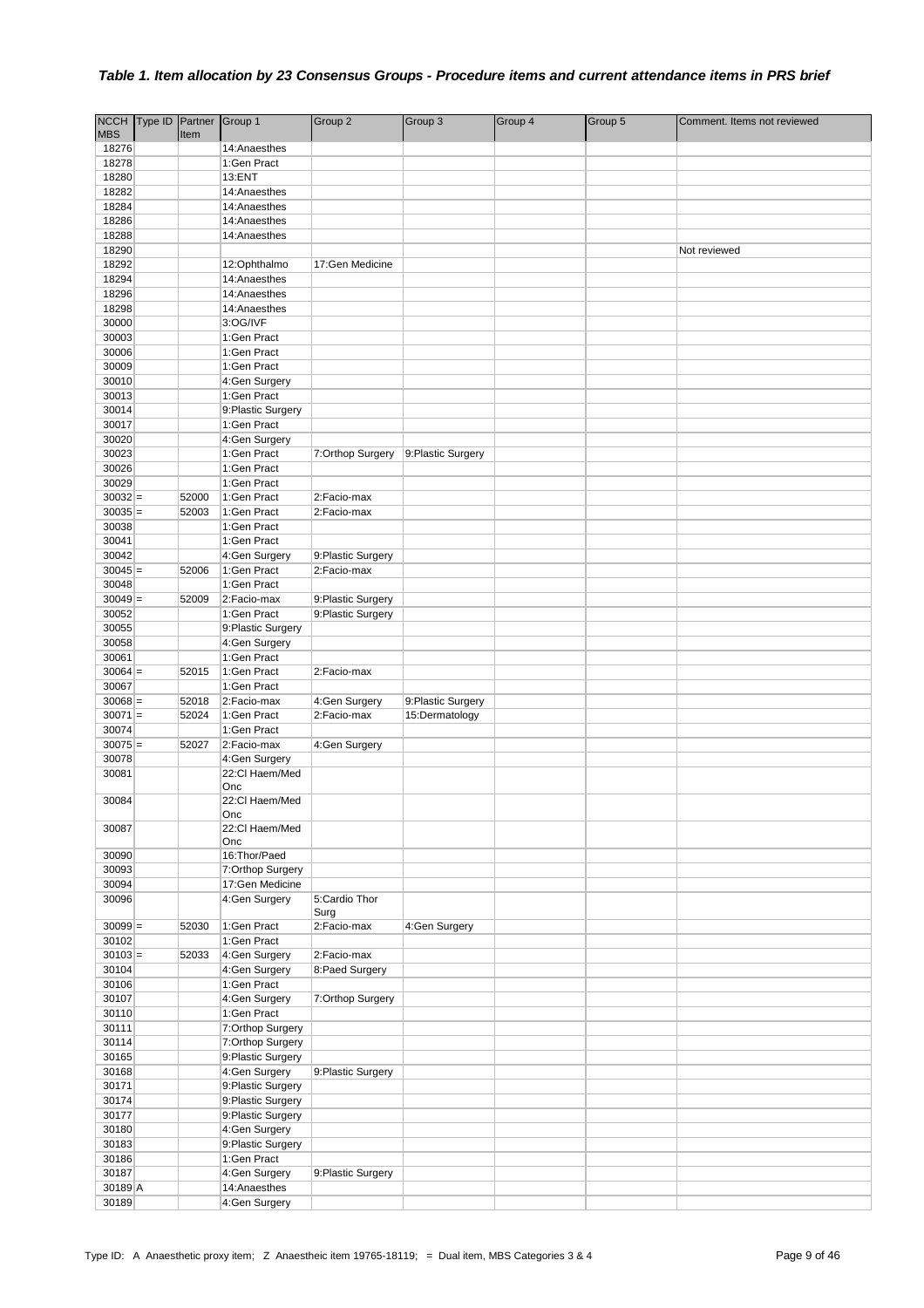### *Table 1. Item allocation by 23 Consensus Groups - Procedure items and current attendance items in PRS brief*

| NCCH MBS | Type ID | Partner Item | Group 1 | Group 2 | Group 3 | Group 4 | Group 5 | Comment. Items not reviewed |
|---|---|---|---|---|---|---|---|---|
| 18276 | | | 14:Anaesthes | | | | | |
| 18278 | | | 1:Gen Pract | | | | | |
| 18280 | | | 13:ENT | | | | | |
| 18282 | | | 14:Anaesthes | | | | | |
| 18284 | | | 14:Anaesthes | | | | | |
| 18286 | | | 14:Anaesthes | | | | | |
| 18288 | | | 14:Anaesthes | | | | | |
| 18290 | | | | | | | | Not reviewed |
| 18292 | | | 12:Ophthalmo | 17:Gen Medicine | | | | |
| 18294 | | | 14:Anaesthes | | | | | |
| 18296 | | | 14:Anaesthes | | | | | |
| 18298 | | | 14:Anaesthes | | | | | |
| 30000 | | | 3:OG/IVF | | | | | |
| 30003 | | | 1:Gen Pract | | | | | |
| 30006 | | | 1:Gen Pract | | | | | |
| 30009 | | | 1:Gen Pract | | | | | |
| 30010 | | | 4:Gen Surgery | | | | | |
| 30013 | | | 1:Gen Pract | | | | | |
| 30014 | | | 9:Plastic Surgery | | | | | |
| 30017 | | | 1:Gen Pract | | | | | |
| 30020 | | | 4:Gen Surgery | | | | | |
| 30023 | | | 1:Gen Pract | 7:Orthop Surgery | 9:Plastic Surgery | | | |
| 30026 | | | 1:Gen Pract | | | | | |
| 30029 | | | 1:Gen Pract | | | | | |
| 30032 | = | 52000 | 1:Gen Pract | 2:Facio-max | | | | |
| 30035 | = | 52003 | 1:Gen Pract | 2:Facio-max | | | | |
| 30038 | | | 1:Gen Pract | | | | | |
| 30041 | | | 1:Gen Pract | | | | | |
| 30042 | | | 4:Gen Surgery | 9:Plastic Surgery | | | | |
| 30045 | = | 52006 | 1:Gen Pract | 2:Facio-max | | | | |
| 30048 | | | 1:Gen Pract | | | | | |
| 30049 | = | 52009 | 2:Facio-max | 9:Plastic Surgery | | | | |
| 30052 | | | 1:Gen Pract | 9:Plastic Surgery | | | | |
| 30055 | | | 9:Plastic Surgery | | | | | |
| 30058 | | | 4:Gen Surgery | | | | | |
| 30061 | | | 1:Gen Pract | | | | | |
| 30064 | = | 52015 | 1:Gen Pract | 2:Facio-max | | | | |
| 30067 | | | 1:Gen Pract | | | | | |
| 30068 | = | 52018 | 2:Facio-max | 4:Gen Surgery | 9:Plastic Surgery | | | |
| 30071 | = | 52024 | 1:Gen Pract | 2:Facio-max | 15:Dermatology | | | |
| 30074 | | | 1:Gen Pract | | | | | |
| 30075 | = | 52027 | 2:Facio-max | 4:Gen Surgery | | | | |
| 30078 | | | 4:Gen Surgery | | | | | |
| 30081 | | | 22:Cl Haem/Med Onc | | | | | |
| 30084 | | | 22:Cl Haem/Med Onc | | | | | |
| 30087 | | | 22:Cl Haem/Med Onc | | | | | |
| 30090 | | | 16:Thor/Paed | | | | | |
| 30093 | | | 7:Orthop Surgery | | | | | |
| 30094 | | | 17:Gen Medicine | | | | | |
| 30096 | | | 4:Gen Surgery | 5:Cardio Thor Surg | | | | |
| 30099 | = | 52030 | 1:Gen Pract | 2:Facio-max | 4:Gen Surgery | | | |
| 30102 | | | 1:Gen Pract | | | | | |
| 30103 | = | 52033 | 4:Gen Surgery | 2:Facio-max | | | | |
| 30104 | | | 4:Gen Surgery | 8:Paed Surgery | | | | |
| 30106 | | | 1:Gen Pract | | | | | |
| 30107 | | | 4:Gen Surgery | 7:Orthop Surgery | | | | |
| 30110 | | | 1:Gen Pract | | | | | |
| 30111 | | | 7:Orthop Surgery | | | | | |
| 30114 | | | 7:Orthop Surgery | | | | | |
| 30165 | | | 9:Plastic Surgery | | | | | |
| 30168 | | | 4:Gen Surgery | 9:Plastic Surgery | | | | |
| 30171 | | | 9:Plastic Surgery | | | | | |
| 30174 | | | 9:Plastic Surgery | | | | | |
| 30177 | | | 9:Plastic Surgery | | | | | |
| 30180 | | | 4:Gen Surgery | | | | | |
| 30183 | | | 9:Plastic Surgery | | | | | |
| 30186 | | | 1:Gen Pract | | | | | |
| 30187 | | | 4:Gen Surgery | 9:Plastic Surgery | | | | |
| 30189 | A | | 14:Anaesthes | | | | | |
| 30189 | | | 4:Gen Surgery | | | | | |

Type ID: A Anaesthetic proxy item; Z Anaesthetic item 19765-18119; = Dual item, MBS Categories 3 & 4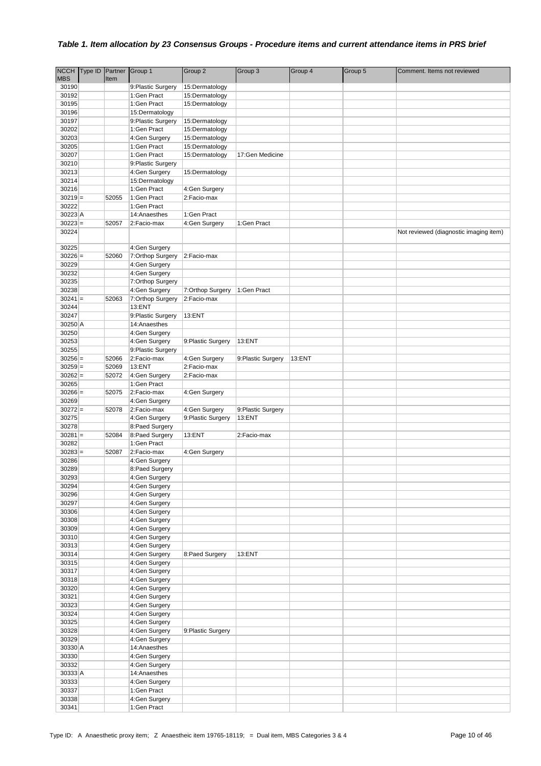### *Table 1. Item allocation by 23 Consensus Groups - Procedure items and current attendance items in PRS brief*

| NCCH MBS | Type ID | Partner Item | Group 1 | Group 2 | Group 3 | Group 4 | Group 5 | Comment. Items not reviewed |
|---|---|---|---|---|---|---|---|---|
| 30190 | | | 9:Plastic Surgery | 15:Dermatology | | | | |
| 30192 | | | 1:Gen Pract | 15:Dermatology | | | | |
| 30195 | | | 1:Gen Pract | 15:Dermatology | | | | |
| 30196 | | | 15:Dermatology | | | | | |
| 30197 | | | 9:Plastic Surgery | 15:Dermatology | | | | |
| 30202 | | | 1:Gen Pract | 15:Dermatology | | | | |
| 30203 | | | 4:Gen Surgery | 15:Dermatology | | | | |
| 30205 | | | 1:Gen Pract | 15:Dermatology | | | | |
| 30207 | | | 1:Gen Pract | 15:Dermatology | 17:Gen Medicine | | | |
| 30210 | | | 9:Plastic Surgery | | | | | |
| 30213 | | | 4:Gen Surgery | 15:Dermatology | | | | |
| 30214 | | | 15:Dermatology | | | | | |
| 30216 | | | 1:Gen Pract | 4:Gen Surgery | | | | |
| 30219 | = | 52055 | 1:Gen Pract | 2:Facio-max | | | | |
| 30222 | | | 1:Gen Pract | | | | | |
| 30223 | A | | 14:Anaesthes | 1:Gen Pract | | | | |
| 30223 | = | 52057 | 2:Facio-max | 4:Gen Surgery | 1:Gen Pract | | | |
| 30224 | | | | | | | | Not reviewed (diagnostic imaging item) |
| 30225 | | | 4:Gen Surgery | | | | | |
| 30226 | = | 52060 | 7:Orthop Surgery | 2:Facio-max | | | | |
| 30229 | | | 4:Gen Surgery | | | | | |
| 30232 | | | 4:Gen Surgery | | | | | |
| 30235 | | | 7:Orthop Surgery | | | | | |
| 30238 | | | 4:Gen Surgery | 7:Orthop Surgery | 1:Gen Pract | | | |
| 30241 | = | 52063 | 7:Orthop Surgery | 2:Facio-max | | | | |
| 30244 | | | 13:ENT | | | | | |
| 30247 | | | 9:Plastic Surgery | 13:ENT | | | | |
| 30250 | A | | 14:Anaesthes | | | | | |
| 30250 | | | 4:Gen Surgery | | | | | |
| 30253 | | | 4:Gen Surgery | 9:Plastic Surgery | 13:ENT | | | |
| 30255 | | | 9:Plastic Surgery | | | | | |
| 30256 | = | 52066 | 2:Facio-max | 4:Gen Surgery | 9:Plastic Surgery | 13:ENT | | |
| 30259 | = | 52069 | 13:ENT | 2:Facio-max | | | | |
| 30262 | = | 52072 | 4:Gen Surgery | 2:Facio-max | | | | |
| 30265 | | | 1:Gen Pract | | | | | |
| 30266 | = | 52075 | 2:Facio-max | 4:Gen Surgery | | | | |
| 30269 | | | 4:Gen Surgery | | | | | |
| 30272 | = | 52078 | 2:Facio-max | 4:Gen Surgery | 9:Plastic Surgery | | | |
| 30275 | | | 4:Gen Surgery | 9:Plastic Surgery | 13:ENT | | | |
| 30278 | | | 8:Paed Surgery | | | | | |
| 30281 | = | 52084 | 8:Paed Surgery | 13:ENT | 2:Facio-max | | | |
| 30282 | | | 1:Gen Pract | | | | | |
| 30283 | = | 52087 | 2:Facio-max | 4:Gen Surgery | | | | |
| 30286 | | | 4:Gen Surgery | | | | | |
| 30289 | | | 8:Paed Surgery | | | | | |
| 30293 | | | 4:Gen Surgery | | | | | |
| 30294 | | | 4:Gen Surgery | | | | | |
| 30296 | | | 4:Gen Surgery | | | | | |
| 30297 | | | 4:Gen Surgery | | | | | |
| 30306 | | | 4:Gen Surgery | | | | | |
| 30308 | | | 4:Gen Surgery | | | | | |
| 30309 | | | 4:Gen Surgery | | | | | |
| 30310 | | | 4:Gen Surgery | | | | | |
| 30313 | | | 4:Gen Surgery | | | | | |
| 30314 | | | 4:Gen Surgery | 8:Paed Surgery | 13:ENT | | | |
| 30315 | | | 4:Gen Surgery | | | | | |
| 30317 | | | 4:Gen Surgery | | | | | |
| 30318 | | | 4:Gen Surgery | | | | | |
| 30320 | | | 4:Gen Surgery | | | | | |
| 30321 | | | 4:Gen Surgery | | | | | |
| 30323 | | | 4:Gen Surgery | | | | | |
| 30324 | | | 4:Gen Surgery | | | | | |
| 30325 | | | 4:Gen Surgery | | | | | |
| 30328 | | | 4:Gen Surgery | 9:Plastic Surgery | | | | |
| 30329 | | | 4:Gen Surgery | | | | | |
| 30330 | A | | 14:Anaesthes | | | | | |
| 30330 | | | 4:Gen Surgery | | | | | |
| 30332 | | | 4:Gen Surgery | | | | | |
| 30333 | A | | 14:Anaesthes | | | | | |
| 30333 | | | 4:Gen Surgery | | | | | |
| 30337 | | | 1:Gen Pract | | | | | |
| 30338 | | | 4:Gen Surgery | | | | | |
| 30341 | | | 1:Gen Pract | | | | | |

Type ID: A Anaesthetic proxy item; Z Anaestheic item 19765-18119; = Dual item, MBS Categories 3 & 4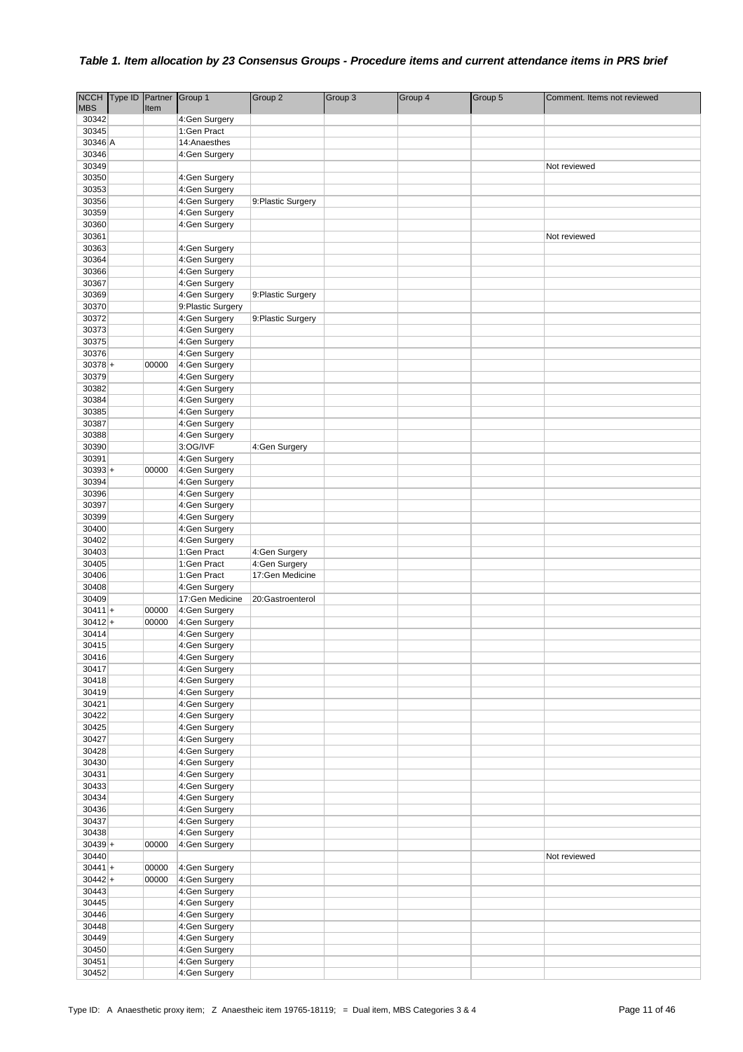### *Table 1. Item allocation by 23 Consensus Groups - Procedure items and current attendance items in PRS brief*

| NCCH MBS | Type ID | Partner Item | Group 1 | Group 2 | Group 3 | Group 4 | Group 5 | Comment. Items not reviewed |
|---|---|---|---|---|---|---|---|---|
| 30342 | | | 4:Gen Surgery | | | | | |
| 30345 | | | 1:Gen Pract | | | | | |
| 30346 | A | | 14:Anaesthes | | | | | |
| 30346 | | | 4:Gen Surgery | | | | | |
| 30349 | | | | | | | | Not reviewed |
| 30350 | | | 4:Gen Surgery | | | | | |
| 30353 | | | 4:Gen Surgery | | | | | |
| 30356 | | | 4:Gen Surgery | 9:Plastic Surgery | | | | |
| 30359 | | | 4:Gen Surgery | | | | | |
| 30360 | | | 4:Gen Surgery | | | | | |
| 30361 | | | | | | | | Not reviewed |
| 30363 | | | 4:Gen Surgery | | | | | |
| 30364 | | | 4:Gen Surgery | | | | | |
| 30366 | | | 4:Gen Surgery | | | | | |
| 30367 | | | 4:Gen Surgery | | | | | |
| 30369 | | | 4:Gen Surgery | 9:Plastic Surgery | | | | |
| 30370 | | | 9:Plastic Surgery | | | | | |
| 30372 | | | 4:Gen Surgery | 9:Plastic Surgery | | | | |
| 30373 | | | 4:Gen Surgery | | | | | |
| 30375 | | | 4:Gen Surgery | | | | | |
| 30376 | | | 4:Gen Surgery | | | | | |
| 30378 | + | 00000 | 4:Gen Surgery | | | | | |
| 30379 | | | 4:Gen Surgery | | | | | |
| 30382 | | | 4:Gen Surgery | | | | | |
| 30384 | | | 4:Gen Surgery | | | | | |
| 30385 | | | 4:Gen Surgery | | | | | |
| 30387 | | | 4:Gen Surgery | | | | | |
| 30388 | | | 4:Gen Surgery | | | | | |
| 30390 | | | 3:OG/IVF | 4:Gen Surgery | | | | |
| 30391 | | | 4:Gen Surgery | | | | | |
| 30393 | + | 00000 | 4:Gen Surgery | | | | | |
| 30394 | | | 4:Gen Surgery | | | | | |
| 30396 | | | 4:Gen Surgery | | | | | |
| 30397 | | | 4:Gen Surgery | | | | | |
| 30399 | | | 4:Gen Surgery | | | | | |
| 30400 | | | 4:Gen Surgery | | | | | |
| 30402 | | | 4:Gen Surgery | | | | | |
| 30403 | | | 1:Gen Pract | 4:Gen Surgery | | | | |
| 30405 | | | 1:Gen Pract | 4:Gen Surgery | | | | |
| 30406 | | | 1:Gen Pract | 17:Gen Medicine | | | | |
| 30408 | | | 4:Gen Surgery | | | | | |
| 30409 | | | 17:Gen Medicine | 20:Gastroenterol | | | | |
| 30411 | + | 00000 | 4:Gen Surgery | | | | | |
| 30412 | + | 00000 | 4:Gen Surgery | | | | | |
| 30414 | | | 4:Gen Surgery | | | | | |
| 30415 | | | 4:Gen Surgery | | | | | |
| 30416 | | | 4:Gen Surgery | | | | | |
| 30417 | | | 4:Gen Surgery | | | | | |
| 30418 | | | 4:Gen Surgery | | | | | |
| 30419 | | | 4:Gen Surgery | | | | | |
| 30421 | | | 4:Gen Surgery | | | | | |
| 30422 | | | 4:Gen Surgery | | | | | |
| 30425 | | | 4:Gen Surgery | | | | | |
| 30427 | | | 4:Gen Surgery | | | | | |
| 30428 | | | 4:Gen Surgery | | | | | |
| 30430 | | | 4:Gen Surgery | | | | | |
| 30431 | | | 4:Gen Surgery | | | | | |
| 30433 | | | 4:Gen Surgery | | | | | |
| 30434 | | | 4:Gen Surgery | | | | | |
| 30436 | | | 4:Gen Surgery | | | | | |
| 30437 | | | 4:Gen Surgery | | | | | |
| 30438 | | | 4:Gen Surgery | | | | | |
| 30439 | + | 00000 | 4:Gen Surgery | | | | | |
| 30440 | | | | | | | | Not reviewed |
| 30441 | + | 00000 | 4:Gen Surgery | | | | | |
| 30442 | + | 00000 | 4:Gen Surgery | | | | | |
| 30443 | | | 4:Gen Surgery | | | | | |
| 30445 | | | 4:Gen Surgery | | | | | |
| 30446 | | | 4:Gen Surgery | | | | | |
| 30448 | | | 4:Gen Surgery | | | | | |
| 30449 | | | 4:Gen Surgery | | | | | |
| 30450 | | | 4:Gen Surgery | | | | | |
| 30451 | | | 4:Gen Surgery | | | | | |
| 30452 | | | 4:Gen Surgery | | | | | |

Type ID: A Anaesthetic proxy item; Z Anaestheic item 19765-18119; = Dual item, MBS Categories 3 & 4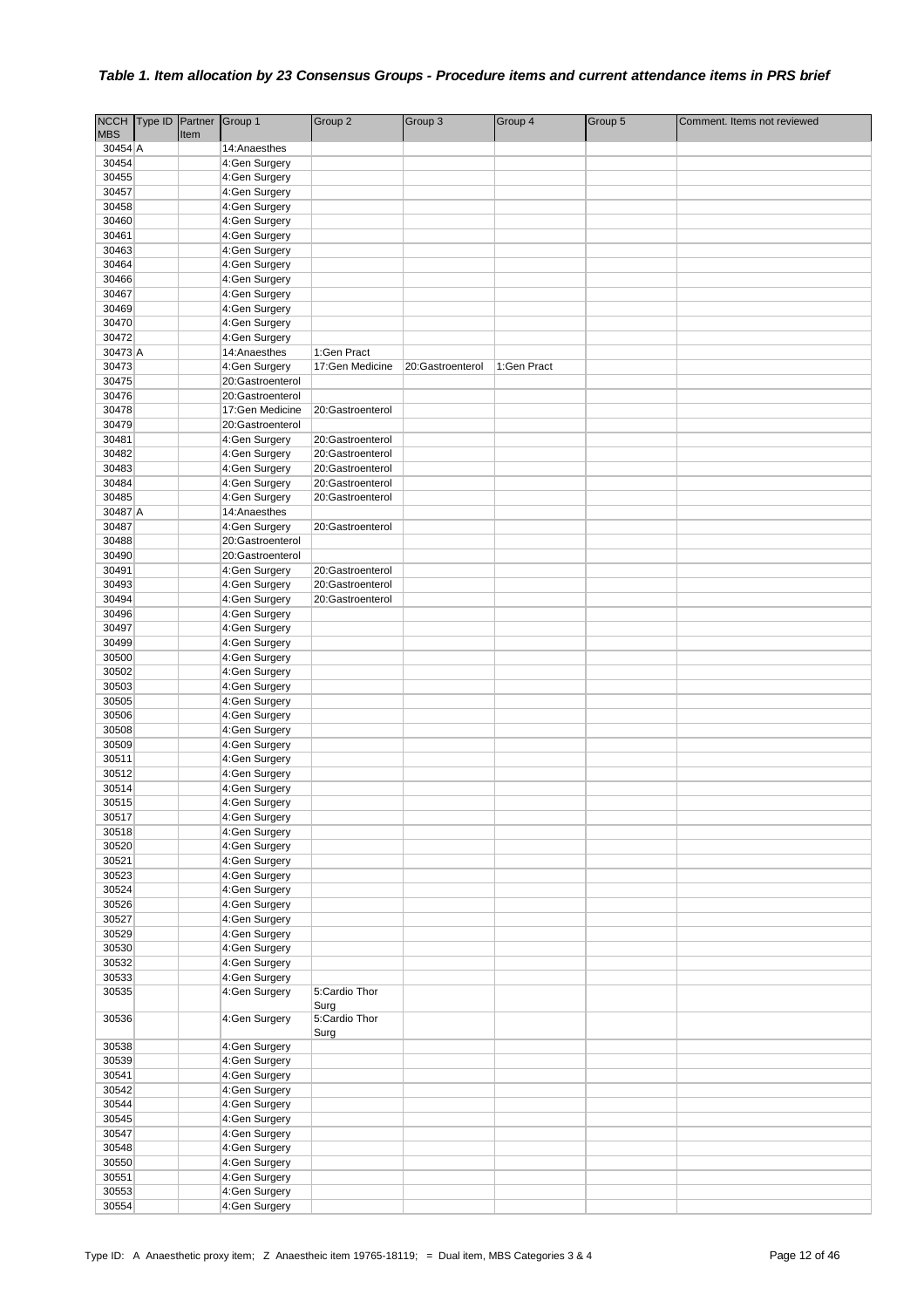### *Table 1. Item allocation by 23 Consensus Groups - Procedure items and current attendance items in PRS brief*

| NCCH MBS | Type ID | Partner Item | Group 1 | Group 2 | Group 3 | Group 4 | Group 5 | Comment. Items not reviewed |
|---|---|---|---|---|---|---|---|---|
| 30454 | A | | 14:Anaesthes | | | | | |
| 30454 | | | 4:Gen Surgery | | | | | |
| 30455 | | | 4:Gen Surgery | | | | | |
| 30457 | | | 4:Gen Surgery | | | | | |
| 30458 | | | 4:Gen Surgery | | | | | |
| 30460 | | | 4:Gen Surgery | | | | | |
| 30461 | | | 4:Gen Surgery | | | | | |
| 30463 | | | 4:Gen Surgery | | | | | |
| 30464 | | | 4:Gen Surgery | | | | | |
| 30466 | | | 4:Gen Surgery | | | | | |
| 30467 | | | 4:Gen Surgery | | | | | |
| 30469 | | | 4:Gen Surgery | | | | | |
| 30470 | | | 4:Gen Surgery | | | | | |
| 30472 | | | 4:Gen Surgery | | | | | |
| 30473 | A | | 14:Anaesthes | 1:Gen Pract | | | | |
| 30473 | | | 4:Gen Surgery | 17:Gen Medicine | 20:Gastroenterol | 1:Gen Pract | | |
| 30475 | | | 20:Gastroenterol | | | | | |
| 30476 | | | 20:Gastroenterol | | | | | |
| 30478 | | | 17:Gen Medicine | 20:Gastroenterol | | | | |
| 30479 | | | 20:Gastroenterol | | | | | |
| 30481 | | | 4:Gen Surgery | 20:Gastroenterol | | | | |
| 30482 | | | 4:Gen Surgery | 20:Gastroenterol | | | | |
| 30483 | | | 4:Gen Surgery | 20:Gastroenterol | | | | |
| 30484 | | | 4:Gen Surgery | 20:Gastroenterol | | | | |
| 30485 | | | 4:Gen Surgery | 20:Gastroenterol | | | | |
| 30487 | A | | 14:Anaesthes | | | | | |
| 30487 | | | 4:Gen Surgery | 20:Gastroenterol | | | | |
| 30488 | | | 20:Gastroenterol | | | | | |
| 30490 | | | 20:Gastroenterol | | | | | |
| 30491 | | | 4:Gen Surgery | 20:Gastroenterol | | | | |
| 30493 | | | 4:Gen Surgery | 20:Gastroenterol | | | | |
| 30494 | | | 4:Gen Surgery | 20:Gastroenterol | | | | |
| 30496 | | | 4:Gen Surgery | | | | | |
| 30497 | | | 4:Gen Surgery | | | | | |
| 30499 | | | 4:Gen Surgery | | | | | |
| 30500 | | | 4:Gen Surgery | | | | | |
| 30502 | | | 4:Gen Surgery | | | | | |
| 30503 | | | 4:Gen Surgery | | | | | |
| 30505 | | | 4:Gen Surgery | | | | | |
| 30506 | | | 4:Gen Surgery | | | | | |
| 30508 | | | 4:Gen Surgery | | | | | |
| 30509 | | | 4:Gen Surgery | | | | | |
| 30511 | | | 4:Gen Surgery | | | | | |
| 30512 | | | 4:Gen Surgery | | | | | |
| 30514 | | | 4:Gen Surgery | | | | | |
| 30515 | | | 4:Gen Surgery | | | | | |
| 30517 | | | 4:Gen Surgery | | | | | |
| 30518 | | | 4:Gen Surgery | | | | | |
| 30520 | | | 4:Gen Surgery | | | | | |
| 30521 | | | 4:Gen Surgery | | | | | |
| 30523 | | | 4:Gen Surgery | | | | | |
| 30524 | | | 4:Gen Surgery | | | | | |
| 30526 | | | 4:Gen Surgery | | | | | |
| 30527 | | | 4:Gen Surgery | | | | | |
| 30529 | | | 4:Gen Surgery | | | | | |
| 30530 | | | 4:Gen Surgery | | | | | |
| 30532 | | | 4:Gen Surgery | | | | | |
| 30533 | | | 4:Gen Surgery | | | | | |
| 30535 | | | 4:Gen Surgery | 5:Cardio Thor Surg | | | | |
| 30536 | | | 4:Gen Surgery | 5:Cardio Thor Surg | | | | |
| 30538 | | | 4:Gen Surgery | | | | | |
| 30539 | | | 4:Gen Surgery | | | | | |
| 30541 | | | 4:Gen Surgery | | | | | |
| 30542 | | | 4:Gen Surgery | | | | | |
| 30544 | | | 4:Gen Surgery | | | | | |
| 30545 | | | 4:Gen Surgery | | | | | |
| 30547 | | | 4:Gen Surgery | | | | | |
| 30548 | | | 4:Gen Surgery | | | | | |
| 30550 | | | 4:Gen Surgery | | | | | |
| 30551 | | | 4:Gen Surgery | | | | | |
| 30553 | | | 4:Gen Surgery | | | | | |
| 30554 | | | 4:Gen Surgery | | | | | |

Type ID: A Anaesthetic proxy item; Z Anaestheic item 19765-18119; = Dual item, MBS Categories 3 & 4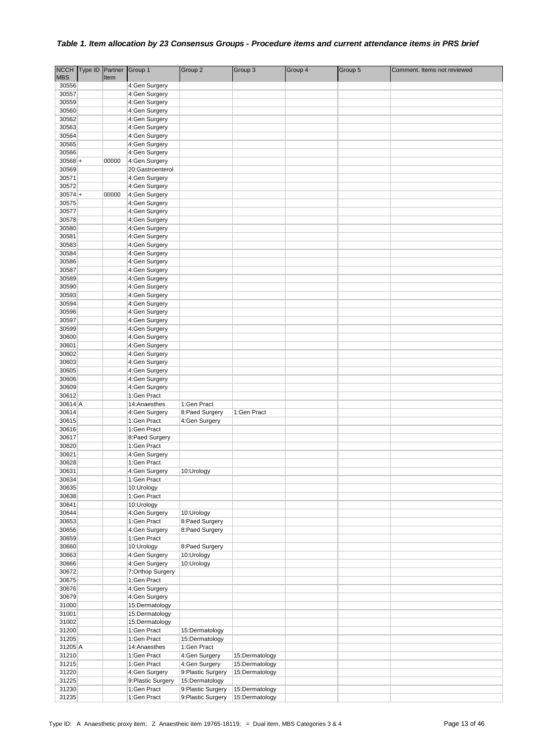### *Table 1. Item allocation by 23 Consensus Groups - Procedure items and current attendance items in PRS brief*

| NCCH MBS | Type ID | Partner Item | Group 1 | Group 2 | Group 3 | Group 4 | Group 5 | Comment. Items not reviewed |
|---|---|---|---|---|---|---|---|---|
| 30556 | | | 4:Gen Surgery | | | | | |
| 30557 | | | 4:Gen Surgery | | | | | |
| 30559 | | | 4:Gen Surgery | | | | | |
| 30560 | | | 4:Gen Surgery | | | | | |
| 30562 | | | 4:Gen Surgery | | | | | |
| 30563 | | | 4:Gen Surgery | | | | | |
| 30564 | | | 4:Gen Surgery | | | | | |
| 30565 | | | 4:Gen Surgery | | | | | |
| 30566 | | | 4:Gen Surgery | | | | | |
| 30568 | + | 00000 | 4:Gen Surgery | | | | | |
| 30569 | | | 20:Gastroenterol | | | | | |
| 30571 | | | 4:Gen Surgery | | | | | |
| 30572 | | | 4:Gen Surgery | | | | | |
| 30574 | + | 00000 | 4:Gen Surgery | | | | | |
| 30575 | | | 4:Gen Surgery | | | | | |
| 30577 | | | 4:Gen Surgery | | | | | |
| 30578 | | | 4:Gen Surgery | | | | | |
| 30580 | | | 4:Gen Surgery | | | | | |
| 30581 | | | 4:Gen Surgery | | | | | |
| 30583 | | | 4:Gen Surgery | | | | | |
| 30584 | | | 4:Gen Surgery | | | | | |
| 30586 | | | 4:Gen Surgery | | | | | |
| 30587 | | | 4:Gen Surgery | | | | | |
| 30589 | | | 4:Gen Surgery | | | | | |
| 30590 | | | 4:Gen Surgery | | | | | |
| 30593 | | | 4:Gen Surgery | | | | | |
| 30594 | | | 4:Gen Surgery | | | | | |
| 30596 | | | 4:Gen Surgery | | | | | |
| 30597 | | | 4:Gen Surgery | | | | | |
| 30599 | | | 4:Gen Surgery | | | | | |
| 30600 | | | 4:Gen Surgery | | | | | |
| 30601 | | | 4:Gen Surgery | | | | | |
| 30602 | | | 4:Gen Surgery | | | | | |
| 30603 | | | 4:Gen Surgery | | | | | |
| 30605 | | | 4:Gen Surgery | | | | | |
| 30606 | | | 4:Gen Surgery | | | | | |
| 30609 | | | 4:Gen Surgery | | | | | |
| 30612 | | | 1:Gen Pract | | | | | |
| 30614 | A | | 14:Anaesthes | 1:Gen Pract | | | | |
| 30614 | | | 4:Gen Surgery | 8:Paed Surgery | 1:Gen Pract | | | |
| 30615 | | | 1:Gen Pract | 4:Gen Surgery | | | | |
| 30616 | | | 1:Gen Pract | | | | | |
| 30617 | | | 8:Paed Surgery | | | | | |
| 30620 | | | 1:Gen Pract | | | | | |
| 30621 | | | 4:Gen Surgery | | | | | |
| 30628 | | | 1:Gen Pract | | | | | |
| 30631 | | | 4:Gen Surgery | 10:Urology | | | | |
| 30634 | | | 1:Gen Pract | | | | | |
| 30635 | | | 10:Urology | | | | | |
| 30638 | | | 1:Gen Pract | | | | | |
| 30641 | | | 10:Urology | | | | | |
| 30644 | | | 4:Gen Surgery | 10:Urology | | | | |
| 30653 | | | 1:Gen Pract | 8:Paed Surgery | | | | |
| 30656 | | | 4:Gen Surgery | 8:Paed Surgery | | | | |
| 30659 | | | 1:Gen Pract | | | | | |
| 30660 | | | 10:Urology | 8:Paed Surgery | | | | |
| 30663 | | | 4:Gen Surgery | 10:Urology | | | | |
| 30666 | | | 4:Gen Surgery | 10:Urology | | | | |
| 30672 | | | 7:Orthop Surgery | | | | | |
| 30675 | | | 1:Gen Pract | | | | | |
| 30676 | | | 4:Gen Surgery | | | | | |
| 30679 | | | 4:Gen Surgery | | | | | |
| 31000 | | | 15:Dermatology | | | | | |
| 31001 | | | 15:Dermatology | | | | | |
| 31002 | | | 15:Dermatology | | | | | |
| 31200 | | | 1:Gen Pract | 15:Dermatology | | | | |
| 31205 | | | 1:Gen Pract | 15:Dermatology | | | | |
| 31205 | A | | 14:Anaesthes | 1:Gen Pract | | | | |
| 31210 | | | 1:Gen Pract | 4:Gen Surgery | 15:Dermatology | | | |
| 31215 | | | 1:Gen Pract | 4:Gen Surgery | 15:Dermatology | | | |
| 31220 | | | 4:Gen Surgery | 9:Plastic Surgery | 15:Dermatology | | | |
| 31225 | | | 9:Plastic Surgery | 15:Dermatology | | | | |
| 31230 | | | 1:Gen Pract | 9:Plastic Surgery | 15:Dermatology | | | |
| 31235 | | | 1:Gen Pract | 9:Plastic Surgery | 15:Dermatology | | | |

Type ID: A Anaesthetic proxy item; Z Anaestheic item 19765-18119; = Dual item, MBS Categories 3 & 4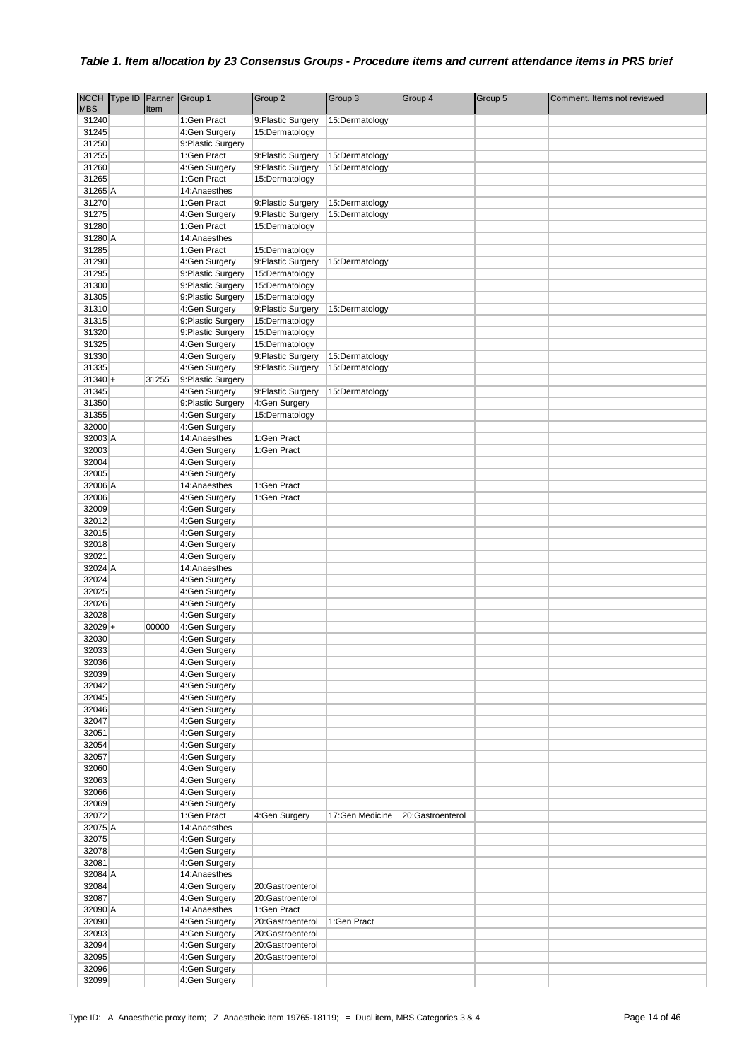### *Table 1. Item allocation by 23 Consensus Groups - Procedure items and current attendance items in PRS brief*

| NCCH MBS | Type ID | Partner Item | Group 1 | Group 2 | Group 3 | Group 4 | Group 5 | Comment. Items not reviewed |
|---|---|---|---|---|---|---|---|---|
| 31240 | | | 1:Gen Pract | 9:Plastic Surgery | 15:Dermatology | | | |
| 31245 | | | 4:Gen Surgery | 15:Dermatology | | | | |
| 31250 | | | 9:Plastic Surgery | | | | | |
| 31255 | | | 1:Gen Pract | 9:Plastic Surgery | 15:Dermatology | | | |
| 31260 | | | 4:Gen Surgery | 9:Plastic Surgery | 15:Dermatology | | | |
| 31265 | | | 1:Gen Pract | 15:Dermatology | | | | |
| 31265 | A | | 14:Anaesthes | | | | | |
| 31270 | | | 1:Gen Pract | 9:Plastic Surgery | 15:Dermatology | | | |
| 31275 | | | 4:Gen Surgery | 9:Plastic Surgery | 15:Dermatology | | | |
| 31280 | | | 1:Gen Pract | 15:Dermatology | | | | |
| 31280 | A | | 14:Anaesthes | | | | | |
| 31285 | | | 1:Gen Pract | 15:Dermatology | | | | |
| 31290 | | | 4:Gen Surgery | 9:Plastic Surgery | 15:Dermatology | | | |
| 31295 | | | 9:Plastic Surgery | 15:Dermatology | | | | |
| 31300 | | | 9:Plastic Surgery | 15:Dermatology | | | | |
| 31305 | | | 9:Plastic Surgery | 15:Dermatology | | | | |
| 31310 | | | 4:Gen Surgery | 9:Plastic Surgery | 15:Dermatology | | | |
| 31315 | | | 9:Plastic Surgery | 15:Dermatology | | | | |
| 31320 | | | 9:Plastic Surgery | 15:Dermatology | | | | |
| 31325 | | | 4:Gen Surgery | 15:Dermatology | | | | |
| 31330 | | | 4:Gen Surgery | 9:Plastic Surgery | 15:Dermatology | | | |
| 31335 | | | 4:Gen Surgery | 9:Plastic Surgery | 15:Dermatology | | | |
| 31340 | + | 31255 | 9:Plastic Surgery | | | | | |
| 31345 | | | 4:Gen Surgery | 9:Plastic Surgery | 15:Dermatology | | | |
| 31350 | | | 9:Plastic Surgery | 4:Gen Surgery | | | | |
| 31355 | | | 4:Gen Surgery | 15:Dermatology | | | | |
| 32000 | | | 4:Gen Surgery | | | | | |
| 32003 | A | | 14:Anaesthes | 1:Gen Pract | | | | |
| 32003 | | | 4:Gen Surgery | 1:Gen Pract | | | | |
| 32004 | | | 4:Gen Surgery | | | | | |
| 32005 | | | 4:Gen Surgery | | | | | |
| 32006 | A | | 14:Anaesthes | 1:Gen Pract | | | | |
| 32006 | | | 4:Gen Surgery | 1:Gen Pract | | | | |
| 32009 | | | 4:Gen Surgery | | | | | |
| 32012 | | | 4:Gen Surgery | | | | | |
| 32015 | | | 4:Gen Surgery | | | | | |
| 32018 | | | 4:Gen Surgery | | | | | |
| 32021 | | | 4:Gen Surgery | | | | | |
| 32024 | A | | 14:Anaesthes | | | | | |
| 32024 | | | 4:Gen Surgery | | | | | |
| 32025 | | | 4:Gen Surgery | | | | | |
| 32026 | | | 4:Gen Surgery | | | | | |
| 32028 | | | 4:Gen Surgery | | | | | |
| 32029 | + | 00000 | 4:Gen Surgery | | | | | |
| 32030 | | | 4:Gen Surgery | | | | | |
| 32033 | | | 4:Gen Surgery | | | | | |
| 32036 | | | 4:Gen Surgery | | | | | |
| 32039 | | | 4:Gen Surgery | | | | | |
| 32042 | | | 4:Gen Surgery | | | | | |
| 32045 | | | 4:Gen Surgery | | | | | |
| 32046 | | | 4:Gen Surgery | | | | | |
| 32047 | | | 4:Gen Surgery | | | | | |
| 32051 | | | 4:Gen Surgery | | | | | |
| 32054 | | | 4:Gen Surgery | | | | | |
| 32057 | | | 4:Gen Surgery | | | | | |
| 32060 | | | 4:Gen Surgery | | | | | |
| 32063 | | | 4:Gen Surgery | | | | | |
| 32066 | | | 4:Gen Surgery | | | | | |
| 32069 | | | 4:Gen Surgery | | | | | |
| 32072 | | | 1:Gen Pract | 4:Gen Surgery | 17:Gen Medicine | 20:Gastroenterol | | |
| 32075 | A | | 14:Anaesthes | | | | | |
| 32075 | | | 4:Gen Surgery | | | | | |
| 32078 | | | 4:Gen Surgery | | | | | |
| 32081 | | | 4:Gen Surgery | | | | | |
| 32084 | A | | 14:Anaesthes | | | | | |
| 32084 | | | 4:Gen Surgery | 20:Gastroenterol | | | | |
| 32087 | | | 4:Gen Surgery | 20:Gastroenterol | | | | |
| 32090 | A | | 14:Anaesthes | 1:Gen Pract | | | | |
| 32090 | | | 4:Gen Surgery | 20:Gastroenterol | 1:Gen Pract | | | |
| 32093 | | | 4:Gen Surgery | 20:Gastroenterol | | | | |
| 32094 | | | 4:Gen Surgery | 20:Gastroenterol | | | | |
| 32095 | | | 4:Gen Surgery | 20:Gastroenterol | | | | |
| 32096 | | | 4:Gen Surgery | | | | | |
| 32099 | | | 4:Gen Surgery | | | | | |

Type ID: A Anaesthetic proxy item; Z Anaestheic item 19765-18119; = Dual item, MBS Categories 3 & 4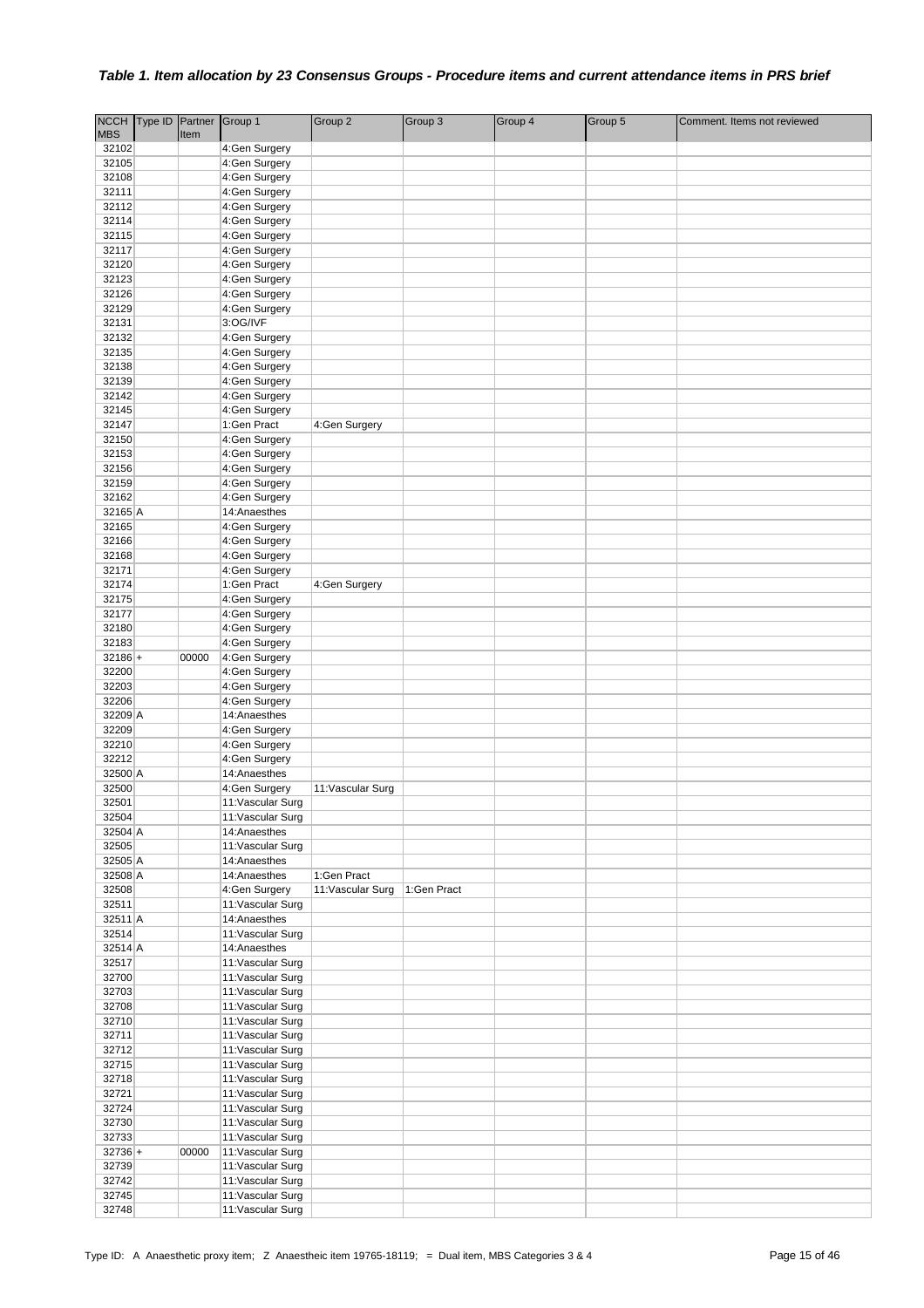### *Table 1. Item allocation by 23 Consensus Groups - Procedure items and current attendance items in PRS brief*

| NCCH MBS | Type ID | Partner Item | Group 1 | Group 2 | Group 3 | Group 4 | Group 5 | Comment. Items not reviewed |
|---|---|---|---|---|---|---|---|---|
| 32102 | | | 4:Gen Surgery | | | | | |
| 32105 | | | 4:Gen Surgery | | | | | |
| 32108 | | | 4:Gen Surgery | | | | | |
| 32111 | | | 4:Gen Surgery | | | | | |
| 32112 | | | 4:Gen Surgery | | | | | |
| 32114 | | | 4:Gen Surgery | | | | | |
| 32115 | | | 4:Gen Surgery | | | | | |
| 32117 | | | 4:Gen Surgery | | | | | |
| 32120 | | | 4:Gen Surgery | | | | | |
| 32123 | | | 4:Gen Surgery | | | | | |
| 32126 | | | 4:Gen Surgery | | | | | |
| 32129 | | | 4:Gen Surgery | | | | | |
| 32131 | | | 3:OG/IVF | | | | | |
| 32132 | | | 4:Gen Surgery | | | | | |
| 32135 | | | 4:Gen Surgery | | | | | |
| 32138 | | | 4:Gen Surgery | | | | | |
| 32139 | | | 4:Gen Surgery | | | | | |
| 32142 | | | 4:Gen Surgery | | | | | |
| 32145 | | | 4:Gen Surgery | | | | | |
| 32147 | | | 1:Gen Pract | 4:Gen Surgery | | | | |
| 32150 | | | 4:Gen Surgery | | | | | |
| 32153 | | | 4:Gen Surgery | | | | | |
| 32156 | | | 4:Gen Surgery | | | | | |
| 32159 | | | 4:Gen Surgery | | | | | |
| 32162 | | | 4:Gen Surgery | | | | | |
| 32165 | A | | 14:Anaesthes | | | | | |
| 32165 | | | 4:Gen Surgery | | | | | |
| 32166 | | | 4:Gen Surgery | | | | | |
| 32168 | | | 4:Gen Surgery | | | | | |
| 32171 | | | 4:Gen Surgery | | | | | |
| 32174 | | | 1:Gen Pract | 4:Gen Surgery | | | | |
| 32175 | | | 4:Gen Surgery | | | | | |
| 32177 | | | 4:Gen Surgery | | | | | |
| 32180 | | | 4:Gen Surgery | | | | | |
| 32183 | | | 4:Gen Surgery | | | | | |
| 32186 | + | 00000 | 4:Gen Surgery | | | | | |
| 32200 | | | 4:Gen Surgery | | | | | |
| 32203 | | | 4:Gen Surgery | | | | | |
| 32206 | | | 4:Gen Surgery | | | | | |
| 32209 | A | | 14:Anaesthes | | | | | |
| 32209 | | | 4:Gen Surgery | | | | | |
| 32210 | | | 4:Gen Surgery | | | | | |
| 32212 | | | 4:Gen Surgery | | | | | |
| 32500 | A | | 14:Anaesthes | | | | | |
| 32500 | | | 4:Gen Surgery | 11:Vascular Surg | | | | |
| 32501 | | | 11:Vascular Surg | | | | | |
| 32504 | | | 11:Vascular Surg | | | | | |
| 32504 | A | | 14:Anaesthes | | | | | |
| 32505 | | | 11:Vascular Surg | | | | | |
| 32505 | A | | 14:Anaesthes | | | | | |
| 32508 | A | | 14:Anaesthes | 1:Gen Pract | | | | |
| 32508 | | | 4:Gen Surgery | 11:Vascular Surg | 1:Gen Pract | | | |
| 32511 | | | 11:Vascular Surg | | | | | |
| 32511 | A | | 14:Anaesthes | | | | | |
| 32514 | | | 11:Vascular Surg | | | | | |
| 32514 | A | | 14:Anaesthes | | | | | |
| 32517 | | | 11:Vascular Surg | | | | | |
| 32700 | | | 11:Vascular Surg | | | | | |
| 32703 | | | 11:Vascular Surg | | | | | |
| 32708 | | | 11:Vascular Surg | | | | | |
| 32710 | | | 11:Vascular Surg | | | | | |
| 32711 | | | 11:Vascular Surg | | | | | |
| 32712 | | | 11:Vascular Surg | | | | | |
| 32715 | | | 11:Vascular Surg | | | | | |
| 32718 | | | 11:Vascular Surg | | | | | |
| 32721 | | | 11:Vascular Surg | | | | | |
| 32724 | | | 11:Vascular Surg | | | | | |
| 32730 | | | 11:Vascular Surg | | | | | |
| 32733 | | | 11:Vascular Surg | | | | | |
| 32736 | + | 00000 | 11:Vascular Surg | | | | | |
| 32739 | | | 11:Vascular Surg | | | | | |
| 32742 | | | 11:Vascular Surg | | | | | |
| 32745 | | | 11:Vascular Surg | | | | | |
| 32748 | | | 11:Vascular Surg | | | | | |

Type ID: A Anaesthetic proxy item; Z Anaestheic item 19765-18119; = Dual item, MBS Categories 3 & 4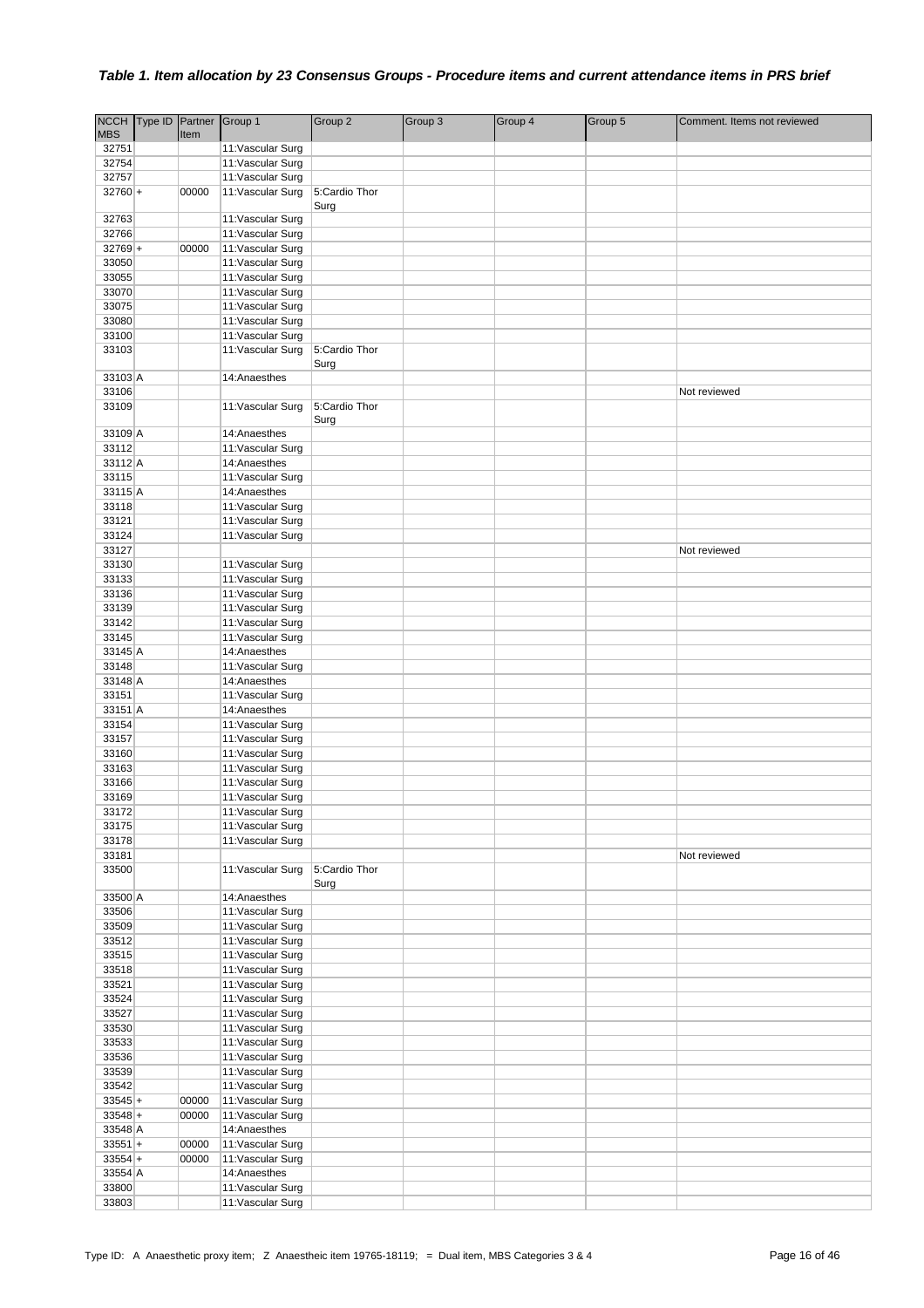### *Table 1. Item allocation by 23 Consensus Groups - Procedure items and current attendance items in PRS brief*

| NCCH MBS | Type ID | Partner Item | Group 1 | Group 2 | Group 3 | Group 4 | Group 5 | Comment. Items not reviewed |
|---|---|---|---|---|---|---|---|---|
| 32751 | | | 11:Vascular Surg | | | | | |
| 32754 | | | 11:Vascular Surg | | | | | |
| 32757 | | | 11:Vascular Surg | | | | | |
| 32760 | + | 00000 | 11:Vascular Surg | 5:Cardio Thor Surg | | | | |
| 32763 | | | 11:Vascular Surg | | | | | |
| 32766 | | | 11:Vascular Surg | | | | | |
| 32769 | + | 00000 | 11:Vascular Surg | | | | | |
| 33050 | | | 11:Vascular Surg | | | | | |
| 33055 | | | 11:Vascular Surg | | | | | |
| 33070 | | | 11:Vascular Surg | | | | | |
| 33075 | | | 11:Vascular Surg | | | | | |
| 33080 | | | 11:Vascular Surg | | | | | |
| 33100 | | | 11:Vascular Surg | | | | | |
| 33103 | | | 11:Vascular Surg | 5:Cardio Thor Surg | | | | |
| 33103 | A | | 14:Anaesthes | | | | | |
| 33106 | | | | | | | | Not reviewed |
| 33109 | | | 11:Vascular Surg | 5:Cardio Thor Surg | | | | |
| 33109 | A | | 14:Anaesthes | | | | | |
| 33112 | | | 11:Vascular Surg | | | | | |
| 33112 | A | | 14:Anaesthes | | | | | |
| 33115 | | | 11:Vascular Surg | | | | | |
| 33115 | A | | 14:Anaesthes | | | | | |
| 33118 | | | 11:Vascular Surg | | | | | |
| 33121 | | | 11:Vascular Surg | | | | | |
| 33124 | | | 11:Vascular Surg | | | | | |
| 33127 | | | | | | | | Not reviewed |
| 33130 | | | 11:Vascular Surg | | | | | |
| 33133 | | | 11:Vascular Surg | | | | | |
| 33136 | | | 11:Vascular Surg | | | | | |
| 33139 | | | 11:Vascular Surg | | | | | |
| 33142 | | | 11:Vascular Surg | | | | | |
| 33145 | | | 11:Vascular Surg | | | | | |
| 33145 | A | | 14:Anaesthes | | | | | |
| 33148 | | | 11:Vascular Surg | | | | | |
| 33148 | A | | 14:Anaesthes | | | | | |
| 33151 | | | 11:Vascular Surg | | | | | |
| 33151 | A | | 14:Anaesthes | | | | | |
| 33154 | | | 11:Vascular Surg | | | | | |
| 33157 | | | 11:Vascular Surg | | | | | |
| 33160 | | | 11:Vascular Surg | | | | | |
| 33163 | | | 11:Vascular Surg | | | | | |
| 33166 | | | 11:Vascular Surg | | | | | |
| 33169 | | | 11:Vascular Surg | | | | | |
| 33172 | | | 11:Vascular Surg | | | | | |
| 33175 | | | 11:Vascular Surg | | | | | |
| 33178 | | | 11:Vascular Surg | | | | | |
| 33181 | | | | | | | | Not reviewed |
| 33500 | | | 11:Vascular Surg | 5:Cardio Thor Surg | | | | |
| 33500 | A | | 14:Anaesthes | | | | | |
| 33506 | | | 11:Vascular Surg | | | | | |
| 33509 | | | 11:Vascular Surg | | | | | |
| 33512 | | | 11:Vascular Surg | | | | | |
| 33515 | | | 11:Vascular Surg | | | | | |
| 33518 | | | 11:Vascular Surg | | | | | |
| 33521 | | | 11:Vascular Surg | | | | | |
| 33524 | | | 11:Vascular Surg | | | | | |
| 33527 | | | 11:Vascular Surg | | | | | |
| 33530 | | | 11:Vascular Surg | | | | | |
| 33533 | | | 11:Vascular Surg | | | | | |
| 33536 | | | 11:Vascular Surg | | | | | |
| 33539 | | | 11:Vascular Surg | | | | | |
| 33542 | | | 11:Vascular Surg | | | | | |
| 33545 | + | 00000 | 11:Vascular Surg | | | | | |
| 33548 | + | 00000 | 11:Vascular Surg | | | | | |
| 33548 | A | | 14:Anaesthes | | | | | |
| 33551 | + | 00000 | 11:Vascular Surg | | | | | |
| 33554 | + | 00000 | 11:Vascular Surg | | | | | |
| 33554 | A | | 14:Anaesthes | | | | | |
| 33800 | | | 11:Vascular Surg | | | | | |
| 33803 | | | 11:Vascular Surg | | | | | |

Type ID: A Anaesthetic proxy item; Z Anaesthetic item 19765-18119; = Dual item, MBS Categories 3 & 4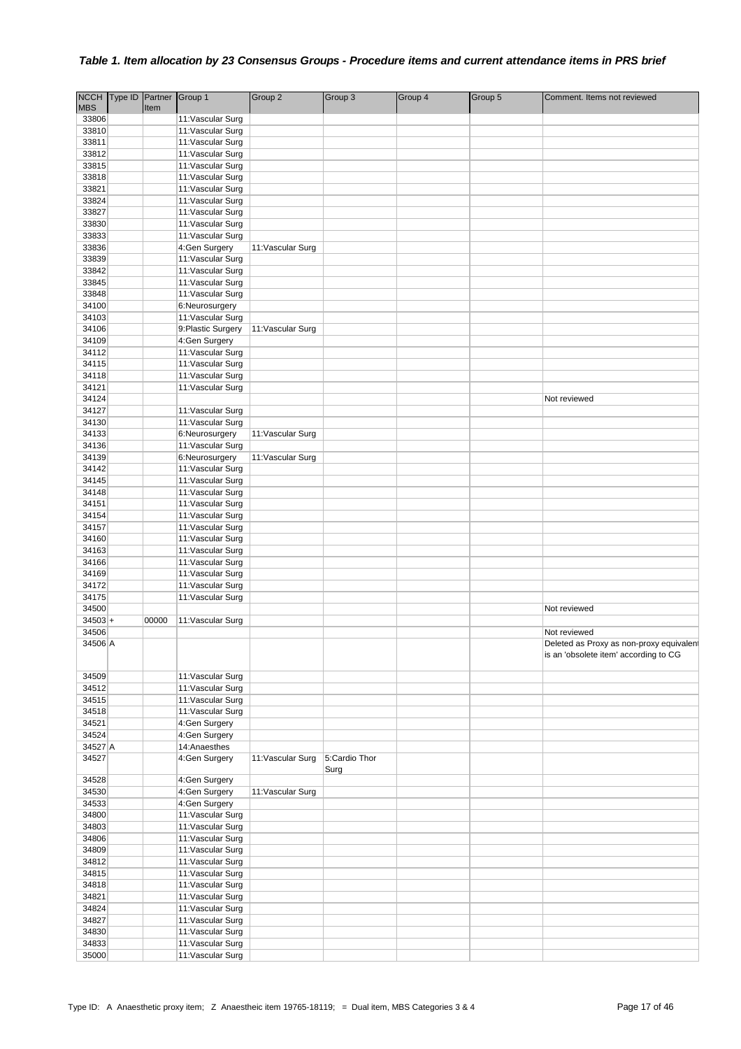### *Table 1. Item allocation by 23 Consensus Groups - Procedure items and current attendance items in PRS brief*

| NCCH MBS | Type ID | Partner Item | Group 1 | Group 2 | Group 3 | Group 4 | Group 5 | Comment. Items not reviewed |
|---|---|---|---|---|---|---|---|---|
| 33806 | | | 11:Vascular Surg | | | | | |
| 33810 | | | 11:Vascular Surg | | | | | |
| 33811 | | | 11:Vascular Surg | | | | | |
| 33812 | | | 11:Vascular Surg | | | | | |
| 33815 | | | 11:Vascular Surg | | | | | |
| 33818 | | | 11:Vascular Surg | | | | | |
| 33821 | | | 11:Vascular Surg | | | | | |
| 33824 | | | 11:Vascular Surg | | | | | |
| 33827 | | | 11:Vascular Surg | | | | | |
| 33830 | | | 11:Vascular Surg | | | | | |
| 33833 | | | 11:Vascular Surg | | | | | |
| 33836 | | | 4:Gen Surgery | 11:Vascular Surg | | | | |
| 33839 | | | 11:Vascular Surg | | | | | |
| 33842 | | | 11:Vascular Surg | | | | | |
| 33845 | | | 11:Vascular Surg | | | | | |
| 33848 | | | 11:Vascular Surg | | | | | |
| 34100 | | | 6:Neurosurgery | | | | | |
| 34103 | | | 11:Vascular Surg | | | | | |
| 34106 | | | 9:Plastic Surgery | 11:Vascular Surg | | | | |
| 34109 | | | 4:Gen Surgery | | | | | |
| 34112 | | | 11:Vascular Surg | | | | | |
| 34115 | | | 11:Vascular Surg | | | | | |
| 34118 | | | 11:Vascular Surg | | | | | |
| 34121 | | | 11:Vascular Surg | | | | | |
| 34124 | | | | | | | | Not reviewed |
| 34127 | | | 11:Vascular Surg | | | | | |
| 34130 | | | 11:Vascular Surg | | | | | |
| 34133 | | | 6:Neurosurgery | 11:Vascular Surg | | | | |
| 34136 | | | 11:Vascular Surg | | | | | |
| 34139 | | | 6:Neurosurgery | 11:Vascular Surg | | | | |
| 34142 | | | 11:Vascular Surg | | | | | |
| 34145 | | | 11:Vascular Surg | | | | | |
| 34148 | | | 11:Vascular Surg | | | | | |
| 34151 | | | 11:Vascular Surg | | | | | |
| 34154 | | | 11:Vascular Surg | | | | | |
| 34157 | | | 11:Vascular Surg | | | | | |
| 34160 | | | 11:Vascular Surg | | | | | |
| 34163 | | | 11:Vascular Surg | | | | | |
| 34166 | | | 11:Vascular Surg | | | | | |
| 34169 | | | 11:Vascular Surg | | | | | |
| 34172 | | | 11:Vascular Surg | | | | | |
| 34175 | | | 11:Vascular Surg | | | | | |
| 34500 | | | | | | | | Not reviewed |
| 34503 | + | 00000 | 11:Vascular Surg | | | | | |
| 34506 | | | | | | | | Not reviewed |
| 34506 | A | | | | | | | Deleted as Proxy as non-proxy equivalent is an 'obsolete item' according to CG |
| 34509 | | | 11:Vascular Surg | | | | | |
| 34512 | | | 11:Vascular Surg | | | | | |
| 34515 | | | 11:Vascular Surg | | | | | |
| 34518 | | | 11:Vascular Surg | | | | | |
| 34521 | | | 4:Gen Surgery | | | | | |
| 34524 | | | 4:Gen Surgery | | | | | |
| 34527 | A | | 14:Anaesthes | | | | | |
| 34527 | | | 4:Gen Surgery | 11:Vascular Surg | 5:Cardio Thor Surg | | | |
| 34528 | | | 4:Gen Surgery | | | | | |
| 34530 | | | 4:Gen Surgery | 11:Vascular Surg | | | | |
| 34533 | | | 4:Gen Surgery | | | | | |
| 34800 | | | 11:Vascular Surg | | | | | |
| 34803 | | | 11:Vascular Surg | | | | | |
| 34806 | | | 11:Vascular Surg | | | | | |
| 34809 | | | 11:Vascular Surg | | | | | |
| 34812 | | | 11:Vascular Surg | | | | | |
| 34815 | | | 11:Vascular Surg | | | | | |
| 34818 | | | 11:Vascular Surg | | | | | |
| 34821 | | | 11:Vascular Surg | | | | | |
| 34824 | | | 11:Vascular Surg | | | | | |
| 34827 | | | 11:Vascular Surg | | | | | |
| 34830 | | | 11:Vascular Surg | | | | | |
| 34833 | | | 11:Vascular Surg | | | | | |
| 35000 | | | 11:Vascular Surg | | | | | |

Type ID: A Anaesthetic proxy item; Z Anaestheic item 19765-18119; = Dual item, MBS Categories 3 & 4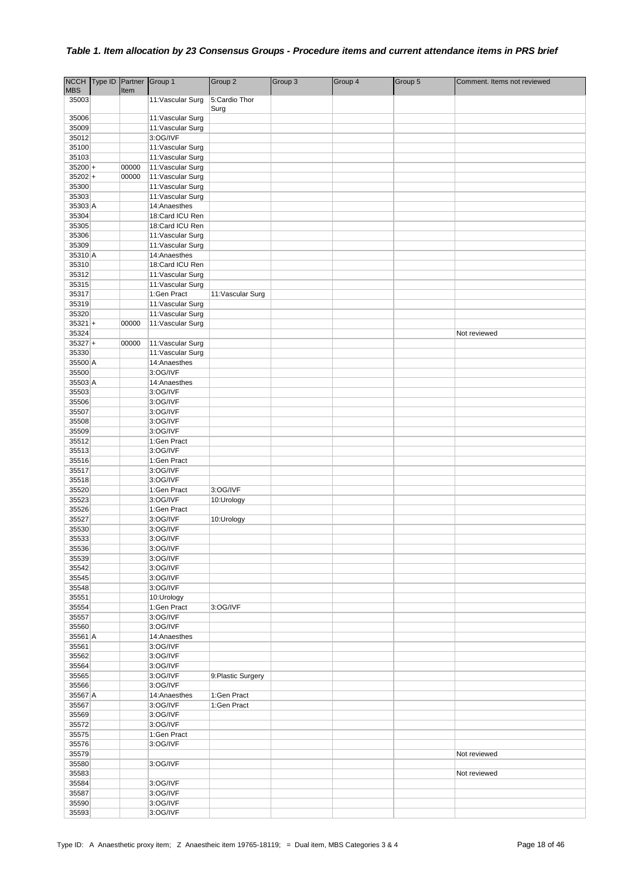### *Table 1. Item allocation by 23 Consensus Groups - Procedure items and current attendance items in PRS brief*

| NCCH MBS | Type ID | Partner Item | Group 1 | Group 2 | Group 3 | Group 4 | Group 5 | Comment. Items not reviewed |
|---|---|---|---|---|---|---|---|---|
| 35003 | | | 11:Vascular Surg | 5:Cardio Thor Surg | | | | |
| 35006 | | | 11:Vascular Surg | | | | | |
| 35009 | | | 11:Vascular Surg | | | | | |
| 35012 | | | 3:OG/IVF | | | | | |
| 35100 | | | 11:Vascular Surg | | | | | |
| 35103 | | | 11:Vascular Surg | | | | | |
| 35200 | + | 00000 | 11:Vascular Surg | | | | | |
| 35202 | + | 00000 | 11:Vascular Surg | | | | | |
| 35300 | | | 11:Vascular Surg | | | | | |
| 35303 | | | 11:Vascular Surg | | | | | |
| 35303 | A | | 14:Anaesthes | | | | | |
| 35304 | | | 18:Card ICU Ren | | | | | |
| 35305 | | | 18:Card ICU Ren | | | | | |
| 35306 | | | 11:Vascular Surg | | | | | |
| 35309 | | | 11:Vascular Surg | | | | | |
| 35310 | A | | 14:Anaesthes | | | | | |
| 35310 | | | 18:Card ICU Ren | | | | | |
| 35312 | | | 11:Vascular Surg | | | | | |
| 35315 | | | 11:Vascular Surg | | | | | |
| 35317 | | | 1:Gen Pract | 11:Vascular Surg | | | | |
| 35319 | | | 11:Vascular Surg | | | | | |
| 35320 | | | 11:Vascular Surg | | | | | |
| 35321 | + | 00000 | 11:Vascular Surg | | | | | |
| 35324 | | | | | | | | Not reviewed |
| 35327 | + | 00000 | 11:Vascular Surg | | | | | |
| 35330 | | | 11:Vascular Surg | | | | | |
| 35500 | A | | 14:Anaesthes | | | | | |
| 35500 | | | 3:OG/IVF | | | | | |
| 35503 | A | | 14:Anaesthes | | | | | |
| 35503 | | | 3:OG/IVF | | | | | |
| 35506 | | | 3:OG/IVF | | | | | |
| 35507 | | | 3:OG/IVF | | | | | |
| 35508 | | | 3:OG/IVF | | | | | |
| 35509 | | | 3:OG/IVF | | | | | |
| 35512 | | | 1:Gen Pract | | | | | |
| 35513 | | | 3:OG/IVF | | | | | |
| 35516 | | | 1:Gen Pract | | | | | |
| 35517 | | | 3:OG/IVF | | | | | |
| 35518 | | | 3:OG/IVF | | | | | |
| 35520 | | | 1:Gen Pract | 3:OG/IVF | | | | |
| 35523 | | | 3:OG/IVF | 10:Urology | | | | |
| 35526 | | | 1:Gen Pract | | | | | |
| 35527 | | | 3:OG/IVF | 10:Urology | | | | |
| 35530 | | | 3:OG/IVF | | | | | |
| 35533 | | | 3:OG/IVF | | | | | |
| 35536 | | | 3:OG/IVF | | | | | |
| 35539 | | | 3:OG/IVF | | | | | |
| 35542 | | | 3:OG/IVF | | | | | |
| 35545 | | | 3:OG/IVF | | | | | |
| 35548 | | | 3:OG/IVF | | | | | |
| 35551 | | | 10:Urology | | | | | |
| 35554 | | | 1:Gen Pract | 3:OG/IVF | | | | |
| 35557 | | | 3:OG/IVF | | | | | |
| 35560 | | | 3:OG/IVF | | | | | |
| 35561 | A | | 14:Anaesthes | | | | | |
| 35561 | | | 3:OG/IVF | | | | | |
| 35562 | | | 3:OG/IVF | | | | | |
| 35564 | | | 3:OG/IVF | | | | | |
| 35565 | | | 3:OG/IVF | 9:Plastic Surgery | | | | |
| 35566 | | | 3:OG/IVF | | | | | |
| 35567 | A | | 14:Anaesthes | 1:Gen Pract | | | | |
| 35567 | | | 3:OG/IVF | 1:Gen Pract | | | | |
| 35569 | | | 3:OG/IVF | | | | | |
| 35572 | | | 3:OG/IVF | | | | | |
| 35575 | | | 1:Gen Pract | | | | | |
| 35576 | | | 3:OG/IVF | | | | | |
| 35579 | | | | | | | | Not reviewed |
| 35580 | | | 3:OG/IVF | | | | | |
| 35583 | | | | | | | | Not reviewed |
| 35584 | | | 3:OG/IVF | | | | | |
| 35587 | | | 3:OG/IVF | | | | | |
| 35590 | | | 3:OG/IVF | | | | | |
| 35593 | | | 3:OG/IVF | | | | | |

Type ID: A Anaesthetic proxy item; Z Anaestheic item 19765-18119; = Dual item, MBS Categories 3 & 4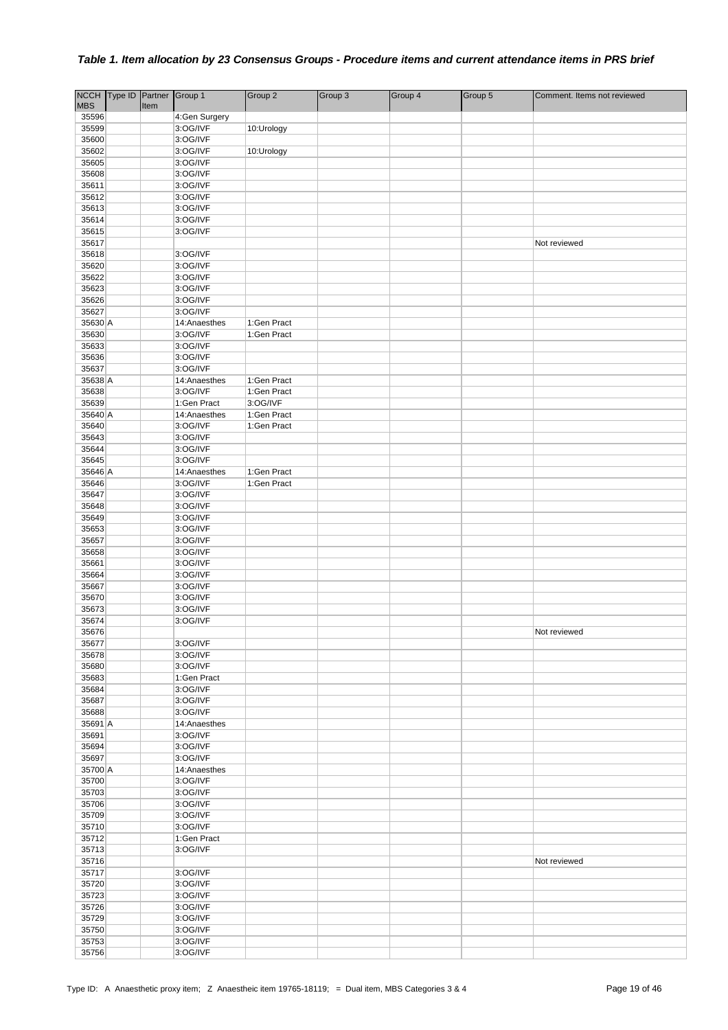## *Table 1. Item allocation by 23 Consensus Groups - Procedure items and current attendance items in PRS brief*

| NCCH MBS | Type ID | Partner Item | Group 1 | Group 2 | Group 3 | Group 4 | Group 5 | Comment. Items not reviewed |
|---|---|---|---|---|---|---|---|---|
| 35596 | | | 4:Gen Surgery | | | | | |
| 35599 | | | 3:OG/IVF | 10:Urology | | | | |
| 35600 | | | 3:OG/IVF | | | | | |
| 35602 | | | 3:OG/IVF | 10:Urology | | | | |
| 35605 | | | 3:OG/IVF | | | | | |
| 35608 | | | 3:OG/IVF | | | | | |
| 35611 | | | 3:OG/IVF | | | | | |
| 35612 | | | 3:OG/IVF | | | | | |
| 35613 | | | 3:OG/IVF | | | | | |
| 35614 | | | 3:OG/IVF | | | | | |
| 35615 | | | 3:OG/IVF | | | | | |
| 35617 | | | | | | | | Not reviewed |
| 35618 | | | 3:OG/IVF | | | | | |
| 35620 | | | 3:OG/IVF | | | | | |
| 35622 | | | 3:OG/IVF | | | | | |
| 35623 | | | 3:OG/IVF | | | | | |
| 35626 | | | 3:OG/IVF | | | | | |
| 35627 | | | 3:OG/IVF | | | | | |
| 35630 | A | | 14:Anaesthes | 1:Gen Pract | | | | |
| 35630 | | | 3:OG/IVF | 1:Gen Pract | | | | |
| 35633 | | | 3:OG/IVF | | | | | |
| 35636 | | | 3:OG/IVF | | | | | |
| 35637 | | | 3:OG/IVF | | | | | |
| 35638 | A | | 14:Anaesthes | 1:Gen Pract | | | | |
| 35638 | | | 3:OG/IVF | 1:Gen Pract | | | | |
| 35639 | | | 1:Gen Pract | 3:OG/IVF | | | | |
| 35640 | A | | 14:Anaesthes | 1:Gen Pract | | | | |
| 35640 | | | 3:OG/IVF | 1:Gen Pract | | | | |
| 35643 | | | 3:OG/IVF | | | | | |
| 35644 | | | 3:OG/IVF | | | | | |
| 35645 | | | 3:OG/IVF | | | | | |
| 35646 | A | | 14:Anaesthes | 1:Gen Pract | | | | |
| 35646 | | | 3:OG/IVF | 1:Gen Pract | | | | |
| 35647 | | | 3:OG/IVF | | | | | |
| 35648 | | | 3:OG/IVF | | | | | |
| 35649 | | | 3:OG/IVF | | | | | |
| 35653 | | | 3:OG/IVF | | | | | |
| 35657 | | | 3:OG/IVF | | | | | |
| 35658 | | | 3:OG/IVF | | | | | |
| 35661 | | | 3:OG/IVF | | | | | |
| 35664 | | | 3:OG/IVF | | | | | |
| 35667 | | | 3:OG/IVF | | | | | |
| 35670 | | | 3:OG/IVF | | | | | |
| 35673 | | | 3:OG/IVF | | | | | |
| 35674 | | | 3:OG/IVF | | | | | |
| 35676 | | | | | | | | Not reviewed |
| 35677 | | | 3:OG/IVF | | | | | |
| 35678 | | | 3:OG/IVF | | | | | |
| 35680 | | | 3:OG/IVF | | | | | |
| 35683 | | | 1:Gen Pract | | | | | |
| 35684 | | | 3:OG/IVF | | | | | |
| 35687 | | | 3:OG/IVF | | | | | |
| 35688 | | | 3:OG/IVF | | | | | |
| 35691 | A | | 14:Anaesthes | | | | | |
| 35691 | | | 3:OG/IVF | | | | | |
| 35694 | | | 3:OG/IVF | | | | | |
| 35697 | | | 3:OG/IVF | | | | | |
| 35700 | A | | 14:Anaesthes | | | | | |
| 35700 | | | 3:OG/IVF | | | | | |
| 35703 | | | 3:OG/IVF | | | | | |
| 35706 | | | 3:OG/IVF | | | | | |
| 35709 | | | 3:OG/IVF | | | | | |
| 35710 | | | 3:OG/IVF | | | | | |
| 35712 | | | 1:Gen Pract | | | | | |
| 35713 | | | 3:OG/IVF | | | | | |
| 35716 | | | | | | | | Not reviewed |
| 35717 | | | 3:OG/IVF | | | | | |
| 35720 | | | 3:OG/IVF | | | | | |
| 35723 | | | 3:OG/IVF | | | | | |
| 35726 | | | 3:OG/IVF | | | | | |
| 35729 | | | 3:OG/IVF | | | | | |
| 35750 | | | 3:OG/IVF | | | | | |
| 35753 | | | 3:OG/IVF | | | | | |
| 35756 | | | 3:OG/IVF | | | | | |

Type ID: A Anaesthetic proxy item; Z Anaestheic item 19765-18119; = Dual item, MBS Categories 3 & 4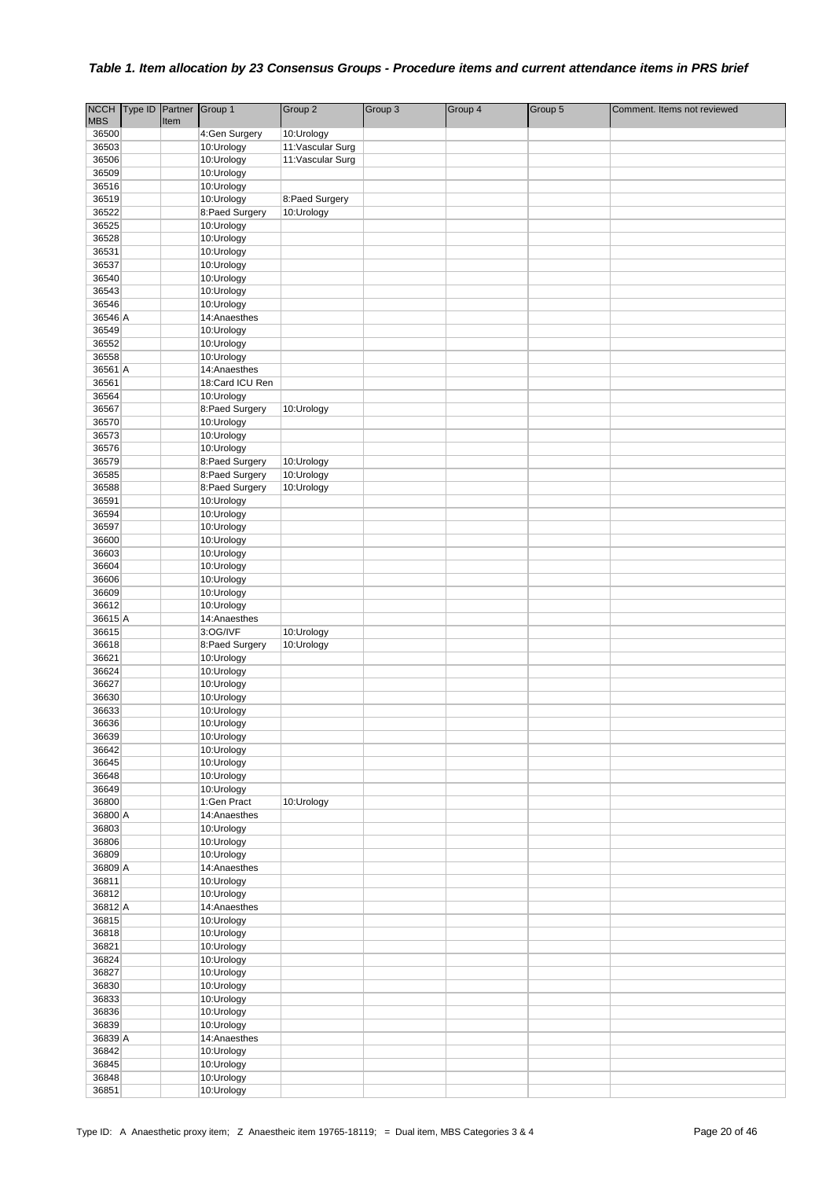### *Table 1. Item allocation by 23 Consensus Groups - Procedure items and current attendance items in PRS brief*

| NCCH MBS | Type ID | Partner Item | Group 1 | Group 2 | Group 3 | Group 4 | Group 5 | Comment. Items not reviewed |
|---|---|---|---|---|---|---|---|---|
| 36500 | | | 4:Gen Surgery | 10:Urology | | | | |
| 36503 | | | 10:Urology | 11:Vascular Surg | | | | |
| 36506 | | | 10:Urology | 11:Vascular Surg | | | | |
| 36509 | | | 10:Urology | | | | | |
| 36516 | | | 10:Urology | | | | | |
| 36519 | | | 10:Urology | 8:Paed Surgery | | | | |
| 36522 | | | 8:Paed Surgery | 10:Urology | | | | |
| 36525 | | | 10:Urology | | | | | |
| 36528 | | | 10:Urology | | | | | |
| 36531 | | | 10:Urology | | | | | |
| 36537 | | | 10:Urology | | | | | |
| 36540 | | | 10:Urology | | | | | |
| 36543 | | | 10:Urology | | | | | |
| 36546 | | | 10:Urology | | | | | |
| 36546 | A | | 14:Anaesthes | | | | | |
| 36549 | | | 10:Urology | | | | | |
| 36552 | | | 10:Urology | | | | | |
| 36558 | | | 10:Urology | | | | | |
| 36561 | A | | 14:Anaesthes | | | | | |
| 36561 | | | 18:Card ICU Ren | | | | | |
| 36564 | | | 10:Urology | | | | | |
| 36567 | | | 8:Paed Surgery | 10:Urology | | | | |
| 36570 | | | 10:Urology | | | | | |
| 36573 | | | 10:Urology | | | | | |
| 36576 | | | 10:Urology | | | | | |
| 36579 | | | 8:Paed Surgery | 10:Urology | | | | |
| 36585 | | | 8:Paed Surgery | 10:Urology | | | | |
| 36588 | | | 8:Paed Surgery | 10:Urology | | | | |
| 36591 | | | 10:Urology | | | | | |
| 36594 | | | 10:Urology | | | | | |
| 36597 | | | 10:Urology | | | | | |
| 36600 | | | 10:Urology | | | | | |
| 36603 | | | 10:Urology | | | | | |
| 36604 | | | 10:Urology | | | | | |
| 36606 | | | 10:Urology | | | | | |
| 36609 | | | 10:Urology | | | | | |
| 36612 | | | 10:Urology | | | | | |
| 36615 | A | | 14:Anaesthes | | | | | |
| 36615 | | | 3:OG/IVF | 10:Urology | | | | |
| 36618 | | | 8:Paed Surgery | 10:Urology | | | | |
| 36621 | | | 10:Urology | | | | | |
| 36624 | | | 10:Urology | | | | | |
| 36627 | | | 10:Urology | | | | | |
| 36630 | | | 10:Urology | | | | | |
| 36633 | | | 10:Urology | | | | | |
| 36636 | | | 10:Urology | | | | | |
| 36639 | | | 10:Urology | | | | | |
| 36642 | | | 10:Urology | | | | | |
| 36645 | | | 10:Urology | | | | | |
| 36648 | | | 10:Urology | | | | | |
| 36649 | | | 10:Urology | | | | | |
| 36800 | | | 1:Gen Pract | 10:Urology | | | | |
| 36800 | A | | 14:Anaesthes | | | | | |
| 36803 | | | 10:Urology | | | | | |
| 36806 | | | 10:Urology | | | | | |
| 36809 | | | 10:Urology | | | | | |
| 36809 | A | | 14:Anaesthes | | | | | |
| 36811 | | | 10:Urology | | | | | |
| 36812 | | | 10:Urology | | | | | |
| 36812 | A | | 14:Anaesthes | | | | | |
| 36815 | | | 10:Urology | | | | | |
| 36818 | | | 10:Urology | | | | | |
| 36821 | | | 10:Urology | | | | | |
| 36824 | | | 10:Urology | | | | | |
| 36827 | | | 10:Urology | | | | | |
| 36830 | | | 10:Urology | | | | | |
| 36833 | | | 10:Urology | | | | | |
| 36836 | | | 10:Urology | | | | | |
| 36839 | | | 10:Urology | | | | | |
| 36839 | A | | 14:Anaesthes | | | | | |
| 36842 | | | 10:Urology | | | | | |
| 36845 | | | 10:Urology | | | | | |
| 36848 | | | 10:Urology | | | | | |
| 36851 | | | 10:Urology | | | | | |

Type ID: A Anaesthetic proxy item; Z Anaestheic item 19765-18119; = Dual item, MBS Categories 3 & 4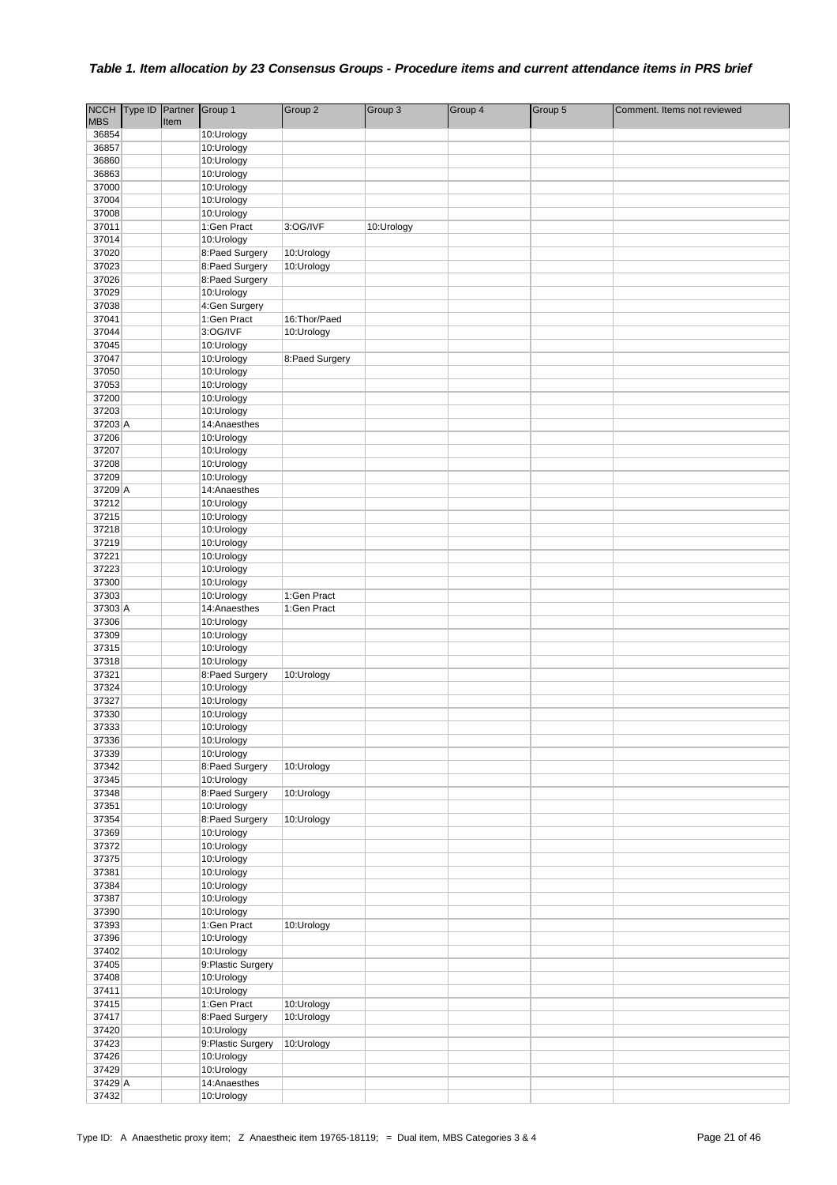### *Table 1. Item allocation by 23 Consensus Groups - Procedure items and current attendance items in PRS brief*

| NCCH MBS | Type ID | Partner Item | Group 1 | Group 2 | Group 3 | Group 4 | Group 5 | Comment. Items not reviewed |
|---|---|---|---|---|---|---|---|---|
| 36854 | | | 10:Urology | | | | | |
| 36857 | | | 10:Urology | | | | | |
| 36860 | | | 10:Urology | | | | | |
| 36863 | | | 10:Urology | | | | | |
| 37000 | | | 10:Urology | | | | | |
| 37004 | | | 10:Urology | | | | | |
| 37008 | | | 10:Urology | | | | | |
| 37011 | | | 1:Gen Pract | 3:OG/IVF | 10:Urology | | | |
| 37014 | | | 10:Urology | | | | | |
| 37020 | | | 8:Paed Surgery | 10:Urology | | | | |
| 37023 | | | 8:Paed Surgery | 10:Urology | | | | |
| 37026 | | | 8:Paed Surgery | | | | | |
| 37029 | | | 10:Urology | | | | | |
| 37038 | | | 4:Gen Surgery | | | | | |
| 37041 | | | 1:Gen Pract | 16:Thor/Paed | | | | |
| 37044 | | | 3:OG/IVF | 10:Urology | | | | |
| 37045 | | | 10:Urology | | | | | |
| 37047 | | | 10:Urology | 8:Paed Surgery | | | | |
| 37050 | | | 10:Urology | | | | | |
| 37053 | | | 10:Urology | | | | | |
| 37200 | | | 10:Urology | | | | | |
| 37203 | | | 10:Urology | | | | | |
| 37203 | A | | 14:Anaesthes | | | | | |
| 37206 | | | 10:Urology | | | | | |
| 37207 | | | 10:Urology | | | | | |
| 37208 | | | 10:Urology | | | | | |
| 37209 | | | 10:Urology | | | | | |
| 37209 | A | | 14:Anaesthes | | | | | |
| 37212 | | | 10:Urology | | | | | |
| 37215 | | | 10:Urology | | | | | |
| 37218 | | | 10:Urology | | | | | |
| 37219 | | | 10:Urology | | | | | |
| 37221 | | | 10:Urology | | | | | |
| 37223 | | | 10:Urology | | | | | |
| 37300 | | | 10:Urology | | | | | |
| 37303 | | | 10:Urology | 1:Gen Pract | | | | |
| 37303 | A | | 14:Anaesthes | 1:Gen Pract | | | | |
| 37306 | | | 10:Urology | | | | | |
| 37309 | | | 10:Urology | | | | | |
| 37315 | | | 10:Urology | | | | | |
| 37318 | | | 10:Urology | | | | | |
| 37321 | | | 8:Paed Surgery | 10:Urology | | | | |
| 37324 | | | 10:Urology | | | | | |
| 37327 | | | 10:Urology | | | | | |
| 37330 | | | 10:Urology | | | | | |
| 37333 | | | 10:Urology | | | | | |
| 37336 | | | 10:Urology | | | | | |
| 37339 | | | 10:Urology | | | | | |
| 37342 | | | 8:Paed Surgery | 10:Urology | | | | |
| 37345 | | | 10:Urology | | | | | |
| 37348 | | | 8:Paed Surgery | 10:Urology | | | | |
| 37351 | | | 10:Urology | | | | | |
| 37354 | | | 8:Paed Surgery | 10:Urology | | | | |
| 37369 | | | 10:Urology | | | | | |
| 37372 | | | 10:Urology | | | | | |
| 37375 | | | 10:Urology | | | | | |
| 37381 | | | 10:Urology | | | | | |
| 37384 | | | 10:Urology | | | | | |
| 37387 | | | 10:Urology | | | | | |
| 37390 | | | 10:Urology | | | | | |
| 37393 | | | 1:Gen Pract | 10:Urology | | | | |
| 37396 | | | 10:Urology | | | | | |
| 37402 | | | 10:Urology | | | | | |
| 37405 | | | 9:Plastic Surgery | | | | | |
| 37408 | | | 10:Urology | | | | | |
| 37411 | | | 10:Urology | | | | | |
| 37415 | | | 1:Gen Pract | 10:Urology | | | | |
| 37417 | | | 8:Paed Surgery | 10:Urology | | | | |
| 37420 | | | 10:Urology | | | | | |
| 37423 | | | 9:Plastic Surgery | 10:Urology | | | | |
| 37426 | | | 10:Urology | | | | | |
| 37429 | | | 10:Urology | | | | | |
| 37429 | A | | 14:Anaesthes | | | | | |
| 37432 | | | 10:Urology | | | | | |

Type ID: A Anaesthetic proxy item; Z Anaestheic item 19765-18119; = Dual item, MBS Categories 3 & 4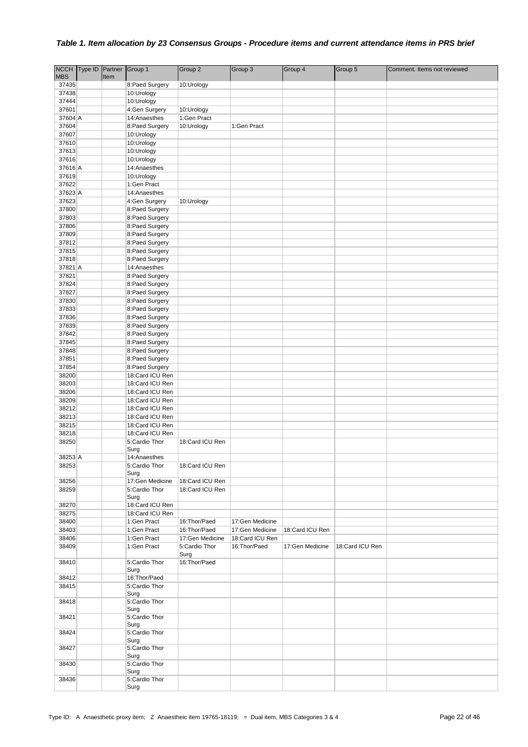### *Table 1. Item allocation by 23 Consensus Groups - Procedure items and current attendance items in PRS brief*

| NCCH MBS | Type ID | Partner Item | Group 1 | Group 2 | Group 3 | Group 4 | Group 5 | Comment. Items not reviewed |
|---|---|---|---|---|---|---|---|---|
| 37435 | | | 8:Paed Surgery | 10:Urology | | | | |
| 37438 | | | 10:Urology | | | | | |
| 37444 | | | 10:Urology | | | | | |
| 37601 | | | 4:Gen Surgery | 10:Urology | | | | |
| 37604 | A | | 14:Anaesthes | 1:Gen Pract | | | | |
| 37604 | | | 8:Paed Surgery | 10:Urology | 1:Gen Pract | | | |
| 37607 | | | 10:Urology | | | | | |
| 37610 | | | 10:Urology | | | | | |
| 37613 | | | 10:Urology | | | | | |
| 37616 | | | 10:Urology | | | | | |
| 37616 | A | | 14:Anaesthes | | | | | |
| 37619 | | | 10:Urology | | | | | |
| 37622 | | | 1:Gen Pract | | | | | |
| 37623 | A | | 14:Anaesthes | | | | | |
| 37623 | | | 4:Gen Surgery | 10:Urology | | | | |
| 37800 | | | 8:Paed Surgery | | | | | |
| 37803 | | | 8:Paed Surgery | | | | | |
| 37806 | | | 8:Paed Surgery | | | | | |
| 37809 | | | 8:Paed Surgery | | | | | |
| 37812 | | | 8:Paed Surgery | | | | | |
| 37815 | | | 8:Paed Surgery | | | | | |
| 37818 | | | 8:Paed Surgery | | | | | |
| 37821 | A | | 14:Anaesthes | | | | | |
| 37821 | | | 8:Paed Surgery | | | | | |
| 37824 | | | 8:Paed Surgery | | | | | |
| 37827 | | | 8:Paed Surgery | | | | | |
| 37830 | | | 8:Paed Surgery | | | | | |
| 37833 | | | 8:Paed Surgery | | | | | |
| 37836 | | | 8:Paed Surgery | | | | | |
| 37839 | | | 8:Paed Surgery | | | | | |
| 37842 | | | 8:Paed Surgery | | | | | |
| 37845 | | | 8:Paed Surgery | | | | | |
| 37848 | | | 8:Paed Surgery | | | | | |
| 37851 | | | 8:Paed Surgery | | | | | |
| 37854 | | | 8:Paed Surgery | | | | | |
| 38200 | | | 18:Card ICU Ren | | | | | |
| 38203 | | | 18:Card ICU Ren | | | | | |
| 38206 | | | 18:Card ICU Ren | | | | | |
| 38209 | | | 18:Card ICU Ren | | | | | |
| 38212 | | | 18:Card ICU Ren | | | | | |
| 38213 | | | 18:Card ICU Ren | | | | | |
| 38215 | | | 18:Card ICU Ren | | | | | |
| 38218 | | | 18:Card ICU Ren | | | | | |
| 38250 | | | 5:Cardio Thor Surg | 18:Card ICU Ren | | | | |
| 38253 | A | | 14:Anaesthes | | | | | |
| 38253 | | | 5:Cardio Thor Surg | 18:Card ICU Ren | | | | |
| 38256 | | | 17:Gen Medicine | 18:Card ICU Ren | | | | |
| 38259 | | | 5:Cardio Thor Surg | 18:Card ICU Ren | | | | |
| 38270 | | | 18:Card ICU Ren | | | | | |
| 38275 | | | 18:Card ICU Ren | | | | | |
| 38400 | | | 1:Gen Pract | 16:Thor/Paed | 17:Gen Medicine | | | |
| 38403 | | | 1:Gen Pract | 16:Thor/Paed | 17:Gen Medicine | 18:Card ICU Ren | | |
| 38406 | | | 1:Gen Pract | 17:Gen Medicine | 18:Card ICU Ren | | | |
| 38409 | | | 1:Gen Pract | 5:Cardio Thor Surg | 16:Thor/Paed | 17:Gen Medicine | 18:Card ICU Ren | |
| 38410 | | | 5:Cardio Thor Surg | 16:Thor/Paed | | | | |
| 38412 | | | 16:Thor/Paed | | | | | |
| 38415 | | | 5:Cardio Thor Surg | | | | | |
| 38418 | | | 5:Cardio Thor Surg | | | | | |
| 38421 | | | 5:Cardio Thor Surg | | | | | |
| 38424 | | | 5:Cardio Thor Surg | | | | | |
| 38427 | | | 5:Cardio Thor Surg | | | | | |
| 38430 | | | 5:Cardio Thor Surg | | | | | |
| 38436 | | | 5:Cardio Thor Surg | | | | | |

Type ID: A Anaesthetic proxy item; Z Anaesthetic item 19765-18119; = Dual item, MBS Categories 3 & 4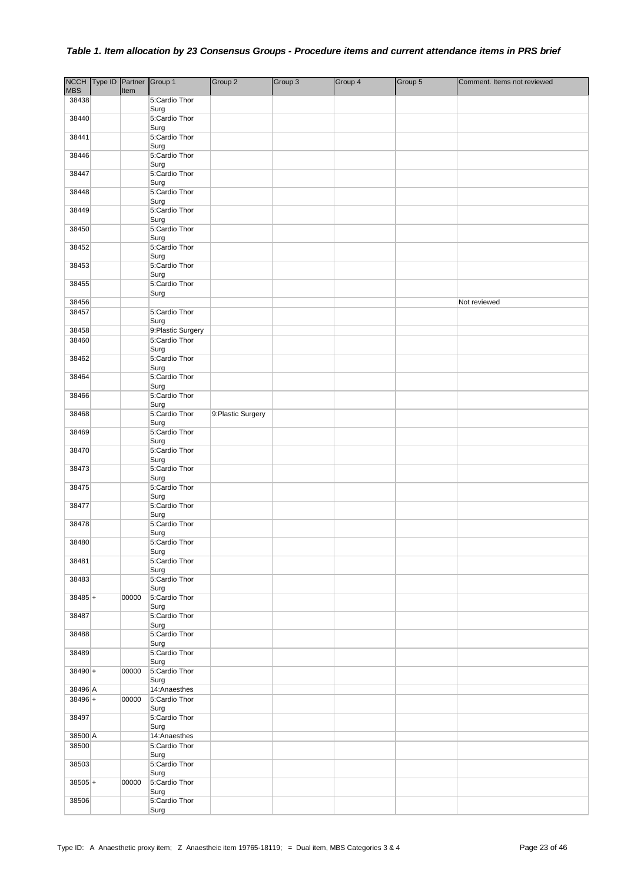### *Table 1. Item allocation by 23 Consensus Groups - Procedure items and current attendance items in PRS brief*

| NCCH MBS | Type ID | Partner Item | Group 1 | Group 2 | Group 3 | Group 4 | Group 5 | Comment. Items not reviewed |
|---|---|---|---|---|---|---|---|---|
| 38438 | | | 5:Cardio Thor Surg | | | | | |
| 38440 | | | 5:Cardio Thor Surg | | | | | |
| 38441 | | | 5:Cardio Thor Surg | | | | | |
| 38446 | | | 5:Cardio Thor Surg | | | | | |
| 38447 | | | 5:Cardio Thor Surg | | | | | |
| 38448 | | | 5:Cardio Thor Surg | | | | | |
| 38449 | | | 5:Cardio Thor Surg | | | | | |
| 38450 | | | 5:Cardio Thor Surg | | | | | |
| 38452 | | | 5:Cardio Thor Surg | | | | | |
| 38453 | | | 5:Cardio Thor Surg | | | | | |
| 38455 | | | 5:Cardio Thor Surg | | | | | |
| 38456 | | | | | | | | Not reviewed |
| 38457 | | | 5:Cardio Thor Surg | | | | | |
| 38458 | | | 9:Plastic Surgery | | | | | |
| 38460 | | | 5:Cardio Thor Surg | | | | | |
| 38462 | | | 5:Cardio Thor Surg | | | | | |
| 38464 | | | 5:Cardio Thor Surg | | | | | |
| 38466 | | | 5:Cardio Thor Surg | | | | | |
| 38468 | | | 5:Cardio Thor Surg | 9:Plastic Surgery | | | | |
| 38469 | | | 5:Cardio Thor Surg | | | | | |
| 38470 | | | 5:Cardio Thor Surg | | | | | |
| 38473 | | | 5:Cardio Thor Surg | | | | | |
| 38475 | | | 5:Cardio Thor Surg | | | | | |
| 38477 | | | 5:Cardio Thor Surg | | | | | |
| 38478 | | | 5:Cardio Thor Surg | | | | | |
| 38480 | | | 5:Cardio Thor Surg | | | | | |
| 38481 | | | 5:Cardio Thor Surg | | | | | |
| 38483 | | | 5:Cardio Thor Surg | | | | | |
| 38485 | + | 00000 | 5:Cardio Thor Surg | | | | | |
| 38487 | | | 5:Cardio Thor Surg | | | | | |
| 38488 | | | 5:Cardio Thor Surg | | | | | |
| 38489 | | | 5:Cardio Thor Surg | | | | | |
| 38490 | + | 00000 | 5:Cardio Thor Surg | | | | | |
| 38496 | A | | 14:Anaesthes | | | | | |
| 38496 | + | 00000 | 5:Cardio Thor Surg | | | | | |
| 38497 | | | 5:Cardio Thor Surg | | | | | |
| 38500 | A | | 14:Anaesthes | | | | | |
| 38500 | | | 5:Cardio Thor Surg | | | | | |
| 38503 | | | 5:Cardio Thor Surg | | | | | |
| 38505 | + | 00000 | 5:Cardio Thor Surg | | | | | |
| 38506 | | | 5:Cardio Thor Surg | | | | | |

Type ID: A Anaesthetic proxy item; Z Anaestheic item 19765-18119; = Dual item, MBS Categories 3 & 4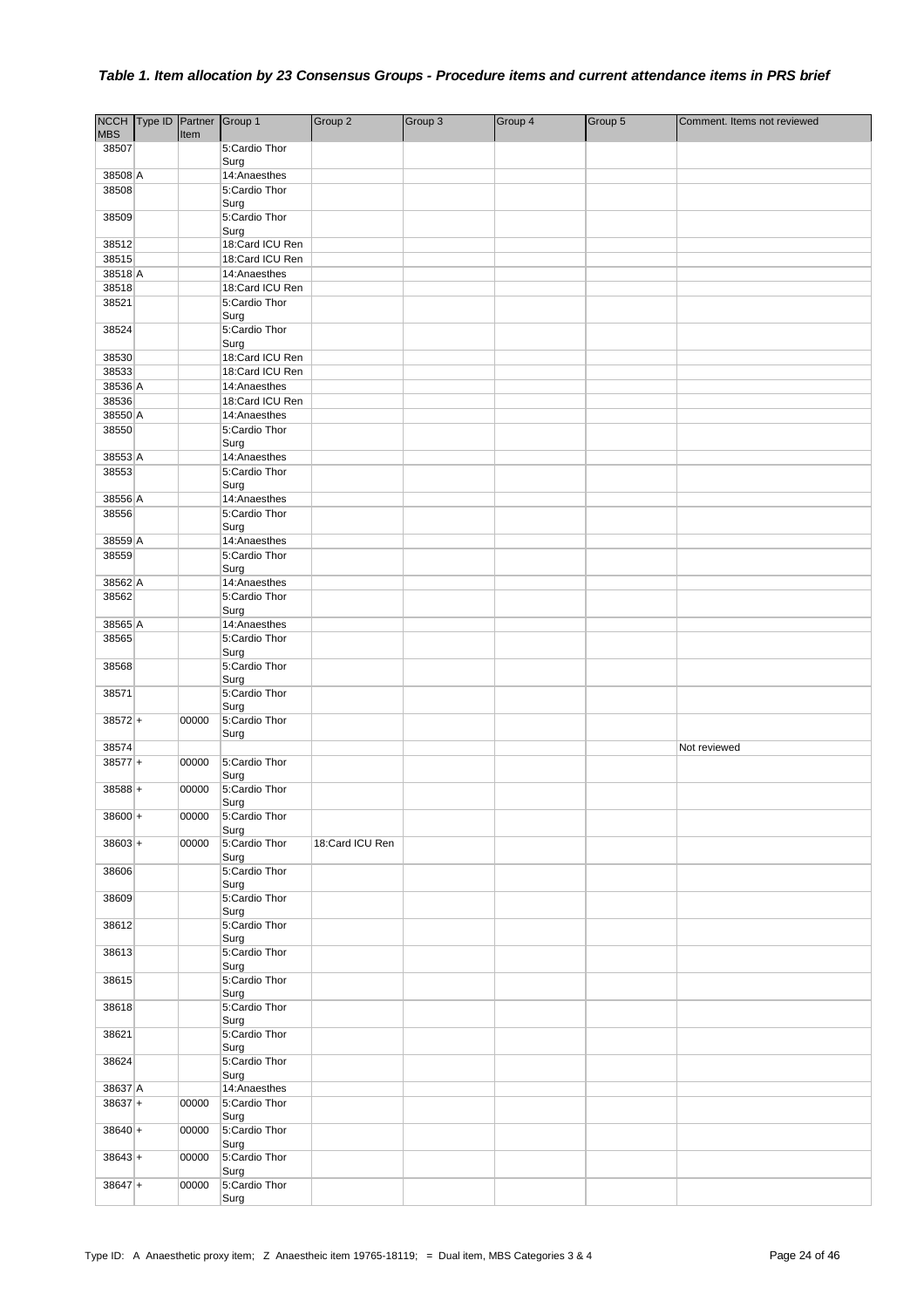### *Table 1. Item allocation by 23 Consensus Groups - Procedure items and current attendance items in PRS brief*

| NCCH MBS | Type ID | Partner Item | Group 1 | Group 2 | Group 3 | Group 4 | Group 5 | Comment. Items not reviewed |
|---|---|---|---|---|---|---|---|---|
| 38507 | | | 5:Cardio Thor Surg | | | | | |
| 38508 | A | | 14:Anaesthes | | | | | |
| 38508 | | | 5:Cardio Thor Surg | | | | | |
| 38509 | | | 5:Cardio Thor Surg | | | | | |
| 38512 | | | 18:Card ICU Ren | | | | | |
| 38515 | | | 18:Card ICU Ren | | | | | |
| 38518 | A | | 14:Anaesthes | | | | | |
| 38518 | | | 18:Card ICU Ren | | | | | |
| 38521 | | | 5:Cardio Thor Surg | | | | | |
| 38524 | | | 5:Cardio Thor Surg | | | | | |
| 38530 | | | 18:Card ICU Ren | | | | | |
| 38533 | | | 18:Card ICU Ren | | | | | |
| 38536 | A | | 14:Anaesthes | | | | | |
| 38536 | | | 18:Card ICU Ren | | | | | |
| 38550 | A | | 14:Anaesthes | | | | | |
| 38550 | | | 5:Cardio Thor Surg | | | | | |
| 38553 | A | | 14:Anaesthes | | | | | |
| 38553 | | | 5:Cardio Thor Surg | | | | | |
| 38556 | A | | 14:Anaesthes | | | | | |
| 38556 | | | 5:Cardio Thor Surg | | | | | |
| 38559 | A | | 14:Anaesthes | | | | | |
| 38559 | | | 5:Cardio Thor Surg | | | | | |
| 38562 | A | | 14:Anaesthes | | | | | |
| 38562 | | | 5:Cardio Thor Surg | | | | | |
| 38565 | A | | 14:Anaesthes | | | | | |
| 38565 | | | 5:Cardio Thor Surg | | | | | |
| 38568 | | | 5:Cardio Thor Surg | | | | | |
| 38571 | | | 5:Cardio Thor Surg | | | | | |
| 38572 | + | 00000 | 5:Cardio Thor Surg | | | | | |
| 38574 | | | | | | | | Not reviewed |
| 38577 | + | 00000 | 5:Cardio Thor Surg | | | | | |
| 38588 | + | 00000 | 5:Cardio Thor Surg | | | | | |
| 38600 | + | 00000 | 5:Cardio Thor Surg | | | | | |
| 38603 | + | 00000 | 5:Cardio Thor Surg | 18:Card ICU Ren | | | | |
| 38606 | | | 5:Cardio Thor Surg | | | | | |
| 38609 | | | 5:Cardio Thor Surg | | | | | |
| 38612 | | | 5:Cardio Thor Surg | | | | | |
| 38613 | | | 5:Cardio Thor Surg | | | | | |
| 38615 | | | 5:Cardio Thor Surg | | | | | |
| 38618 | | | 5:Cardio Thor Surg | | | | | |
| 38621 | | | 5:Cardio Thor Surg | | | | | |
| 38624 | | | 5:Cardio Thor Surg | | | | | |
| 38637 | A | | 14:Anaesthes | | | | | |
| 38637 | + | 00000 | 5:Cardio Thor Surg | | | | | |
| 38640 | + | 00000 | 5:Cardio Thor Surg | | | | | |
| 38643 | + | 00000 | 5:Cardio Thor Surg | | | | | |
| 38647 | + | 00000 | 5:Cardio Thor Surg | | | | | |

Type ID: A Anaesthetic proxy item; Z Anaestheic item 19765-18119; = Dual item, MBS Categories 3 & 4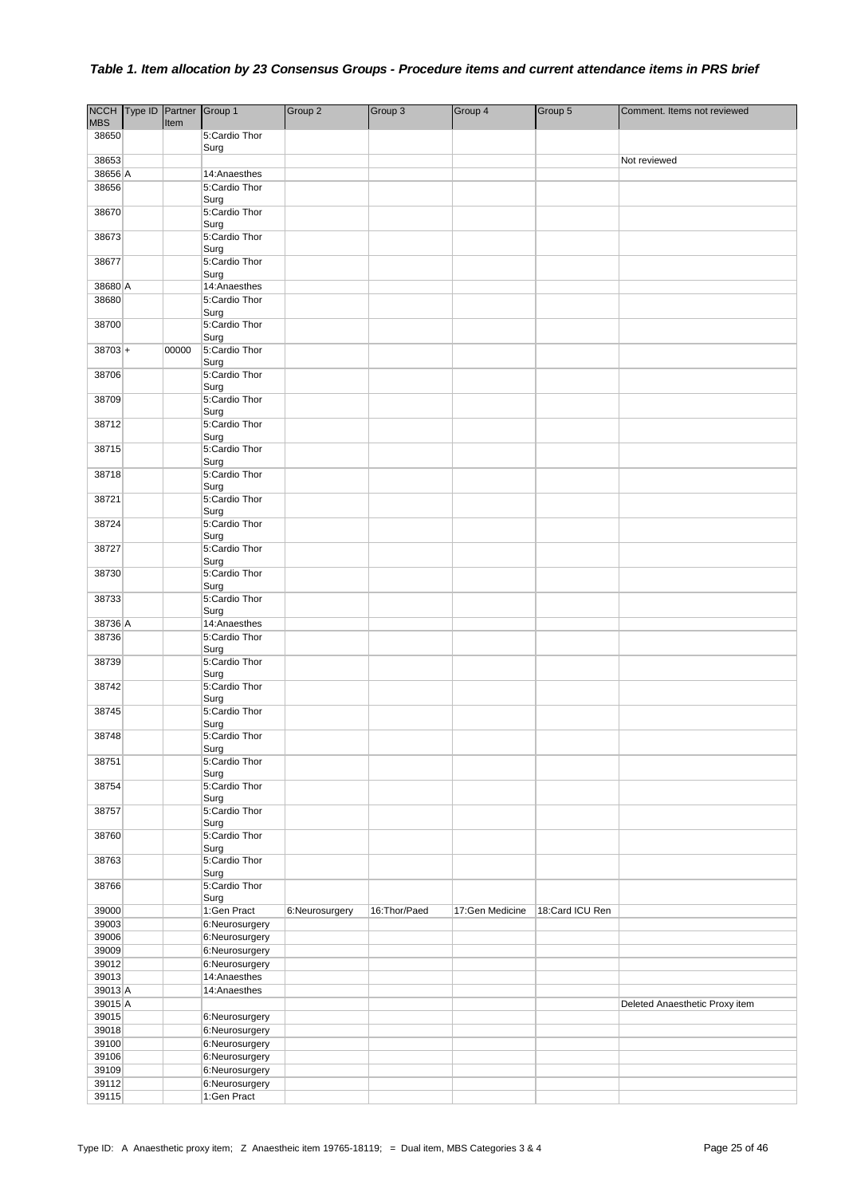***Table 1. Item allocation by 23 Consensus Groups - Procedure items and current attendance items in PRS brief***

| NCCH MBS | Type ID | Partner Item | Group 1 | Group 2 | Group 3 | Group 4 | Group 5 | Comment. Items not reviewed |
|---|---|---|---|---|---|---|---|---|
| 38650 | | | 5:Cardio Thor Surg | | | | | |
| 38653 | | | | | | | | Not reviewed |
| 38656 | A | | 14:Anaesthes | | | | | |
| 38656 | | | 5:Cardio Thor Surg | | | | | |
| 38670 | | | 5:Cardio Thor Surg | | | | | |
| 38673 | | | 5:Cardio Thor Surg | | | | | |
| 38677 | | | 5:Cardio Thor Surg | | | | | |
| 38680 | A | | 14:Anaesthes | | | | | |
| 38680 | | | 5:Cardio Thor Surg | | | | | |
| 38700 | | | 5:Cardio Thor Surg | | | | | |
| 38703 | + | 00000 | 5:Cardio Thor Surg | | | | | |
| 38706 | | | 5:Cardio Thor Surg | | | | | |
| 38709 | | | 5:Cardio Thor Surg | | | | | |
| 38712 | | | 5:Cardio Thor Surg | | | | | |
| 38715 | | | 5:Cardio Thor Surg | | | | | |
| 38718 | | | 5:Cardio Thor Surg | | | | | |
| 38721 | | | 5:Cardio Thor Surg | | | | | |
| 38724 | | | 5:Cardio Thor Surg | | | | | |
| 38727 | | | 5:Cardio Thor Surg | | | | | |
| 38730 | | | 5:Cardio Thor Surg | | | | | |
| 38733 | | | 5:Cardio Thor Surg | | | | | |
| 38736 | A | | 14:Anaesthes | | | | | |
| 38736 | | | 5:Cardio Thor Surg | | | | | |
| 38739 | | | 5:Cardio Thor Surg | | | | | |
| 38742 | | | 5:Cardio Thor Surg | | | | | |
| 38745 | | | 5:Cardio Thor Surg | | | | | |
| 38748 | | | 5:Cardio Thor Surg | | | | | |
| 38751 | | | 5:Cardio Thor Surg | | | | | |
| 38754 | | | 5:Cardio Thor Surg | | | | | |
| 38757 | | | 5:Cardio Thor Surg | | | | | |
| 38760 | | | 5:Cardio Thor Surg | | | | | |
| 38763 | | | 5:Cardio Thor Surg | | | | | |
| 38766 | | | 5:Cardio Thor Surg | | | | | |
| 39000 | | | 1:Gen Pract | 6:Neurosurgery | 16:Thor/Paed | 17:Gen Medicine | 18:Card ICU Ren | |
| 39003 | | | 6:Neurosurgery | | | | | |
| 39006 | | | 6:Neurosurgery | | | | | |
| 39009 | | | 6:Neurosurgery | | | | | |
| 39012 | | | 6:Neurosurgery | | | | | |
| 39013 | | | 14:Anaesthes | | | | | |
| 39013 | A | | 14:Anaesthes | | | | | |
| 39015 | A | | | | | | | Deleted Anaesthetic Proxy item |
| 39015 | | | 6:Neurosurgery | | | | | |
| 39018 | | | 6:Neurosurgery | | | | | |
| 39100 | | | 6:Neurosurgery | | | | | |
| 39106 | | | 6:Neurosurgery | | | | | |
| 39109 | | | 6:Neurosurgery | | | | | |
| 39112 | | | 6:Neurosurgery | | | | | |
| 39115 | | | 1:Gen Pract | | | | | |

Type ID: A Anaesthetic proxy item; Z Anaestheic item 19765-18119; = Dual item, MBS Categories 3 & 4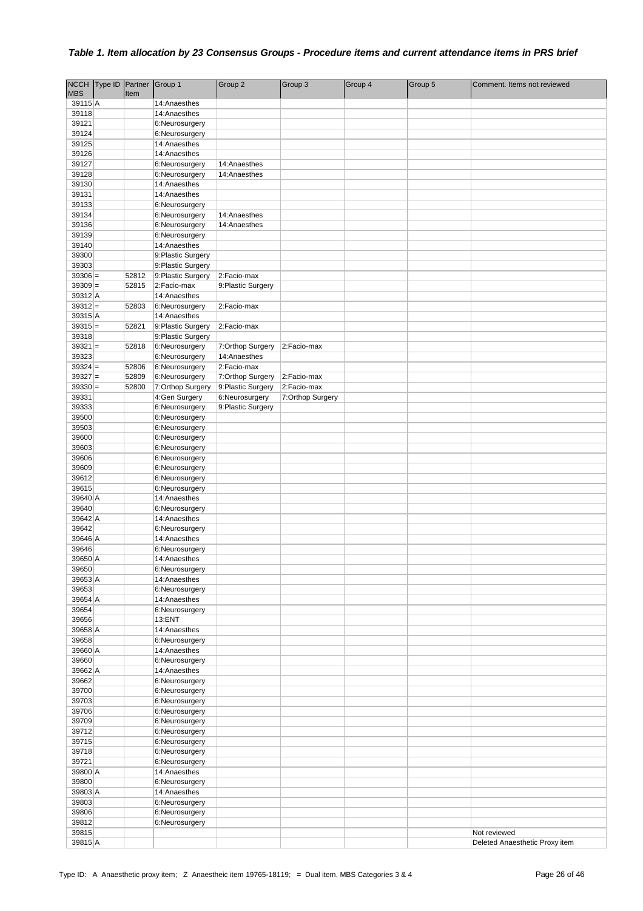### *Table 1. Item allocation by 23 Consensus Groups - Procedure items and current attendance items in PRS brief*

| NCCH MBS | Type ID | Partner Item | Group 1 | Group 2 | Group 3 | Group 4 | Group 5 | Comment. Items not reviewed |
|---|---|---|---|---|---|---|---|---|
| 39115 | A | | 14:Anaesthes | | | | | |
| 39118 | | | 14:Anaesthes | | | | | |
| 39121 | | | 6:Neurosurgery | | | | | |
| 39124 | | | 6:Neurosurgery | | | | | |
| 39125 | | | 14:Anaesthes | | | | | |
| 39126 | | | 14:Anaesthes | | | | | |
| 39127 | | | 6:Neurosurgery | 14:Anaesthes | | | | |
| 39128 | | | 6:Neurosurgery | 14:Anaesthes | | | | |
| 39130 | | | 14:Anaesthes | | | | | |
| 39131 | | | 14:Anaesthes | | | | | |
| 39133 | | | 6:Neurosurgery | | | | | |
| 39134 | | | 6:Neurosurgery | 14:Anaesthes | | | | |
| 39136 | | | 6:Neurosurgery | 14:Anaesthes | | | | |
| 39139 | | | 6:Neurosurgery | | | | | |
| 39140 | | | 14:Anaesthes | | | | | |
| 39300 | | | 9:Plastic Surgery | | | | | |
| 39303 | | | 9:Plastic Surgery | | | | | |
| 39306 | = | 52812 | 9:Plastic Surgery | 2:Facio-max | | | | |
| 39309 | = | 52815 | 2:Facio-max | 9:Plastic Surgery | | | | |
| 39312 | A | | 14:Anaesthes | | | | | |
| 39312 | = | 52803 | 6:Neurosurgery | 2:Facio-max | | | | |
| 39315 | A | | 14:Anaesthes | | | | | |
| 39315 | = | 52821 | 9:Plastic Surgery | 2:Facio-max | | | | |
| 39318 | | | 9:Plastic Surgery | | | | | |
| 39321 | = | 52818 | 6:Neurosurgery | 7:Orthop Surgery | 2:Facio-max | | | |
| 39323 | | | 6:Neurosurgery | 14:Anaesthes | | | | |
| 39324 | = | 52806 | 6:Neurosurgery | 2:Facio-max | | | | |
| 39327 | = | 52809 | 6:Neurosurgery | 7:Orthop Surgery | 2:Facio-max | | | |
| 39330 | = | 52800 | 7:Orthop Surgery | 9:Plastic Surgery | 2:Facio-max | | | |
| 39331 | | | 4:Gen Surgery | 6:Neurosurgery | 7:Orthop Surgery | | | |
| 39333 | | | 6:Neurosurgery | 9:Plastic Surgery | | | | |
| 39500 | | | 6:Neurosurgery | | | | | |
| 39503 | | | 6:Neurosurgery | | | | | |
| 39600 | | | 6:Neurosurgery | | | | | |
| 39603 | | | 6:Neurosurgery | | | | | |
| 39606 | | | 6:Neurosurgery | | | | | |
| 39609 | | | 6:Neurosurgery | | | | | |
| 39612 | | | 6:Neurosurgery | | | | | |
| 39615 | | | 6:Neurosurgery | | | | | |
| 39640 | A | | 14:Anaesthes | | | | | |
| 39640 | | | 6:Neurosurgery | | | | | |
| 39642 | A | | 14:Anaesthes | | | | | |
| 39642 | | | 6:Neurosurgery | | | | | |
| 39646 | A | | 14:Anaesthes | | | | | |
| 39646 | | | 6:Neurosurgery | | | | | |
| 39650 | A | | 14:Anaesthes | | | | | |
| 39650 | | | 6:Neurosurgery | | | | | |
| 39653 | A | | 14:Anaesthes | | | | | |
| 39653 | | | 6:Neurosurgery | | | | | |
| 39654 | A | | 14:Anaesthes | | | | | |
| 39654 | | | 6:Neurosurgery | | | | | |
| 39656 | | | 13:ENT | | | | | |
| 39658 | A | | 14:Anaesthes | | | | | |
| 39658 | | | 6:Neurosurgery | | | | | |
| 39660 | A | | 14:Anaesthes | | | | | |
| 39660 | | | 6:Neurosurgery | | | | | |
| 39662 | A | | 14:Anaesthes | | | | | |
| 39662 | | | 6:Neurosurgery | | | | | |
| 39700 | | | 6:Neurosurgery | | | | | |
| 39703 | | | 6:Neurosurgery | | | | | |
| 39706 | | | 6:Neurosurgery | | | | | |
| 39709 | | | 6:Neurosurgery | | | | | |
| 39712 | | | 6:Neurosurgery | | | | | |
| 39715 | | | 6:Neurosurgery | | | | | |
| 39718 | | | 6:Neurosurgery | | | | | |
| 39721 | | | 6:Neurosurgery | | | | | |
| 39800 | A | | 14:Anaesthes | | | | | |
| 39800 | | | 6:Neurosurgery | | | | | |
| 39803 | A | | 14:Anaesthes | | | | | |
| 39803 | | | 6:Neurosurgery | | | | | |
| 39806 | | | 6:Neurosurgery | | | | | |
| 39812 | | | 6:Neurosurgery | | | | | |
| 39815 | | | | | | | | Not reviewed |
| 39815 | A | | | | | | | Deleted Anaesthetic Proxy item |

Type ID: A Anaesthetic proxy item; Z Anaestheic item 19765-18119; = Dual item, MBS Categories 3 & 4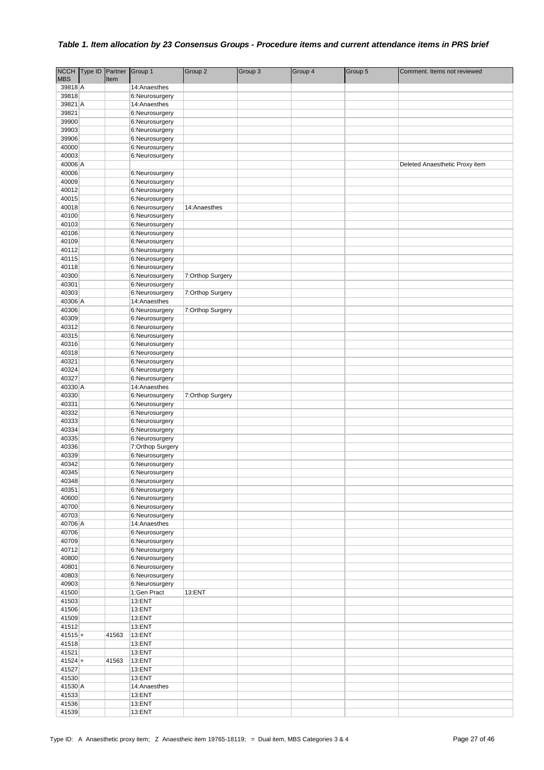### *Table 1. Item allocation by 23 Consensus Groups - Procedure items and current attendance items in PRS brief*

| NCCH MBS | Type ID | Partner Item | Group 1 | Group 2 | Group 3 | Group 4 | Group 5 | Comment. Items not reviewed |
|---|---|---|---|---|---|---|---|---|
| 39818 | A | | 14:Anaesthes | | | | | |
| 39818 | | | 6:Neurosurgery | | | | | |
| 39821 | A | | 14:Anaesthes | | | | | |
| 39821 | | | 6:Neurosurgery | | | | | |
| 39900 | | | 6:Neurosurgery | | | | | |
| 39903 | | | 6:Neurosurgery | | | | | |
| 39906 | | | 6:Neurosurgery | | | | | |
| 40000 | | | 6:Neurosurgery | | | | | |
| 40003 | | | 6:Neurosurgery | | | | | |
| 40006 | A | | | | | | | Deleted Anaesthetic Proxy item |
| 40006 | | | 6:Neurosurgery | | | | | |
| 40009 | | | 6:Neurosurgery | | | | | |
| 40012 | | | 6:Neurosurgery | | | | | |
| 40015 | | | 6:Neurosurgery | | | | | |
| 40018 | | | 6:Neurosurgery | 14:Anaesthes | | | | |
| 40100 | | | 6:Neurosurgery | | | | | |
| 40103 | | | 6:Neurosurgery | | | | | |
| 40106 | | | 6:Neurosurgery | | | | | |
| 40109 | | | 6:Neurosurgery | | | | | |
| 40112 | | | 6:Neurosurgery | | | | | |
| 40115 | | | 6:Neurosurgery | | | | | |
| 40118 | | | 6:Neurosurgery | | | | | |
| 40300 | | | 6:Neurosurgery | 7:Orthop Surgery | | | | |
| 40301 | | | 6:Neurosurgery | | | | | |
| 40303 | | | 6:Neurosurgery | 7:Orthop Surgery | | | | |
| 40306 | A | | 14:Anaesthes | | | | | |
| 40306 | | | 6:Neurosurgery | 7:Orthop Surgery | | | | |
| 40309 | | | 6:Neurosurgery | | | | | |
| 40312 | | | 6:Neurosurgery | | | | | |
| 40315 | | | 6:Neurosurgery | | | | | |
| 40316 | | | 6:Neurosurgery | | | | | |
| 40318 | | | 6:Neurosurgery | | | | | |
| 40321 | | | 6:Neurosurgery | | | | | |
| 40324 | | | 6:Neurosurgery | | | | | |
| 40327 | | | 6:Neurosurgery | | | | | |
| 40330 | A | | 14:Anaesthes | | | | | |
| 40330 | | | 6:Neurosurgery | 7:Orthop Surgery | | | | |
| 40331 | | | 6:Neurosurgery | | | | | |
| 40332 | | | 6:Neurosurgery | | | | | |
| 40333 | | | 6:Neurosurgery | | | | | |
| 40334 | | | 6:Neurosurgery | | | | | |
| 40335 | | | 6:Neurosurgery | | | | | |
| 40336 | | | 7:Orthop Surgery | | | | | |
| 40339 | | | 6:Neurosurgery | | | | | |
| 40342 | | | 6:Neurosurgery | | | | | |
| 40345 | | | 6:Neurosurgery | | | | | |
| 40348 | | | 6:Neurosurgery | | | | | |
| 40351 | | | 6:Neurosurgery | | | | | |
| 40600 | | | 6:Neurosurgery | | | | | |
| 40700 | | | 6:Neurosurgery | | | | | |
| 40703 | | | 6:Neurosurgery | | | | | |
| 40706 | A | | 14:Anaesthes | | | | | |
| 40706 | | | 6:Neurosurgery | | | | | |
| 40709 | | | 6:Neurosurgery | | | | | |
| 40712 | | | 6:Neurosurgery | | | | | |
| 40800 | | | 6:Neurosurgery | | | | | |
| 40801 | | | 6:Neurosurgery | | | | | |
| 40803 | | | 6:Neurosurgery | | | | | |
| 40903 | | | 6:Neurosurgery | | | | | |
| 41500 | | | 1:Gen Pract | 13:ENT | | | | |
| 41503 | | | 13:ENT | | | | | |
| 41506 | | | 13:ENT | | | | | |
| 41509 | | | 13:ENT | | | | | |
| 41512 | | | 13:ENT | | | | | |
| 41515 | + | 41563 | 13:ENT | | | | | |
| 41518 | | | 13:ENT | | | | | |
| 41521 | | | 13:ENT | | | | | |
| 41524 | + | 41563 | 13:ENT | | | | | |
| 41527 | | | 13:ENT | | | | | |
| 41530 | | | 13:ENT | | | | | |
| 41530 | A | | 14:Anaesthes | | | | | |
| 41533 | | | 13:ENT | | | | | |
| 41536 | | | 13:ENT | | | | | |
| 41539 | | | 13:ENT | | | | | |

Type ID: A Anaesthetic proxy item; Z Anaestheic item 19765-18119; = Dual item, MBS Categories 3 & 4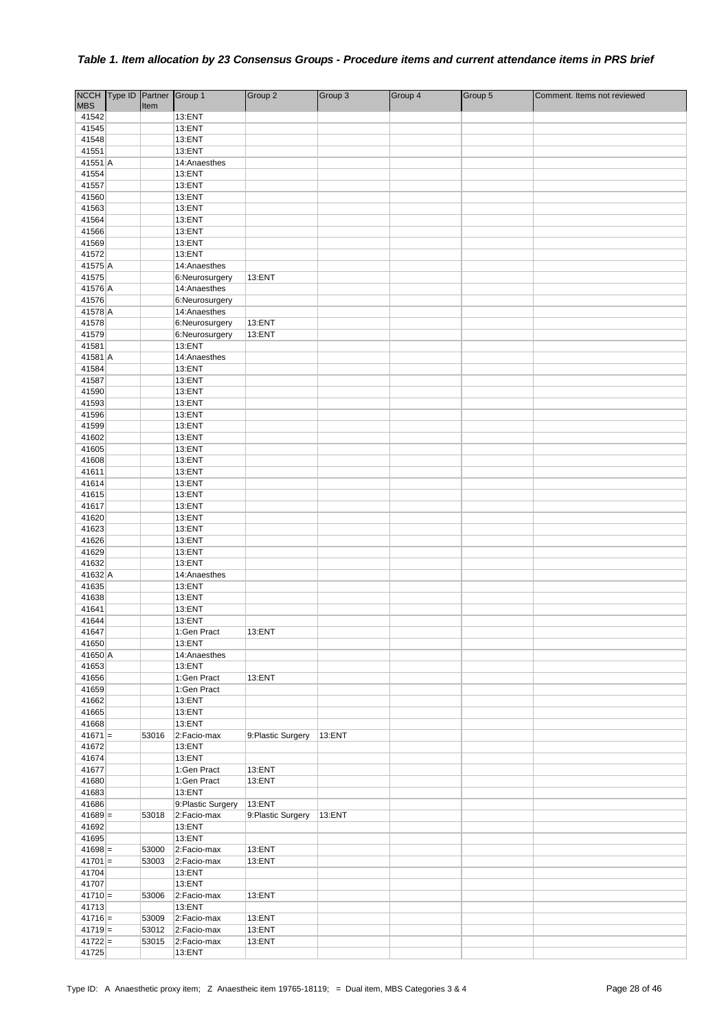### *Table 1. Item allocation by 23 Consensus Groups - Procedure items and current attendance items in PRS brief*

| NCCH MBS | Type ID | Partner Item | Group 1 | Group 2 | Group 3 | Group 4 | Group 5 | Comment. Items not reviewed |
|---|---|---|---|---|---|---|---|---|
| 41542 | | | 13:ENT | | | | | |
| 41545 | | | 13:ENT | | | | | |
| 41548 | | | 13:ENT | | | | | |
| 41551 | | | 13:ENT | | | | | |
| 41551 | A | | 14:Anaesthes | | | | | |
| 41554 | | | 13:ENT | | | | | |
| 41557 | | | 13:ENT | | | | | |
| 41560 | | | 13:ENT | | | | | |
| 41563 | | | 13:ENT | | | | | |
| 41564 | | | 13:ENT | | | | | |
| 41566 | | | 13:ENT | | | | | |
| 41569 | | | 13:ENT | | | | | |
| 41572 | | | 13:ENT | | | | | |
| 41575 | A | | 14:Anaesthes | | | | | |
| 41575 | | | 6:Neurosurgery | 13:ENT | | | | |
| 41576 | A | | 14:Anaesthes | | | | | |
| 41576 | | | 6:Neurosurgery | | | | | |
| 41578 | A | | 14:Anaesthes | | | | | |
| 41578 | | | 6:Neurosurgery | 13:ENT | | | | |
| 41579 | | | 6:Neurosurgery | 13:ENT | | | | |
| 41581 | | | 13:ENT | | | | | |
| 41581 | A | | 14:Anaesthes | | | | | |
| 41584 | | | 13:ENT | | | | | |
| 41587 | | | 13:ENT | | | | | |
| 41590 | | | 13:ENT | | | | | |
| 41593 | | | 13:ENT | | | | | |
| 41596 | | | 13:ENT | | | | | |
| 41599 | | | 13:ENT | | | | | |
| 41602 | | | 13:ENT | | | | | |
| 41605 | | | 13:ENT | | | | | |
| 41608 | | | 13:ENT | | | | | |
| 41611 | | | 13:ENT | | | | | |
| 41614 | | | 13:ENT | | | | | |
| 41615 | | | 13:ENT | | | | | |
| 41617 | | | 13:ENT | | | | | |
| 41620 | | | 13:ENT | | | | | |
| 41623 | | | 13:ENT | | | | | |
| 41626 | | | 13:ENT | | | | | |
| 41629 | | | 13:ENT | | | | | |
| 41632 | | | 13:ENT | | | | | |
| 41632 | A | | 14:Anaesthes | | | | | |
| 41635 | | | 13:ENT | | | | | |
| 41638 | | | 13:ENT | | | | | |
| 41641 | | | 13:ENT | | | | | |
| 41644 | | | 13:ENT | | | | | |
| 41647 | | | 1:Gen Pract | 13:ENT | | | | |
| 41650 | | | 13:ENT | | | | | |
| 41650 | A | | 14:Anaesthes | | | | | |
| 41653 | | | 13:ENT | | | | | |
| 41656 | | | 1:Gen Pract | 13:ENT | | | | |
| 41659 | | | 1:Gen Pract | | | | | |
| 41662 | | | 13:ENT | | | | | |
| 41665 | | | 13:ENT | | | | | |
| 41668 | | | 13:ENT | | | | | |
| 41671 | = | 53016 | 2:Facio-max | 9:Plastic Surgery | 13:ENT | | | |
| 41672 | | | 13:ENT | | | | | |
| 41674 | | | 13:ENT | | | | | |
| 41677 | | | 1:Gen Pract | 13:ENT | | | | |
| 41680 | | | 1:Gen Pract | 13:ENT | | | | |
| 41683 | | | 13:ENT | | | | | |
| 41686 | | | 9:Plastic Surgery | 13:ENT | | | | |
| 41689 | = | 53018 | 2:Facio-max | 9:Plastic Surgery | 13:ENT | | | |
| 41692 | | | 13:ENT | | | | | |
| 41695 | | | 13:ENT | | | | | |
| 41698 | = | 53000 | 2:Facio-max | 13:ENT | | | | |
| 41701 | = | 53003 | 2:Facio-max | 13:ENT | | | | |
| 41704 | | | 13:ENT | | | | | |
| 41707 | | | 13:ENT | | | | | |
| 41710 | = | 53006 | 2:Facio-max | 13:ENT | | | | |
| 41713 | | | 13:ENT | | | | | |
| 41716 | = | 53009 | 2:Facio-max | 13:ENT | | | | |
| 41719 | = | 53012 | 2:Facio-max | 13:ENT | | | | |
| 41722 | = | 53015 | 2:Facio-max | 13:ENT | | | | |
| 41725 | | | 13:ENT | | | | | |

Type ID: A Anaesthetic proxy item; Z Anaestheic item 19765-18119; = Dual item, MBS Categories 3 & 4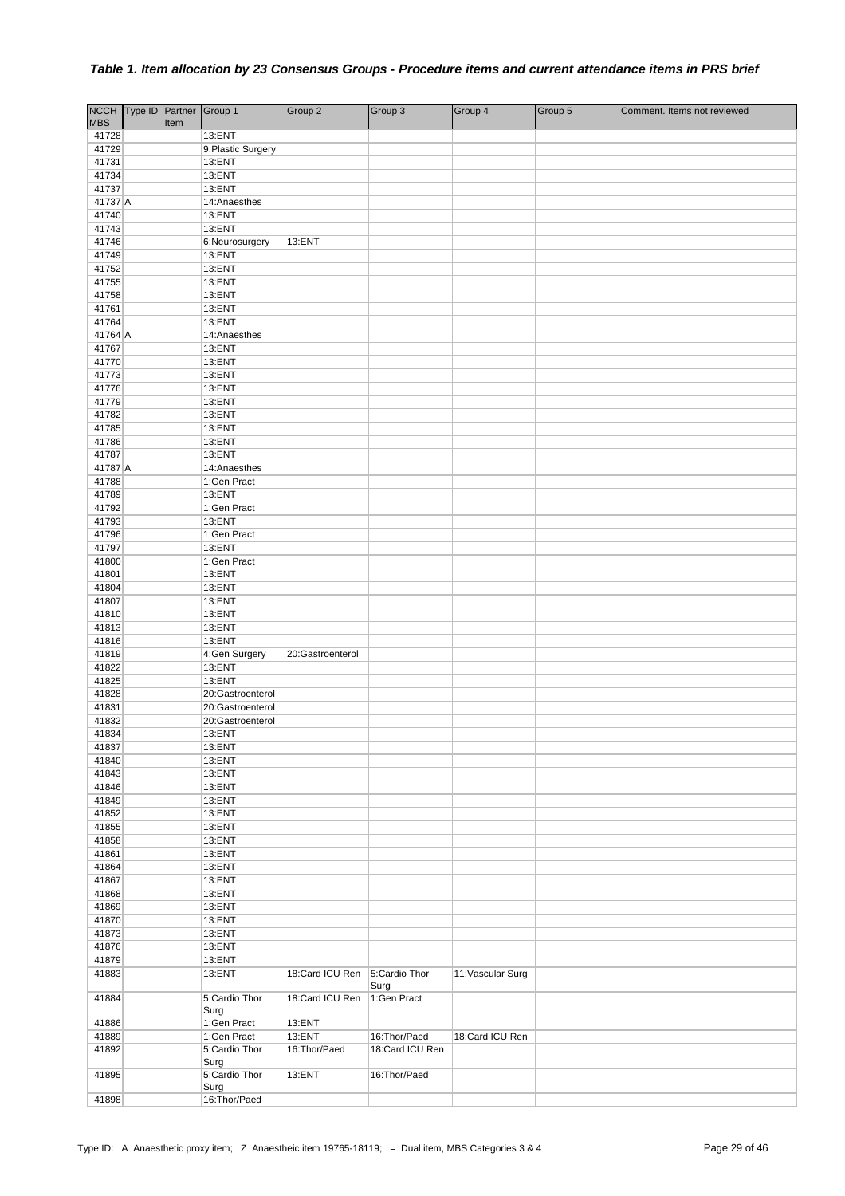## *Table 1. Item allocation by 23 Consensus Groups - Procedure items and current attendance items in PRS brief*

| NCCH MBS | Type ID | Partner Item | Group 1 | Group 2 | Group 3 | Group 4 | Group 5 | Comment. Items not reviewed |
|---|---|---|---|---|---|---|---|---|
| 41728 | | | 13:ENT | | | | | |
| 41729 | | | 9:Plastic Surgery | | | | | |
| 41731 | | | 13:ENT | | | | | |
| 41734 | | | 13:ENT | | | | | |
| 41737 | | | 13:ENT | | | | | |
| 41737 | A | | 14:Anaesthes | | | | | |
| 41740 | | | 13:ENT | | | | | |
| 41743 | | | 13:ENT | | | | | |
| 41746 | | | 6:Neurosurgery | 13:ENT | | | | |
| 41749 | | | 13:ENT | | | | | |
| 41752 | | | 13:ENT | | | | | |
| 41755 | | | 13:ENT | | | | | |
| 41758 | | | 13:ENT | | | | | |
| 41761 | | | 13:ENT | | | | | |
| 41764 | | | 13:ENT | | | | | |
| 41764 | A | | 14:Anaesthes | | | | | |
| 41767 | | | 13:ENT | | | | | |
| 41770 | | | 13:ENT | | | | | |
| 41773 | | | 13:ENT | | | | | |
| 41776 | | | 13:ENT | | | | | |
| 41779 | | | 13:ENT | | | | | |
| 41782 | | | 13:ENT | | | | | |
| 41785 | | | 13:ENT | | | | | |
| 41786 | | | 13:ENT | | | | | |
| 41787 | | | 13:ENT | | | | | |
| 41787 | A | | 14:Anaesthes | | | | | |
| 41788 | | | 1:Gen Pract | | | | | |
| 41789 | | | 13:ENT | | | | | |
| 41792 | | | 1:Gen Pract | | | | | |
| 41793 | | | 13:ENT | | | | | |
| 41796 | | | 1:Gen Pract | | | | | |
| 41797 | | | 13:ENT | | | | | |
| 41800 | | | 1:Gen Pract | | | | | |
| 41801 | | | 13:ENT | | | | | |
| 41804 | | | 13:ENT | | | | | |
| 41807 | | | 13:ENT | | | | | |
| 41810 | | | 13:ENT | | | | | |
| 41813 | | | 13:ENT | | | | | |
| 41816 | | | 13:ENT | | | | | |
| 41819 | | | 4:Gen Surgery | 20:Gastroenterol | | | | |
| 41822 | | | 13:ENT | | | | | |
| 41825 | | | 13:ENT | | | | | |
| 41828 | | | 20:Gastroenterol | | | | | |
| 41831 | | | 20:Gastroenterol | | | | | |
| 41832 | | | 20:Gastroenterol | | | | | |
| 41834 | | | 13:ENT | | | | | |
| 41837 | | | 13:ENT | | | | | |
| 41840 | | | 13:ENT | | | | | |
| 41843 | | | 13:ENT | | | | | |
| 41846 | | | 13:ENT | | | | | |
| 41849 | | | 13:ENT | | | | | |
| 41852 | | | 13:ENT | | | | | |
| 41855 | | | 13:ENT | | | | | |
| 41858 | | | 13:ENT | | | | | |
| 41861 | | | 13:ENT | | | | | |
| 41864 | | | 13:ENT | | | | | |
| 41867 | | | 13:ENT | | | | | |
| 41868 | | | 13:ENT | | | | | |
| 41869 | | | 13:ENT | | | | | |
| 41870 | | | 13:ENT | | | | | |
| 41873 | | | 13:ENT | | | | | |
| 41876 | | | 13:ENT | | | | | |
| 41879 | | | 13:ENT | | | | | |
| 41883 | | | 13:ENT | 18:Card ICU Ren | 5:Cardio Thor Surg | 11:Vascular Surg | | |
| 41884 | | | 5:Cardio Thor Surg | 18:Card ICU Ren | 1:Gen Pract | | | |
| 41886 | | | 1:Gen Pract | 13:ENT | | | | |
| 41889 | | | 1:Gen Pract | 13:ENT | 16:Thor/Paed | 18:Card ICU Ren | | |
| 41892 | | | 5:Cardio Thor Surg | 16:Thor/Paed | 18:Card ICU Ren | | | |
| 41895 | | | 5:Cardio Thor Surg | 13:ENT | 16:Thor/Paed | | | |
| 41898 | | | 16:Thor/Paed | | | | | |

Type ID: A Anaesthetic proxy item; Z Anaestheic item 19765-18119; = Dual item, MBS Categories 3 & 4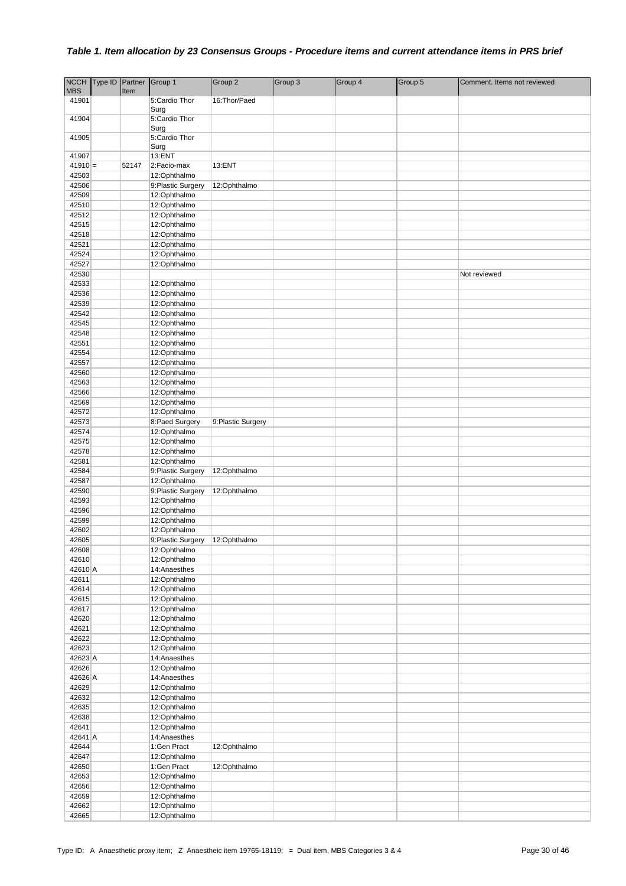### *Table 1. Item allocation by 23 Consensus Groups - Procedure items and current attendance items in PRS brief*

| NCCH MBS | Type ID | Partner Item | Group 1 | Group 2 | Group 3 | Group 4 | Group 5 | Comment. Items not reviewed |
|---|---|---|---|---|---|---|---|---|
| 41901 | | | 5:Cardio Thor Surg | 16:Thor/Paed | | | | |
| 41904 | | | 5:Cardio Thor Surg | | | | | |
| 41905 | | | 5:Cardio Thor Surg | | | | | |
| 41907 | | | 13:ENT | | | | | |
| 41910 | = | 52147 | 2:Facio-max | 13:ENT | | | | |
| 42503 | | | 12:Ophthalmo | | | | | |
| 42506 | | | 9:Plastic Surgery | 12:Ophthalmo | | | | |
| 42509 | | | 12:Ophthalmo | | | | | |
| 42510 | | | 12:Ophthalmo | | | | | |
| 42512 | | | 12:Ophthalmo | | | | | |
| 42515 | | | 12:Ophthalmo | | | | | |
| 42518 | | | 12:Ophthalmo | | | | | |
| 42521 | | | 12:Ophthalmo | | | | | |
| 42524 | | | 12:Ophthalmo | | | | | |
| 42527 | | | 12:Ophthalmo | | | | | |
| 42530 | | | | | | | | Not reviewed |
| 42533 | | | 12:Ophthalmo | | | | | |
| 42536 | | | 12:Ophthalmo | | | | | |
| 42539 | | | 12:Ophthalmo | | | | | |
| 42542 | | | 12:Ophthalmo | | | | | |
| 42545 | | | 12:Ophthalmo | | | | | |
| 42548 | | | 12:Ophthalmo | | | | | |
| 42551 | | | 12:Ophthalmo | | | | | |
| 42554 | | | 12:Ophthalmo | | | | | |
| 42557 | | | 12:Ophthalmo | | | | | |
| 42560 | | | 12:Ophthalmo | | | | | |
| 42563 | | | 12:Ophthalmo | | | | | |
| 42566 | | | 12:Ophthalmo | | | | | |
| 42569 | | | 12:Ophthalmo | | | | | |
| 42572 | | | 12:Ophthalmo | | | | | |
| 42573 | | | 8:Paed Surgery | 9:Plastic Surgery | | | | |
| 42574 | | | 12:Ophthalmo | | | | | |
| 42575 | | | 12:Ophthalmo | | | | | |
| 42578 | | | 12:Ophthalmo | | | | | |
| 42581 | | | 12:Ophthalmo | | | | | |
| 42584 | | | 9:Plastic Surgery | 12:Ophthalmo | | | | |
| 42587 | | | 12:Ophthalmo | | | | | |
| 42590 | | | 9:Plastic Surgery | 12:Ophthalmo | | | | |
| 42593 | | | 12:Ophthalmo | | | | | |
| 42596 | | | 12:Ophthalmo | | | | | |
| 42599 | | | 12:Ophthalmo | | | | | |
| 42602 | | | 12:Ophthalmo | | | | | |
| 42605 | | | 9:Plastic Surgery | 12:Ophthalmo | | | | |
| 42608 | | | 12:Ophthalmo | | | | | |
| 42610 | | | 12:Ophthalmo | | | | | |
| 42610 | A | | 14:Anaesthes | | | | | |
| 42611 | | | 12:Ophthalmo | | | | | |
| 42614 | | | 12:Ophthalmo | | | | | |
| 42615 | | | 12:Ophthalmo | | | | | |
| 42617 | | | 12:Ophthalmo | | | | | |
| 42620 | | | 12:Ophthalmo | | | | | |
| 42621 | | | 12:Ophthalmo | | | | | |
| 42622 | | | 12:Ophthalmo | | | | | |
| 42623 | | | 12:Ophthalmo | | | | | |
| 42623 | A | | 14:Anaesthes | | | | | |
| 42626 | | | 12:Ophthalmo | | | | | |
| 42626 | A | | 14:Anaesthes | | | | | |
| 42629 | | | 12:Ophthalmo | | | | | |
| 42632 | | | 12:Ophthalmo | | | | | |
| 42635 | | | 12:Ophthalmo | | | | | |
| 42638 | | | 12:Ophthalmo | | | | | |
| 42641 | | | 12:Ophthalmo | | | | | |
| 42641 | A | | 14:Anaesthes | | | | | |
| 42644 | | | 1:Gen Pract | 12:Ophthalmo | | | | |
| 42647 | | | 12:Ophthalmo | | | | | |
| 42650 | | | 1:Gen Pract | 12:Ophthalmo | | | | |
| 42653 | | | 12:Ophthalmo | | | | | |
| 42656 | | | 12:Ophthalmo | | | | | |
| 42659 | | | 12:Ophthalmo | | | | | |
| 42662 | | | 12:Ophthalmo | | | | | |
| 42665 | | | 12:Ophthalmo | | | | | |

Type ID: A Anaesthetic proxy item; Z Anaesthetic item 19765-18119; = Dual item, MBS Categories 3 & 4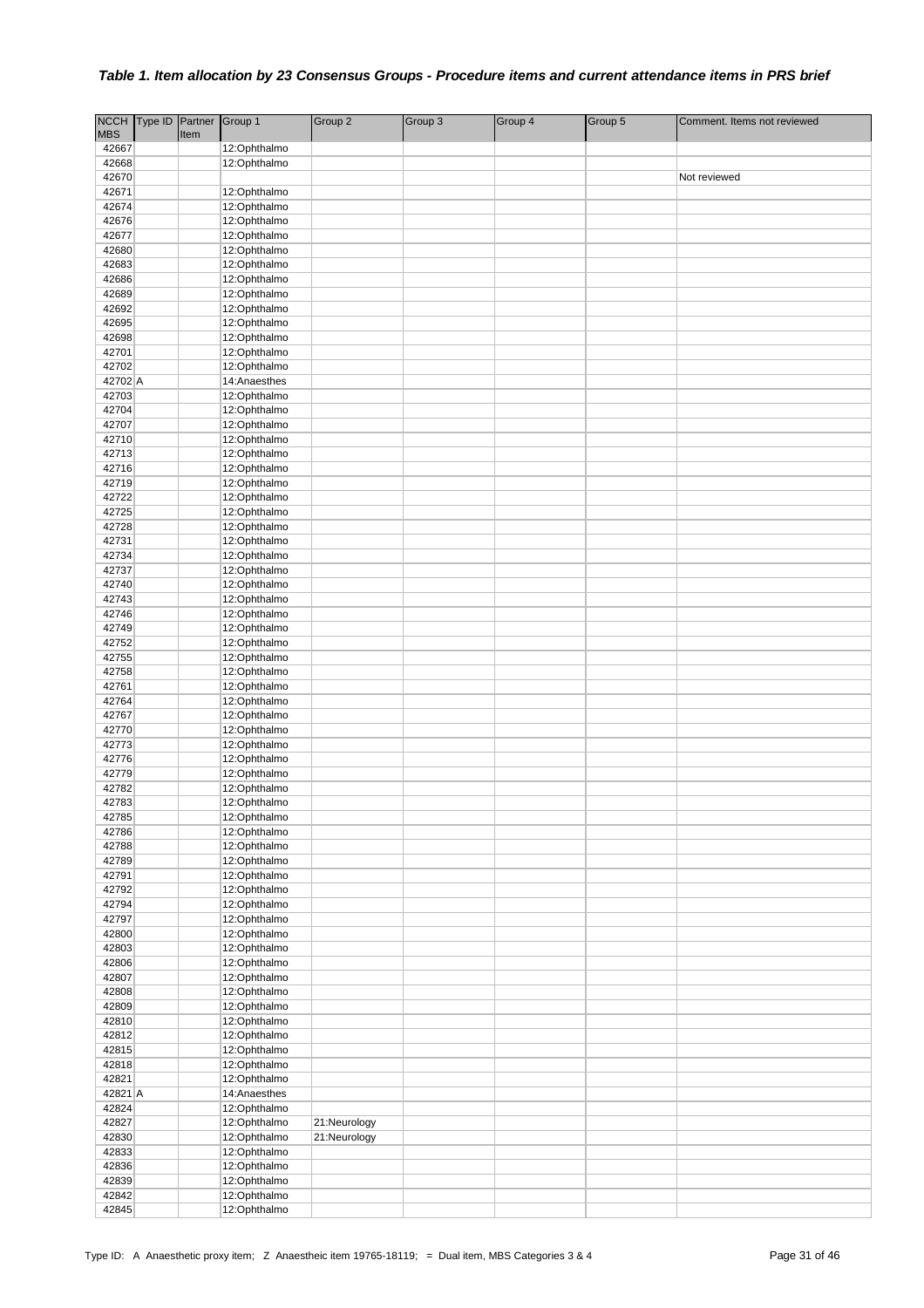### *Table 1. Item allocation by 23 Consensus Groups - Procedure items and current attendance items in PRS brief*

| NCCH MBS | Type ID | Partner Item | Group 1 | Group 2 | Group 3 | Group 4 | Group 5 | Comment. Items not reviewed |
|---|---|---|---|---|---|---|---|---|
| 42667 | | | 12:Ophthalmo | | | | | |
| 42668 | | | 12:Ophthalmo | | | | | |
| 42670 | | | | | | | | Not reviewed |
| 42671 | | | 12:Ophthalmo | | | | | |
| 42674 | | | 12:Ophthalmo | | | | | |
| 42676 | | | 12:Ophthalmo | | | | | |
| 42677 | | | 12:Ophthalmo | | | | | |
| 42680 | | | 12:Ophthalmo | | | | | |
| 42683 | | | 12:Ophthalmo | | | | | |
| 42686 | | | 12:Ophthalmo | | | | | |
| 42689 | | | 12:Ophthalmo | | | | | |
| 42692 | | | 12:Ophthalmo | | | | | |
| 42695 | | | 12:Ophthalmo | | | | | |
| 42698 | | | 12:Ophthalmo | | | | | |
| 42701 | | | 12:Ophthalmo | | | | | |
| 42702 | | | 12:Ophthalmo | | | | | |
| 42702 | A | | 14:Anaesthes | | | | | |
| 42703 | | | 12:Ophthalmo | | | | | |
| 42704 | | | 12:Ophthalmo | | | | | |
| 42707 | | | 12:Ophthalmo | | | | | |
| 42710 | | | 12:Ophthalmo | | | | | |
| 42713 | | | 12:Ophthalmo | | | | | |
| 42716 | | | 12:Ophthalmo | | | | | |
| 42719 | | | 12:Ophthalmo | | | | | |
| 42722 | | | 12:Ophthalmo | | | | | |
| 42725 | | | 12:Ophthalmo | | | | | |
| 42728 | | | 12:Ophthalmo | | | | | |
| 42731 | | | 12:Ophthalmo | | | | | |
| 42734 | | | 12:Ophthalmo | | | | | |
| 42737 | | | 12:Ophthalmo | | | | | |
| 42740 | | | 12:Ophthalmo | | | | | |
| 42743 | | | 12:Ophthalmo | | | | | |
| 42746 | | | 12:Ophthalmo | | | | | |
| 42749 | | | 12:Ophthalmo | | | | | |
| 42752 | | | 12:Ophthalmo | | | | | |
| 42755 | | | 12:Ophthalmo | | | | | |
| 42758 | | | 12:Ophthalmo | | | | | |
| 42761 | | | 12:Ophthalmo | | | | | |
| 42764 | | | 12:Ophthalmo | | | | | |
| 42767 | | | 12:Ophthalmo | | | | | |
| 42770 | | | 12:Ophthalmo | | | | | |
| 42773 | | | 12:Ophthalmo | | | | | |
| 42776 | | | 12:Ophthalmo | | | | | |
| 42779 | | | 12:Ophthalmo | | | | | |
| 42782 | | | 12:Ophthalmo | | | | | |
| 42783 | | | 12:Ophthalmo | | | | | |
| 42785 | | | 12:Ophthalmo | | | | | |
| 42786 | | | 12:Ophthalmo | | | | | |
| 42788 | | | 12:Ophthalmo | | | | | |
| 42789 | | | 12:Ophthalmo | | | | | |
| 42791 | | | 12:Ophthalmo | | | | | |
| 42792 | | | 12:Ophthalmo | | | | | |
| 42794 | | | 12:Ophthalmo | | | | | |
| 42797 | | | 12:Ophthalmo | | | | | |
| 42800 | | | 12:Ophthalmo | | | | | |
| 42803 | | | 12:Ophthalmo | | | | | |
| 42806 | | | 12:Ophthalmo | | | | | |
| 42807 | | | 12:Ophthalmo | | | | | |
| 42808 | | | 12:Ophthalmo | | | | | |
| 42809 | | | 12:Ophthalmo | | | | | |
| 42810 | | | 12:Ophthalmo | | | | | |
| 42812 | | | 12:Ophthalmo | | | | | |
| 42815 | | | 12:Ophthalmo | | | | | |
| 42818 | | | 12:Ophthalmo | | | | | |
| 42821 | | | 12:Ophthalmo | | | | | |
| 42821 | A | | 14:Anaesthes | | | | | |
| 42824 | | | 12:Ophthalmo | | | | | |
| 42827 | | | 12:Ophthalmo | 21:Neurology | | | | |
| 42830 | | | 12:Ophthalmo | 21:Neurology | | | | |
| 42833 | | | 12:Ophthalmo | | | | | |
| 42836 | | | 12:Ophthalmo | | | | | |
| 42839 | | | 12:Ophthalmo | | | | | |
| 42842 | | | 12:Ophthalmo | | | | | |
| 42845 | | | 12:Ophthalmo | | | | | |

Type ID: A Anaesthetic proxy item; Z Anaestheic item 19765-18119; = Dual item, MBS Categories 3 & 4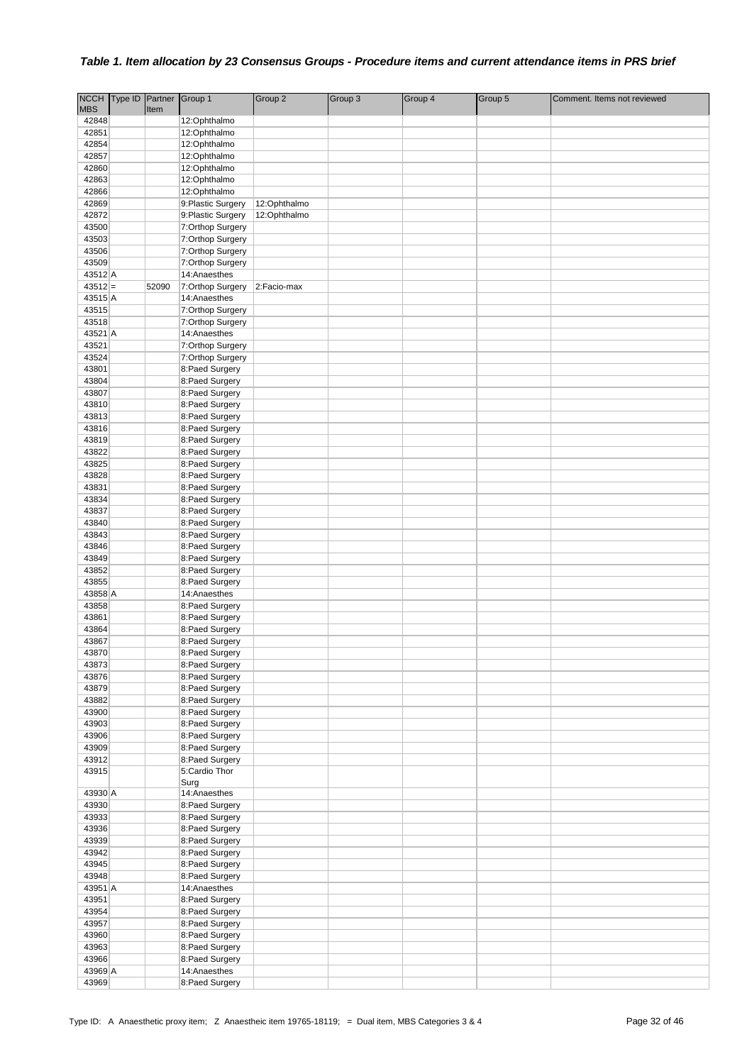### *Table 1. Item allocation by 23 Consensus Groups - Procedure items and current attendance items in PRS brief*

| NCCH MBS | Type ID | Partner Item | Group 1 | Group 2 | Group 3 | Group 4 | Group 5 | Comment. Items not reviewed |
|---|---|---|---|---|---|---|---|---|
| 42848 | | | 12:Ophthalmo | | | | | |
| 42851 | | | 12:Ophthalmo | | | | | |
| 42854 | | | 12:Ophthalmo | | | | | |
| 42857 | | | 12:Ophthalmo | | | | | |
| 42860 | | | 12:Ophthalmo | | | | | |
| 42863 | | | 12:Ophthalmo | | | | | |
| 42866 | | | 12:Ophthalmo | | | | | |
| 42869 | | | 9:Plastic Surgery | 12:Ophthalmo | | | | |
| 42872 | | | 9:Plastic Surgery | 12:Ophthalmo | | | | |
| 43500 | | | 7:Orthop Surgery | | | | | |
| 43503 | | | 7:Orthop Surgery | | | | | |
| 43506 | | | 7:Orthop Surgery | | | | | |
| 43509 | | | 7:Orthop Surgery | | | | | |
| 43512 | A | | 14:Anaesthes | | | | | |
| 43512 | = | 52090 | 7:Orthop Surgery | 2:Facio-max | | | | |
| 43515 | A | | 14:Anaesthes | | | | | |
| 43515 | | | 7:Orthop Surgery | | | | | |
| 43518 | | | 7:Orthop Surgery | | | | | |
| 43521 | A | | 14:Anaesthes | | | | | |
| 43521 | | | 7:Orthop Surgery | | | | | |
| 43524 | | | 7:Orthop Surgery | | | | | |
| 43801 | | | 8:Paed Surgery | | | | | |
| 43804 | | | 8:Paed Surgery | | | | | |
| 43807 | | | 8:Paed Surgery | | | | | |
| 43810 | | | 8:Paed Surgery | | | | | |
| 43813 | | | 8:Paed Surgery | | | | | |
| 43816 | | | 8:Paed Surgery | | | | | |
| 43819 | | | 8:Paed Surgery | | | | | |
| 43822 | | | 8:Paed Surgery | | | | | |
| 43825 | | | 8:Paed Surgery | | | | | |
| 43828 | | | 8:Paed Surgery | | | | | |
| 43831 | | | 8:Paed Surgery | | | | | |
| 43834 | | | 8:Paed Surgery | | | | | |
| 43837 | | | 8:Paed Surgery | | | | | |
| 43840 | | | 8:Paed Surgery | | | | | |
| 43843 | | | 8:Paed Surgery | | | | | |
| 43846 | | | 8:Paed Surgery | | | | | |
| 43849 | | | 8:Paed Surgery | | | | | |
| 43852 | | | 8:Paed Surgery | | | | | |
| 43855 | | | 8:Paed Surgery | | | | | |
| 43858 | A | | 14:Anaesthes | | | | | |
| 43858 | | | 8:Paed Surgery | | | | | |
| 43861 | | | 8:Paed Surgery | | | | | |
| 43864 | | | 8:Paed Surgery | | | | | |
| 43867 | | | 8:Paed Surgery | | | | | |
| 43870 | | | 8:Paed Surgery | | | | | |
| 43873 | | | 8:Paed Surgery | | | | | |
| 43876 | | | 8:Paed Surgery | | | | | |
| 43879 | | | 8:Paed Surgery | | | | | |
| 43882 | | | 8:Paed Surgery | | | | | |
| 43900 | | | 8:Paed Surgery | | | | | |
| 43903 | | | 8:Paed Surgery | | | | | |
| 43906 | | | 8:Paed Surgery | | | | | |
| 43909 | | | 8:Paed Surgery | | | | | |
| 43912 | | | 8:Paed Surgery | | | | | |
| 43915 | | | 5:Cardio Thor Surg | | | | | |
| 43930 | A | | 14:Anaesthes | | | | | |
| 43930 | | | 8:Paed Surgery | | | | | |
| 43933 | | | 8:Paed Surgery | | | | | |
| 43936 | | | 8:Paed Surgery | | | | | |
| 43939 | | | 8:Paed Surgery | | | | | |
| 43942 | | | 8:Paed Surgery | | | | | |
| 43945 | | | 8:Paed Surgery | | | | | |
| 43948 | | | 8:Paed Surgery | | | | | |
| 43951 | A | | 14:Anaesthes | | | | | |
| 43951 | | | 8:Paed Surgery | | | | | |
| 43954 | | | 8:Paed Surgery | | | | | |
| 43957 | | | 8:Paed Surgery | | | | | |
| 43960 | | | 8:Paed Surgery | | | | | |
| 43963 | | | 8:Paed Surgery | | | | | |
| 43966 | | | 8:Paed Surgery | | | | | |
| 43969 | A | | 14:Anaesthes | | | | | |
| 43969 | | | 8:Paed Surgery | | | | | |

Type ID: A Anaesthetic proxy item; Z Anaestheic item 19765-18119; = Dual item, MBS Categories 3 & 4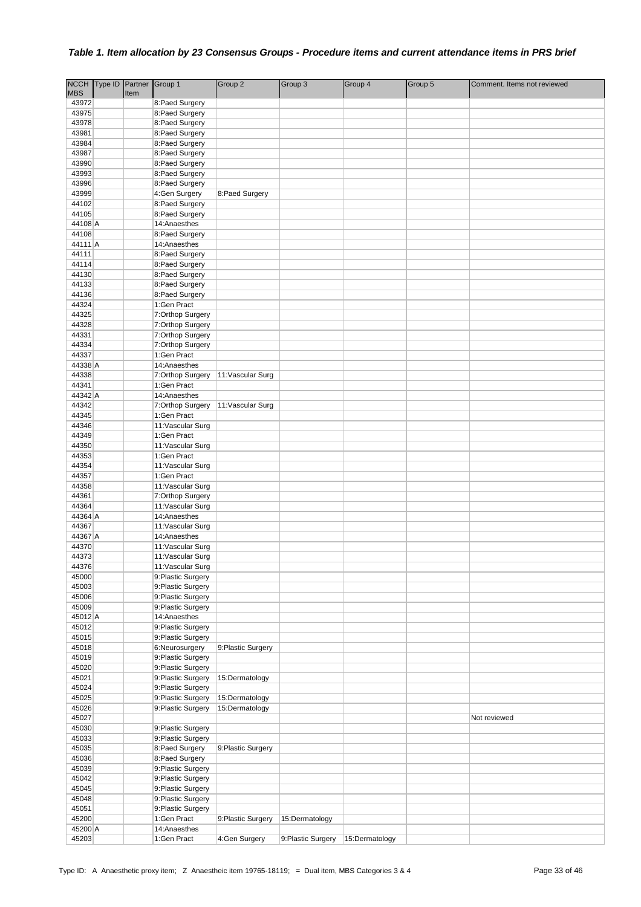### *Table 1. Item allocation by 23 Consensus Groups - Procedure items and current attendance items in PRS brief*

| NCCH MBS | Type ID | Partner Item | Group 1 | Group 2 | Group 3 | Group 4 | Group 5 | Comment. Items not reviewed |
|---|---|---|---|---|---|---|---|---|
| 43972 | | | 8:Paed Surgery | | | | | |
| 43975 | | | 8:Paed Surgery | | | | | |
| 43978 | | | 8:Paed Surgery | | | | | |
| 43981 | | | 8:Paed Surgery | | | | | |
| 43984 | | | 8:Paed Surgery | | | | | |
| 43987 | | | 8:Paed Surgery | | | | | |
| 43990 | | | 8:Paed Surgery | | | | | |
| 43993 | | | 8:Paed Surgery | | | | | |
| 43996 | | | 8:Paed Surgery | | | | | |
| 43999 | | | 4:Gen Surgery | 8:Paed Surgery | | | | |
| 44102 | | | 8:Paed Surgery | | | | | |
| 44105 | | | 8:Paed Surgery | | | | | |
| 44108 | A | | 14:Anaesthes | | | | | |
| 44108 | | | 8:Paed Surgery | | | | | |
| 44111 | A | | 14:Anaesthes | | | | | |
| 44111 | | | 8:Paed Surgery | | | | | |
| 44114 | | | 8:Paed Surgery | | | | | |
| 44130 | | | 8:Paed Surgery | | | | | |
| 44133 | | | 8:Paed Surgery | | | | | |
| 44136 | | | 8:Paed Surgery | | | | | |
| 44324 | | | 1:Gen Pract | | | | | |
| 44325 | | | 7:Orthop Surgery | | | | | |
| 44328 | | | 7:Orthop Surgery | | | | | |
| 44331 | | | 7:Orthop Surgery | | | | | |
| 44334 | | | 7:Orthop Surgery | | | | | |
| 44337 | | | 1:Gen Pract | | | | | |
| 44338 | A | | 14:Anaesthes | | | | | |
| 44338 | | | 7:Orthop Surgery | 11:Vascular Surg | | | | |
| 44341 | | | 1:Gen Pract | | | | | |
| 44342 | A | | 14:Anaesthes | | | | | |
| 44342 | | | 7:Orthop Surgery | 11:Vascular Surg | | | | |
| 44345 | | | 1:Gen Pract | | | | | |
| 44346 | | | 11:Vascular Surg | | | | | |
| 44349 | | | 1:Gen Pract | | | | | |
| 44350 | | | 11:Vascular Surg | | | | | |
| 44353 | | | 1:Gen Pract | | | | | |
| 44354 | | | 11:Vascular Surg | | | | | |
| 44357 | | | 1:Gen Pract | | | | | |
| 44358 | | | 11:Vascular Surg | | | | | |
| 44361 | | | 7:Orthop Surgery | | | | | |
| 44364 | | | 11:Vascular Surg | | | | | |
| 44364 | A | | 14:Anaesthes | | | | | |
| 44367 | | | 11:Vascular Surg | | | | | |
| 44367 | A | | 14:Anaesthes | | | | | |
| 44370 | | | 11:Vascular Surg | | | | | |
| 44373 | | | 11:Vascular Surg | | | | | |
| 44376 | | | 11:Vascular Surg | | | | | |
| 45000 | | | 9:Plastic Surgery | | | | | |
| 45003 | | | 9:Plastic Surgery | | | | | |
| 45006 | | | 9:Plastic Surgery | | | | | |
| 45009 | | | 9:Plastic Surgery | | | | | |
| 45012 | A | | 14:Anaesthes | | | | | |
| 45012 | | | 9:Plastic Surgery | | | | | |
| 45015 | | | 9:Plastic Surgery | | | | | |
| 45018 | | | 6:Neurosurgery | 9:Plastic Surgery | | | | |
| 45019 | | | 9:Plastic Surgery | | | | | |
| 45020 | | | 9:Plastic Surgery | | | | | |
| 45021 | | | 9:Plastic Surgery | 15:Dermatology | | | | |
| 45024 | | | 9:Plastic Surgery | | | | | |
| 45025 | | | 9:Plastic Surgery | 15:Dermatology | | | | |
| 45026 | | | 9:Plastic Surgery | 15:Dermatology | | | | |
| 45027 | | | | | | | | Not reviewed |
| 45030 | | | 9:Plastic Surgery | | | | | |
| 45033 | | | 9:Plastic Surgery | | | | | |
| 45035 | | | 8:Paed Surgery | 9:Plastic Surgery | | | | |
| 45036 | | | 8:Paed Surgery | | | | | |
| 45039 | | | 9:Plastic Surgery | | | | | |
| 45042 | | | 9:Plastic Surgery | | | | | |
| 45045 | | | 9:Plastic Surgery | | | | | |
| 45048 | | | 9:Plastic Surgery | | | | | |
| 45051 | | | 9:Plastic Surgery | | | | | |
| 45200 | | | 1:Gen Pract | 9:Plastic Surgery | 15:Dermatology | | | |
| 45200 | A | | 14:Anaesthes | | | | | |
| 45203 | | | 1:Gen Pract | 4:Gen Surgery | 9:Plastic Surgery | 15:Dermatology | | |

Type ID: A Anaesthetic proxy item; Z Anaesthetic item 19765-18119; = Dual item, MBS Categories 3 & 4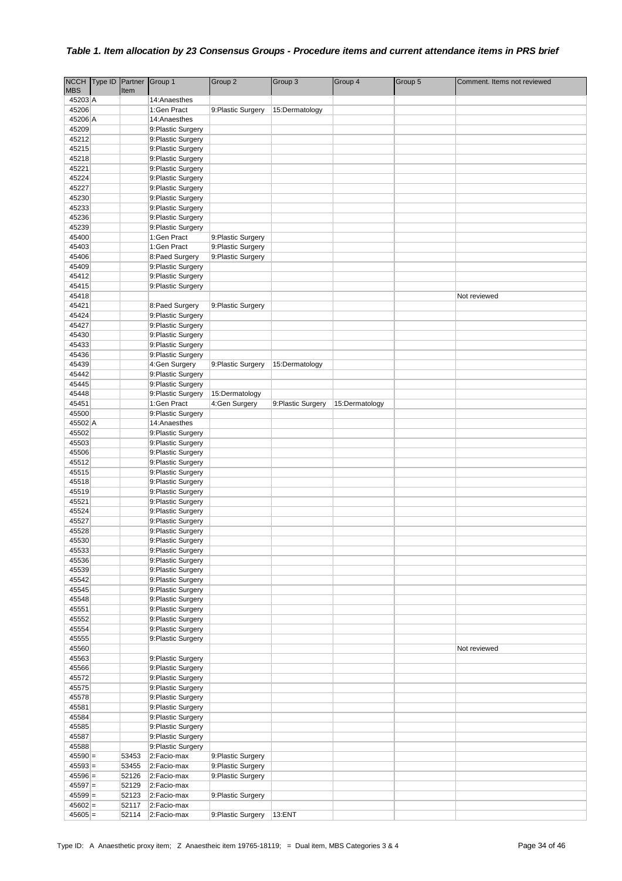### *Table 1. Item allocation by 23 Consensus Groups - Procedure items and current attendance items in PRS brief*

| NCCH MBS | Type ID | Partner Item | Group 1 | Group 2 | Group 3 | Group 4 | Group 5 | Comment. Items not reviewed |
|---|---|---|---|---|---|---|---|---|
| 45203 | A | | 14:Anaesthes | | | | | |
| 45206 | | | 1:Gen Pract | 9:Plastic Surgery | 15:Dermatology | | | |
| 45206 | A | | 14:Anaesthes | | | | | |
| 45209 | | | 9:Plastic Surgery | | | | | |
| 45212 | | | 9:Plastic Surgery | | | | | |
| 45215 | | | 9:Plastic Surgery | | | | | |
| 45218 | | | 9:Plastic Surgery | | | | | |
| 45221 | | | 9:Plastic Surgery | | | | | |
| 45224 | | | 9:Plastic Surgery | | | | | |
| 45227 | | | 9:Plastic Surgery | | | | | |
| 45230 | | | 9:Plastic Surgery | | | | | |
| 45233 | | | 9:Plastic Surgery | | | | | |
| 45236 | | | 9:Plastic Surgery | | | | | |
| 45239 | | | 9:Plastic Surgery | | | | | |
| 45400 | | | 1:Gen Pract | 9:Plastic Surgery | | | | |
| 45403 | | | 1:Gen Pract | 9:Plastic Surgery | | | | |
| 45406 | | | 8:Paed Surgery | 9:Plastic Surgery | | | | |
| 45409 | | | 9:Plastic Surgery | | | | | |
| 45412 | | | 9:Plastic Surgery | | | | | |
| 45415 | | | 9:Plastic Surgery | | | | | |
| 45418 | | | | | | | | Not reviewed |
| 45421 | | | 8:Paed Surgery | 9:Plastic Surgery | | | | |
| 45424 | | | 9:Plastic Surgery | | | | | |
| 45427 | | | 9:Plastic Surgery | | | | | |
| 45430 | | | 9:Plastic Surgery | | | | | |
| 45433 | | | 9:Plastic Surgery | | | | | |
| 45436 | | | 9:Plastic Surgery | | | | | |
| 45439 | | | 4:Gen Surgery | 9:Plastic Surgery | 15:Dermatology | | | |
| 45442 | | | 9:Plastic Surgery | | | | | |
| 45445 | | | 9:Plastic Surgery | | | | | |
| 45448 | | | 9:Plastic Surgery | 15:Dermatology | | | | |
| 45451 | | | 1:Gen Pract | 4:Gen Surgery | 9:Plastic Surgery | 15:Dermatology | | |
| 45500 | | | 9:Plastic Surgery | | | | | |
| 45502 | A | | 14:Anaesthes | | | | | |
| 45502 | | | 9:Plastic Surgery | | | | | |
| 45503 | | | 9:Plastic Surgery | | | | | |
| 45506 | | | 9:Plastic Surgery | | | | | |
| 45512 | | | 9:Plastic Surgery | | | | | |
| 45515 | | | 9:Plastic Surgery | | | | | |
| 45518 | | | 9:Plastic Surgery | | | | | |
| 45519 | | | 9:Plastic Surgery | | | | | |
| 45521 | | | 9:Plastic Surgery | | | | | |
| 45524 | | | 9:Plastic Surgery | | | | | |
| 45527 | | | 9:Plastic Surgery | | | | | |
| 45528 | | | 9:Plastic Surgery | | | | | |
| 45530 | | | 9:Plastic Surgery | | | | | |
| 45533 | | | 9:Plastic Surgery | | | | | |
| 45536 | | | 9:Plastic Surgery | | | | | |
| 45539 | | | 9:Plastic Surgery | | | | | |
| 45542 | | | 9:Plastic Surgery | | | | | |
| 45545 | | | 9:Plastic Surgery | | | | | |
| 45548 | | | 9:Plastic Surgery | | | | | |
| 45551 | | | 9:Plastic Surgery | | | | | |
| 45552 | | | 9:Plastic Surgery | | | | | |
| 45554 | | | 9:Plastic Surgery | | | | | |
| 45555 | | | 9:Plastic Surgery | | | | | |
| 45560 | | | | | | | | Not reviewed |
| 45563 | | | 9:Plastic Surgery | | | | | |
| 45566 | | | 9:Plastic Surgery | | | | | |
| 45572 | | | 9:Plastic Surgery | | | | | |
| 45575 | | | 9:Plastic Surgery | | | | | |
| 45578 | | | 9:Plastic Surgery | | | | | |
| 45581 | | | 9:Plastic Surgery | | | | | |
| 45584 | | | 9:Plastic Surgery | | | | | |
| 45585 | | | 9:Plastic Surgery | | | | | |
| 45587 | | | 9:Plastic Surgery | | | | | |
| 45588 | | | 9:Plastic Surgery | | | | | |
| 45590 | = | 53453 | 2:Facio-max | 9:Plastic Surgery | | | | |
| 45593 | = | 53455 | 2:Facio-max | 9:Plastic Surgery | | | | |
| 45596 | = | 52126 | 2:Facio-max | 9:Plastic Surgery | | | | |
| 45597 | = | 52129 | 2:Facio-max | | | | | |
| 45599 | = | 52123 | 2:Facio-max | 9:Plastic Surgery | | | | |
| 45602 | = | 52117 | 2:Facio-max | | | | | |
| 45605 | = | 52114 | 2:Facio-max | 9:Plastic Surgery | 13:ENT | | | |

Type ID: A Anaesthetic proxy item; Z Anaestheic item 19765-18119; = Dual item, MBS Categories 3 & 4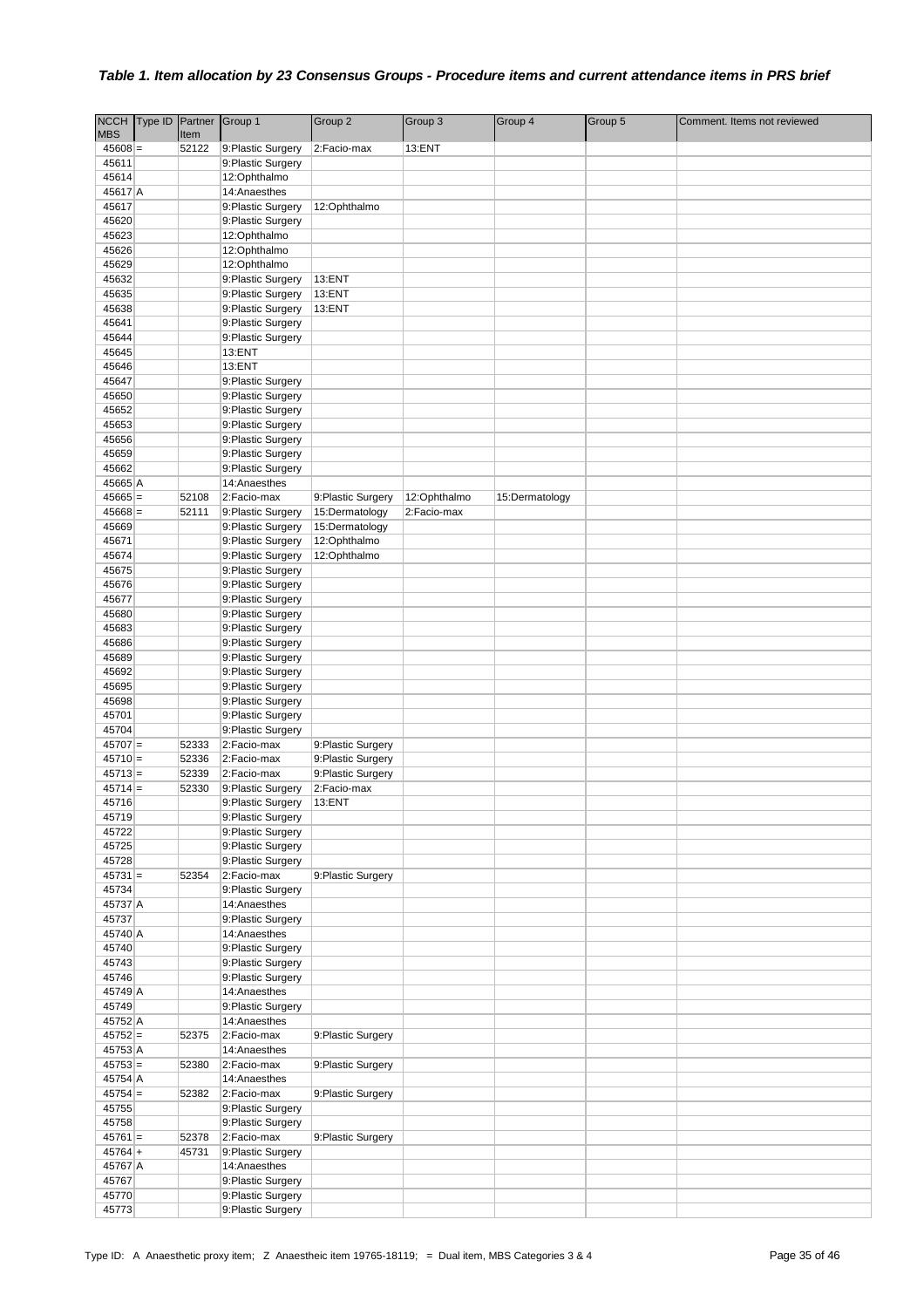### *Table 1. Item allocation by 23 Consensus Groups - Procedure items and current attendance items in PRS brief*

| NCCH MBS | Type ID | Partner Item | Group 1 | Group 2 | Group 3 | Group 4 | Group 5 | Comment. Items not reviewed |
|---|---|---|---|---|---|---|---|---|
| 45608 | = | 52122 | 9:Plastic Surgery | 2:Facio-max | 13:ENT | | | |
| 45611 | | | 9:Plastic Surgery | | | | | |
| 45614 | | | 12:Ophthalmo | | | | | |
| 45617 | A | | 14:Anaesthes | | | | | |
| 45617 | | | 9:Plastic Surgery | 12:Ophthalmo | | | | |
| 45620 | | | 9:Plastic Surgery | | | | | |
| 45623 | | | 12:Ophthalmo | | | | | |
| 45626 | | | 12:Ophthalmo | | | | | |
| 45629 | | | 12:Ophthalmo | | | | | |
| 45632 | | | 9:Plastic Surgery | 13:ENT | | | | |
| 45635 | | | 9:Plastic Surgery | 13:ENT | | | | |
| 45638 | | | 9:Plastic Surgery | 13:ENT | | | | |
| 45641 | | | 9:Plastic Surgery | | | | | |
| 45644 | | | 9:Plastic Surgery | | | | | |
| 45645 | | | 13:ENT | | | | | |
| 45646 | | | 13:ENT | | | | | |
| 45647 | | | 9:Plastic Surgery | | | | | |
| 45650 | | | 9:Plastic Surgery | | | | | |
| 45652 | | | 9:Plastic Surgery | | | | | |
| 45653 | | | 9:Plastic Surgery | | | | | |
| 45656 | | | 9:Plastic Surgery | | | | | |
| 45659 | | | 9:Plastic Surgery | | | | | |
| 45662 | | | 9:Plastic Surgery | | | | | |
| 45665 | A | | 14:Anaesthes | | | | | |
| 45665 | = | 52108 | 2:Facio-max | 9:Plastic Surgery | 12:Ophthalmo | 15:Dermatology | | |
| 45668 | = | 52111 | 9:Plastic Surgery | 15:Dermatology | 2:Facio-max | | | |
| 45669 | | | 9:Plastic Surgery | 15:Dermatology | | | | |
| 45671 | | | 9:Plastic Surgery | 12:Ophthalmo | | | | |
| 45674 | | | 9:Plastic Surgery | 12:Ophthalmo | | | | |
| 45675 | | | 9:Plastic Surgery | | | | | |
| 45676 | | | 9:Plastic Surgery | | | | | |
| 45677 | | | 9:Plastic Surgery | | | | | |
| 45680 | | | 9:Plastic Surgery | | | | | |
| 45683 | | | 9:Plastic Surgery | | | | | |
| 45686 | | | 9:Plastic Surgery | | | | | |
| 45689 | | | 9:Plastic Surgery | | | | | |
| 45692 | | | 9:Plastic Surgery | | | | | |
| 45695 | | | 9:Plastic Surgery | | | | | |
| 45698 | | | 9:Plastic Surgery | | | | | |
| 45701 | | | 9:Plastic Surgery | | | | | |
| 45704 | | | 9:Plastic Surgery | | | | | |
| 45707 | = | 52333 | 2:Facio-max | 9:Plastic Surgery | | | | |
| 45710 | = | 52336 | 2:Facio-max | 9:Plastic Surgery | | | | |
| 45713 | = | 52339 | 2:Facio-max | 9:Plastic Surgery | | | | |
| 45714 | = | 52330 | 9:Plastic Surgery | 2:Facio-max | | | | |
| 45716 | | | 9:Plastic Surgery | 13:ENT | | | | |
| 45719 | | | 9:Plastic Surgery | | | | | |
| 45722 | | | 9:Plastic Surgery | | | | | |
| 45725 | | | 9:Plastic Surgery | | | | | |
| 45728 | | | 9:Plastic Surgery | | | | | |
| 45731 | = | 52354 | 2:Facio-max | 9:Plastic Surgery | | | | |
| 45734 | | | 9:Plastic Surgery | | | | | |
| 45737 | A | | 14:Anaesthes | | | | | |
| 45737 | | | 9:Plastic Surgery | | | | | |
| 45740 | A | | 14:Anaesthes | | | | | |
| 45740 | | | 9:Plastic Surgery | | | | | |
| 45743 | | | 9:Plastic Surgery | | | | | |
| 45746 | | | 9:Plastic Surgery | | | | | |
| 45749 | A | | 14:Anaesthes | | | | | |
| 45749 | | | 9:Plastic Surgery | | | | | |
| 45752 | A | | 14:Anaesthes | | | | | |
| 45752 | = | 52375 | 2:Facio-max | 9:Plastic Surgery | | | | |
| 45753 | A | | 14:Anaesthes | | | | | |
| 45753 | = | 52380 | 2:Facio-max | 9:Plastic Surgery | | | | |
| 45754 | A | | 14:Anaesthes | | | | | |
| 45754 | = | 52382 | 2:Facio-max | 9:Plastic Surgery | | | | |
| 45755 | | | 9:Plastic Surgery | | | | | |
| 45758 | | | 9:Plastic Surgery | | | | | |
| 45761 | = | 52378 | 2:Facio-max | 9:Plastic Surgery | | | | |
| 45764 | + | 45731 | 9:Plastic Surgery | | | | | |
| 45767 | A | | 14:Anaesthes | | | | | |
| 45767 | | | 9:Plastic Surgery | | | | | |
| 45770 | | | 9:Plastic Surgery | | | | | |
| 45773 | | | 9:Plastic Surgery | | | | | |

Type ID: A Anaesthetic proxy item; Z Anaesthetic item 19765-18119; = Dual item, MBS Categories 3 & 4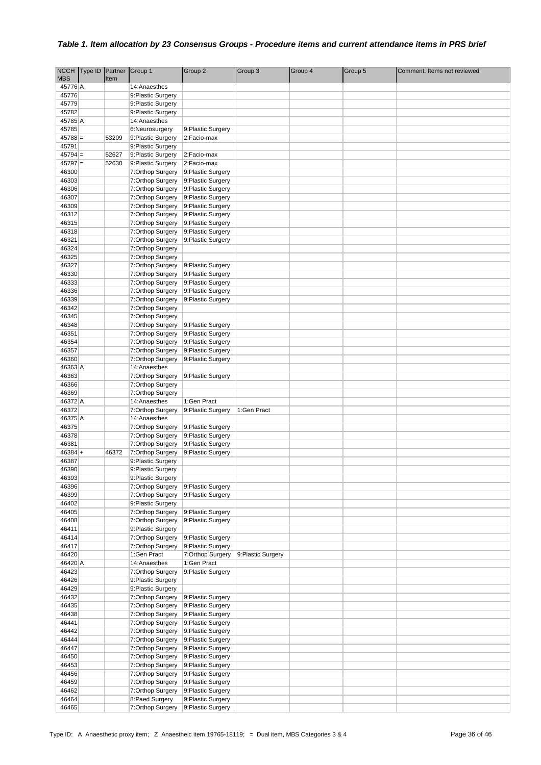### *Table 1. Item allocation by 23 Consensus Groups - Procedure items and current attendance items in PRS brief*

| NCCH MBS | Type ID | Partner Item | Group 1 | Group 2 | Group 3 | Group 4 | Group 5 | Comment. Items not reviewed |
|---|---|---|---|---|---|---|---|---|
| 45776 | A | | 14:Anaesthes | | | | | |
| 45776 | | | 9:Plastic Surgery | | | | | |
| 45779 | | | 9:Plastic Surgery | | | | | |
| 45782 | | | 9:Plastic Surgery | | | | | |
| 45785 | A | | 14:Anaesthes | | | | | |
| 45785 | | | 6:Neurosurgery | 9:Plastic Surgery | | | | |
| 45788 | = | 53209 | 9:Plastic Surgery | 2:Facio-max | | | | |
| 45791 | | | 9:Plastic Surgery | | | | | |
| 45794 | = | 52627 | 9:Plastic Surgery | 2:Facio-max | | | | |
| 45797 | = | 52630 | 9:Plastic Surgery | 2:Facio-max | | | | |
| 46300 | | | 7:Orthop Surgery | 9:Plastic Surgery | | | | |
| 46303 | | | 7:Orthop Surgery | 9:Plastic Surgery | | | | |
| 46306 | | | 7:Orthop Surgery | 9:Plastic Surgery | | | | |
| 46307 | | | 7:Orthop Surgery | 9:Plastic Surgery | | | | |
| 46309 | | | 7:Orthop Surgery | 9:Plastic Surgery | | | | |
| 46312 | | | 7:Orthop Surgery | 9:Plastic Surgery | | | | |
| 46315 | | | 7:Orthop Surgery | 9:Plastic Surgery | | | | |
| 46318 | | | 7:Orthop Surgery | 9:Plastic Surgery | | | | |
| 46321 | | | 7:Orthop Surgery | 9:Plastic Surgery | | | | |
| 46324 | | | 7:Orthop Surgery | | | | | |
| 46325 | | | 7:Orthop Surgery | | | | | |
| 46327 | | | 7:Orthop Surgery | 9:Plastic Surgery | | | | |
| 46330 | | | 7:Orthop Surgery | 9:Plastic Surgery | | | | |
| 46333 | | | 7:Orthop Surgery | 9:Plastic Surgery | | | | |
| 46336 | | | 7:Orthop Surgery | 9:Plastic Surgery | | | | |
| 46339 | | | 7:Orthop Surgery | 9:Plastic Surgery | | | | |
| 46342 | | | 7:Orthop Surgery | | | | | |
| 46345 | | | 7:Orthop Surgery | | | | | |
| 46348 | | | 7:Orthop Surgery | 9:Plastic Surgery | | | | |
| 46351 | | | 7:Orthop Surgery | 9:Plastic Surgery | | | | |
| 46354 | | | 7:Orthop Surgery | 9:Plastic Surgery | | | | |
| 46357 | | | 7:Orthop Surgery | 9:Plastic Surgery | | | | |
| 46360 | | | 7:Orthop Surgery | 9:Plastic Surgery | | | | |
| 46363 | A | | 14:Anaesthes | | | | | |
| 46363 | | | 7:Orthop Surgery | 9:Plastic Surgery | | | | |
| 46366 | | | 7:Orthop Surgery | | | | | |
| 46369 | | | 7:Orthop Surgery | | | | | |
| 46372 | A | | 14:Anaesthes | 1:Gen Pract | | | | |
| 46372 | | | 7:Orthop Surgery | 9:Plastic Surgery | 1:Gen Pract | | | |
| 46375 | A | | 14:Anaesthes | | | | | |
| 46375 | | | 7:Orthop Surgery | 9:Plastic Surgery | | | | |
| 46378 | | | 7:Orthop Surgery | 9:Plastic Surgery | | | | |
| 46381 | | | 7:Orthop Surgery | 9:Plastic Surgery | | | | |
| 46384 | + | 46372 | 7:Orthop Surgery | 9:Plastic Surgery | | | | |
| 46387 | | | 9:Plastic Surgery | | | | | |
| 46390 | | | 9:Plastic Surgery | | | | | |
| 46393 | | | 9:Plastic Surgery | | | | | |
| 46396 | | | 7:Orthop Surgery | 9:Plastic Surgery | | | | |
| 46399 | | | 7:Orthop Surgery | 9:Plastic Surgery | | | | |
| 46402 | | | 9:Plastic Surgery | | | | | |
| 46405 | | | 7:Orthop Surgery | 9:Plastic Surgery | | | | |
| 46408 | | | 7:Orthop Surgery | 9:Plastic Surgery | | | | |
| 46411 | | | 9:Plastic Surgery | | | | | |
| 46414 | | | 7:Orthop Surgery | 9:Plastic Surgery | | | | |
| 46417 | | | 7:Orthop Surgery | 9:Plastic Surgery | | | | |
| 46420 | | | 1:Gen Pract | 7:Orthop Surgery | 9:Plastic Surgery | | | |
| 46420 | A | | 14:Anaesthes | 1:Gen Pract | | | | |
| 46423 | | | 7:Orthop Surgery | 9:Plastic Surgery | | | | |
| 46426 | | | 9:Plastic Surgery | | | | | |
| 46429 | | | 9:Plastic Surgery | | | | | |
| 46432 | | | 7:Orthop Surgery | 9:Plastic Surgery | | | | |
| 46435 | | | 7:Orthop Surgery | 9:Plastic Surgery | | | | |
| 46438 | | | 7:Orthop Surgery | 9:Plastic Surgery | | | | |
| 46441 | | | 7:Orthop Surgery | 9:Plastic Surgery | | | | |
| 46442 | | | 7:Orthop Surgery | 9:Plastic Surgery | | | | |
| 46444 | | | 7:Orthop Surgery | 9:Plastic Surgery | | | | |
| 46447 | | | 7:Orthop Surgery | 9:Plastic Surgery | | | | |
| 46450 | | | 7:Orthop Surgery | 9:Plastic Surgery | | | | |
| 46453 | | | 7:Orthop Surgery | 9:Plastic Surgery | | | | |
| 46456 | | | 7:Orthop Surgery | 9:Plastic Surgery | | | | |
| 46459 | | | 7:Orthop Surgery | 9:Plastic Surgery | | | | |
| 46462 | | | 7:Orthop Surgery | 9:Plastic Surgery | | | | |
| 46464 | | | 8:Paed Surgery | 9:Plastic Surgery | | | | |
| 46465 | | | 7:Orthop Surgery | 9:Plastic Surgery | | | | |

Type ID: A Anaesthetic proxy item; Z Anaestheic item 19765-18119; = Dual item, MBS Categories 3 & 4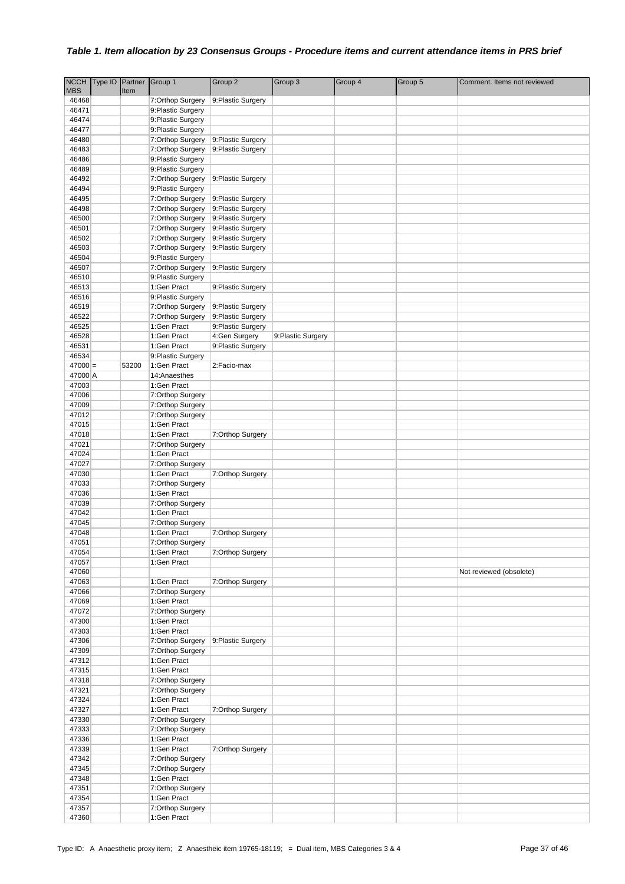### *Table 1. Item allocation by 23 Consensus Groups - Procedure items and current attendance items in PRS brief*

| NCCH MBS | Type ID | Partner Item | Group 1 | Group 2 | Group 3 | Group 4 | Group 5 | Comment. Items not reviewed |
|---|---|---|---|---|---|---|---|---|
| 46468 | | | 7:Orthop Surgery | 9:Plastic Surgery | | | | |
| 46471 | | | 9:Plastic Surgery | | | | | |
| 46474 | | | 9:Plastic Surgery | | | | | |
| 46477 | | | 9:Plastic Surgery | | | | | |
| 46480 | | | 7:Orthop Surgery | 9:Plastic Surgery | | | | |
| 46483 | | | 7:Orthop Surgery | 9:Plastic Surgery | | | | |
| 46486 | | | 9:Plastic Surgery | | | | | |
| 46489 | | | 9:Plastic Surgery | | | | | |
| 46492 | | | 7:Orthop Surgery | 9:Plastic Surgery | | | | |
| 46494 | | | 9:Plastic Surgery | | | | | |
| 46495 | | | 7:Orthop Surgery | 9:Plastic Surgery | | | | |
| 46498 | | | 7:Orthop Surgery | 9:Plastic Surgery | | | | |
| 46500 | | | 7:Orthop Surgery | 9:Plastic Surgery | | | | |
| 46501 | | | 7:Orthop Surgery | 9:Plastic Surgery | | | | |
| 46502 | | | 7:Orthop Surgery | 9:Plastic Surgery | | | | |
| 46503 | | | 7:Orthop Surgery | 9:Plastic Surgery | | | | |
| 46504 | | | 9:Plastic Surgery | | | | | |
| 46507 | | | 7:Orthop Surgery | 9:Plastic Surgery | | | | |
| 46510 | | | 9:Plastic Surgery | | | | | |
| 46513 | | | 1:Gen Pract | 9:Plastic Surgery | | | | |
| 46516 | | | 9:Plastic Surgery | | | | | |
| 46519 | | | 7:Orthop Surgery | 9:Plastic Surgery | | | | |
| 46522 | | | 7:Orthop Surgery | 9:Plastic Surgery | | | | |
| 46525 | | | 1:Gen Pract | 9:Plastic Surgery | | | | |
| 46528 | | | 1:Gen Pract | 4:Gen Surgery | 9:Plastic Surgery | | | |
| 46531 | | | 1:Gen Pract | 9:Plastic Surgery | | | | |
| 46534 | | | 9:Plastic Surgery | | | | | |
| 47000 | = | 53200 | 1:Gen Pract | 2:Facio-max | | | | |
| 47000 | A | | 14:Anaesthes | | | | | |
| 47003 | | | 1:Gen Pract | | | | | |
| 47006 | | | 7:Orthop Surgery | | | | | |
| 47009 | | | 7:Orthop Surgery | | | | | |
| 47012 | | | 7:Orthop Surgery | | | | | |
| 47015 | | | 1:Gen Pract | | | | | |
| 47018 | | | 1:Gen Pract | 7:Orthop Surgery | | | | |
| 47021 | | | 7:Orthop Surgery | | | | | |
| 47024 | | | 1:Gen Pract | | | | | |
| 47027 | | | 7:Orthop Surgery | | | | | |
| 47030 | | | 1:Gen Pract | 7:Orthop Surgery | | | | |
| 47033 | | | 7:Orthop Surgery | | | | | |
| 47036 | | | 1:Gen Pract | | | | | |
| 47039 | | | 7:Orthop Surgery | | | | | |
| 47042 | | | 1:Gen Pract | | | | | |
| 47045 | | | 7:Orthop Surgery | | | | | |
| 47048 | | | 1:Gen Pract | 7:Orthop Surgery | | | | |
| 47051 | | | 7:Orthop Surgery | | | | | |
| 47054 | | | 1:Gen Pract | 7:Orthop Surgery | | | | |
| 47057 | | | 1:Gen Pract | | | | | |
| 47060 | | | | | | | | Not reviewed (obsolete) |
| 47063 | | | 1:Gen Pract | 7:Orthop Surgery | | | | |
| 47066 | | | 7:Orthop Surgery | | | | | |
| 47069 | | | 1:Gen Pract | | | | | |
| 47072 | | | 7:Orthop Surgery | | | | | |
| 47300 | | | 1:Gen Pract | | | | | |
| 47303 | | | 1:Gen Pract | | | | | |
| 47306 | | | 7:Orthop Surgery | 9:Plastic Surgery | | | | |
| 47309 | | | 7:Orthop Surgery | | | | | |
| 47312 | | | 1:Gen Pract | | | | | |
| 47315 | | | 1:Gen Pract | | | | | |
| 47318 | | | 7:Orthop Surgery | | | | | |
| 47321 | | | 7:Orthop Surgery | | | | | |
| 47324 | | | 1:Gen Pract | | | | | |
| 47327 | | | 1:Gen Pract | 7:Orthop Surgery | | | | |
| 47330 | | | 7:Orthop Surgery | | | | | |
| 47333 | | | 7:Orthop Surgery | | | | | |
| 47336 | | | 1:Gen Pract | | | | | |
| 47339 | | | 1:Gen Pract | 7:Orthop Surgery | | | | |
| 47342 | | | 7:Orthop Surgery | | | | | |
| 47345 | | | 7:Orthop Surgery | | | | | |
| 47348 | | | 1:Gen Pract | | | | | |
| 47351 | | | 7:Orthop Surgery | | | | | |
| 47354 | | | 1:Gen Pract | | | | | |
| 47357 | | | 7:Orthop Surgery | | | | | |
| 47360 | | | 1:Gen Pract | | | | | |

Type ID: A Anaesthetic proxy item; Z Anaestheic item 19765-18119; = Dual item, MBS Categories 3 & 4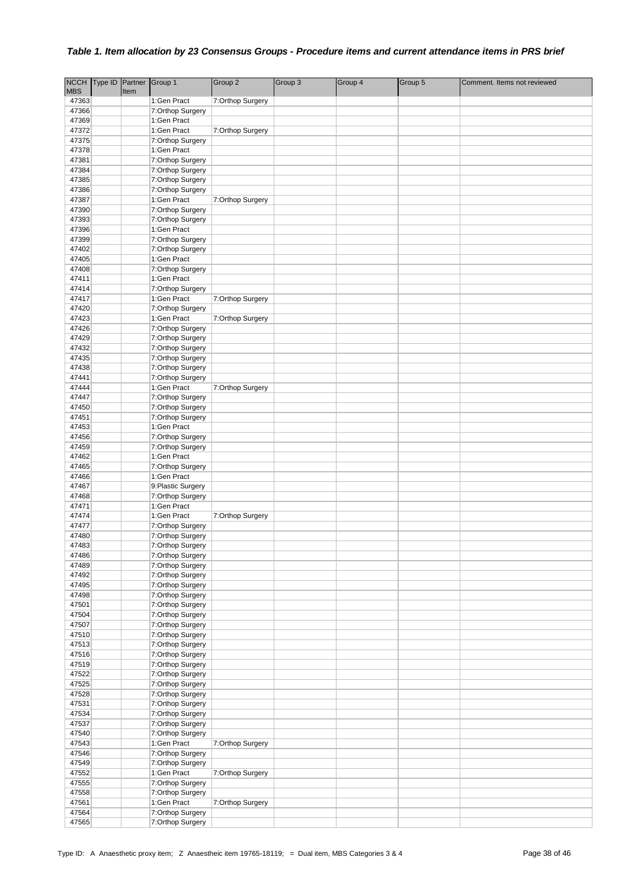### *Table 1. Item allocation by 23 Consensus Groups - Procedure items and current attendance items in PRS brief*

| NCCH MBS | Type ID | Partner Item | Group 1 | Group 2 | Group 3 | Group 4 | Group 5 | Comment. Items not reviewed |
|---|---|---|---|---|---|---|---|---|
| 47363 | | | 1:Gen Pract | 7:Orthop Surgery | | | | |
| 47366 | | | 7:Orthop Surgery | | | | | |
| 47369 | | | 1:Gen Pract | | | | | |
| 47372 | | | 1:Gen Pract | 7:Orthop Surgery | | | | |
| 47375 | | | 7:Orthop Surgery | | | | | |
| 47378 | | | 1:Gen Pract | | | | | |
| 47381 | | | 7:Orthop Surgery | | | | | |
| 47384 | | | 7:Orthop Surgery | | | | | |
| 47385 | | | 7:Orthop Surgery | | | | | |
| 47386 | | | 7:Orthop Surgery | | | | | |
| 47387 | | | 1:Gen Pract | 7:Orthop Surgery | | | | |
| 47390 | | | 7:Orthop Surgery | | | | | |
| 47393 | | | 7:Orthop Surgery | | | | | |
| 47396 | | | 1:Gen Pract | | | | | |
| 47399 | | | 7:Orthop Surgery | | | | | |
| 47402 | | | 7:Orthop Surgery | | | | | |
| 47405 | | | 1:Gen Pract | | | | | |
| 47408 | | | 7:Orthop Surgery | | | | | |
| 47411 | | | 1:Gen Pract | | | | | |
| 47414 | | | 7:Orthop Surgery | | | | | |
| 47417 | | | 1:Gen Pract | 7:Orthop Surgery | | | | |
| 47420 | | | 7:Orthop Surgery | | | | | |
| 47423 | | | 1:Gen Pract | 7:Orthop Surgery | | | | |
| 47426 | | | 7:Orthop Surgery | | | | | |
| 47429 | | | 7:Orthop Surgery | | | | | |
| 47432 | | | 7:Orthop Surgery | | | | | |
| 47435 | | | 7:Orthop Surgery | | | | | |
| 47438 | | | 7:Orthop Surgery | | | | | |
| 47441 | | | 7:Orthop Surgery | | | | | |
| 47444 | | | 1:Gen Pract | 7:Orthop Surgery | | | | |
| 47447 | | | 7:Orthop Surgery | | | | | |
| 47450 | | | 7:Orthop Surgery | | | | | |
| 47451 | | | 7:Orthop Surgery | | | | | |
| 47453 | | | 1:Gen Pract | | | | | |
| 47456 | | | 7:Orthop Surgery | | | | | |
| 47459 | | | 7:Orthop Surgery | | | | | |
| 47462 | | | 1:Gen Pract | | | | | |
| 47465 | | | 7:Orthop Surgery | | | | | |
| 47466 | | | 1:Gen Pract | | | | | |
| 47467 | | | 9:Plastic Surgery | | | | | |
| 47468 | | | 7:Orthop Surgery | | | | | |
| 47471 | | | 1:Gen Pract | | | | | |
| 47474 | | | 1:Gen Pract | 7:Orthop Surgery | | | | |
| 47477 | | | 7:Orthop Surgery | | | | | |
| 47480 | | | 7:Orthop Surgery | | | | | |
| 47483 | | | 7:Orthop Surgery | | | | | |
| 47486 | | | 7:Orthop Surgery | | | | | |
| 47489 | | | 7:Orthop Surgery | | | | | |
| 47492 | | | 7:Orthop Surgery | | | | | |
| 47495 | | | 7:Orthop Surgery | | | | | |
| 47498 | | | 7:Orthop Surgery | | | | | |
| 47501 | | | 7:Orthop Surgery | | | | | |
| 47504 | | | 7:Orthop Surgery | | | | | |
| 47507 | | | 7:Orthop Surgery | | | | | |
| 47510 | | | 7:Orthop Surgery | | | | | |
| 47513 | | | 7:Orthop Surgery | | | | | |
| 47516 | | | 7:Orthop Surgery | | | | | |
| 47519 | | | 7:Orthop Surgery | | | | | |
| 47522 | | | 7:Orthop Surgery | | | | | |
| 47525 | | | 7:Orthop Surgery | | | | | |
| 47528 | | | 7:Orthop Surgery | | | | | |
| 47531 | | | 7:Orthop Surgery | | | | | |
| 47534 | | | 7:Orthop Surgery | | | | | |
| 47537 | | | 7:Orthop Surgery | | | | | |
| 47540 | | | 7:Orthop Surgery | | | | | |
| 47543 | | | 1:Gen Pract | 7:Orthop Surgery | | | | |
| 47546 | | | 7:Orthop Surgery | | | | | |
| 47549 | | | 7:Orthop Surgery | | | | | |
| 47552 | | | 1:Gen Pract | 7:Orthop Surgery | | | | |
| 47555 | | | 7:Orthop Surgery | | | | | |
| 47558 | | | 7:Orthop Surgery | | | | | |
| 47561 | | | 1:Gen Pract | 7:Orthop Surgery | | | | |
| 47564 | | | 7:Orthop Surgery | | | | | |
| 47565 | | | 7:Orthop Surgery | | | | | |

Type ID: A Anaesthetic proxy item; Z Anaestheic item 19765-18119; = Dual item, MBS Categories 3 & 4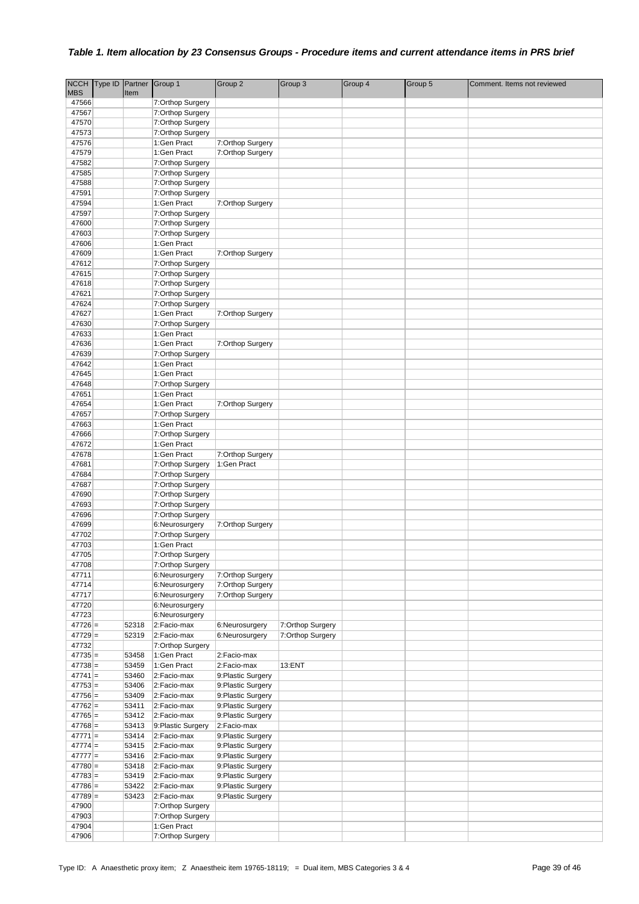### *Table 1. Item allocation by 23 Consensus Groups - Procedure items and current attendance items in PRS brief*

| NCCH MBS | Type ID | Partner Item | Group 1 | Group 2 | Group 3 | Group 4 | Group 5 | Comment. Items not reviewed |
|---|---|---|---|---|---|---|---|---|
| 47566 | | | 7:Orthop Surgery | | | | | |
| 47567 | | | 7:Orthop Surgery | | | | | |
| 47570 | | | 7:Orthop Surgery | | | | | |
| 47573 | | | 7:Orthop Surgery | | | | | |
| 47576 | | | 1:Gen Pract | 7:Orthop Surgery | | | | |
| 47579 | | | 1:Gen Pract | 7:Orthop Surgery | | | | |
| 47582 | | | 7:Orthop Surgery | | | | | |
| 47585 | | | 7:Orthop Surgery | | | | | |
| 47588 | | | 7:Orthop Surgery | | | | | |
| 47591 | | | 7:Orthop Surgery | | | | | |
| 47594 | | | 1:Gen Pract | 7:Orthop Surgery | | | | |
| 47597 | | | 7:Orthop Surgery | | | | | |
| 47600 | | | 7:Orthop Surgery | | | | | |
| 47603 | | | 7:Orthop Surgery | | | | | |
| 47606 | | | 1:Gen Pract | | | | | |
| 47609 | | | 1:Gen Pract | 7:Orthop Surgery | | | | |
| 47612 | | | 7:Orthop Surgery | | | | | |
| 47615 | | | 7:Orthop Surgery | | | | | |
| 47618 | | | 7:Orthop Surgery | | | | | |
| 47621 | | | 7:Orthop Surgery | | | | | |
| 47624 | | | 7:Orthop Surgery | | | | | |
| 47627 | | | 1:Gen Pract | 7:Orthop Surgery | | | | |
| 47630 | | | 7:Orthop Surgery | | | | | |
| 47633 | | | 1:Gen Pract | | | | | |
| 47636 | | | 1:Gen Pract | 7:Orthop Surgery | | | | |
| 47639 | | | 7:Orthop Surgery | | | | | |
| 47642 | | | 1:Gen Pract | | | | | |
| 47645 | | | 1:Gen Pract | | | | | |
| 47648 | | | 7:Orthop Surgery | | | | | |
| 47651 | | | 1:Gen Pract | | | | | |
| 47654 | | | 1:Gen Pract | 7:Orthop Surgery | | | | |
| 47657 | | | 7:Orthop Surgery | | | | | |
| 47663 | | | 1:Gen Pract | | | | | |
| 47666 | | | 7:Orthop Surgery | | | | | |
| 47672 | | | 1:Gen Pract | | | | | |
| 47678 | | | 1:Gen Pract | 7:Orthop Surgery | | | | |
| 47681 | | | 7:Orthop Surgery | 1:Gen Pract | | | | |
| 47684 | | | 7:Orthop Surgery | | | | | |
| 47687 | | | 7:Orthop Surgery | | | | | |
| 47690 | | | 7:Orthop Surgery | | | | | |
| 47693 | | | 7:Orthop Surgery | | | | | |
| 47696 | | | 7:Orthop Surgery | | | | | |
| 47699 | | | 6:Neurosurgery | 7:Orthop Surgery | | | | |
| 47702 | | | 7:Orthop Surgery | | | | | |
| 47703 | | | 1:Gen Pract | | | | | |
| 47705 | | | 7:Orthop Surgery | | | | | |
| 47708 | | | 7:Orthop Surgery | | | | | |
| 47711 | | | 6:Neurosurgery | 7:Orthop Surgery | | | | |
| 47714 | | | 6:Neurosurgery | 7:Orthop Surgery | | | | |
| 47717 | | | 6:Neurosurgery | 7:Orthop Surgery | | | | |
| 47720 | | | 6:Neurosurgery | | | | | |
| 47723 | | | 6:Neurosurgery | | | | | |
| 47726 | = | 52318 | 2:Facio-max | 6:Neurosurgery | 7:Orthop Surgery | | | |
| 47729 | = | 52319 | 2:Facio-max | 6:Neurosurgery | 7:Orthop Surgery | | | |
| 47732 | | | 7:Orthop Surgery | | | | | |
| 47735 | = | 53458 | 1:Gen Pract | 2:Facio-max | | | | |
| 47738 | = | 53459 | 1:Gen Pract | 2:Facio-max | 13:ENT | | | |
| 47741 | = | 53460 | 2:Facio-max | 9:Plastic Surgery | | | | |
| 47753 | = | 53406 | 2:Facio-max | 9:Plastic Surgery | | | | |
| 47756 | = | 53409 | 2:Facio-max | 9:Plastic Surgery | | | | |
| 47762 | = | 53411 | 2:Facio-max | 9:Plastic Surgery | | | | |
| 47765 | = | 53412 | 2:Facio-max | 9:Plastic Surgery | | | | |
| 47768 | = | 53413 | 9:Plastic Surgery | 2:Facio-max | | | | |
| 47771 | = | 53414 | 2:Facio-max | 9:Plastic Surgery | | | | |
| 47774 | = | 53415 | 2:Facio-max | 9:Plastic Surgery | | | | |
| 47777 | = | 53416 | 2:Facio-max | 9:Plastic Surgery | | | | |
| 47780 | = | 53418 | 2:Facio-max | 9:Plastic Surgery | | | | |
| 47783 | = | 53419 | 2:Facio-max | 9:Plastic Surgery | | | | |
| 47786 | = | 53422 | 2:Facio-max | 9:Plastic Surgery | | | | |
| 47789 | = | 53423 | 2:Facio-max | 9:Plastic Surgery | | | | |
| 47900 | | | 7:Orthop Surgery | | | | | |
| 47903 | | | 7:Orthop Surgery | | | | | |
| 47904 | | | 1:Gen Pract | | | | | |
| 47906 | | | 7:Orthop Surgery | | | | | |

Type ID: A Anaesthetic proxy item; Z Anaesthetic item 19765-18119; = Dual item, MBS Categories 3 & 4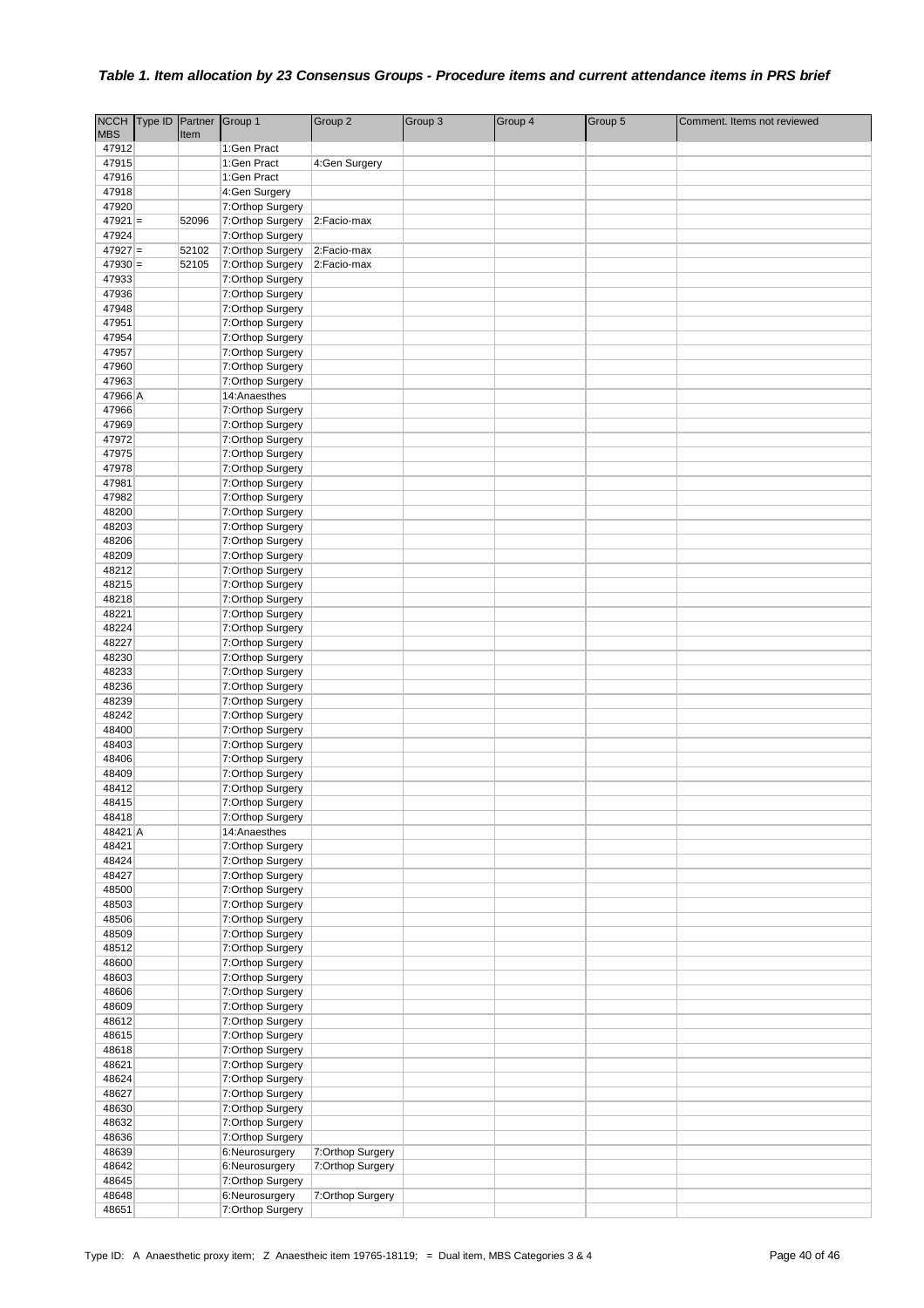## *Table 1. Item allocation by 23 Consensus Groups - Procedure items and current attendance items in PRS brief*

| NCCH MBS | Type ID | Partner Item | Group 1 | Group 2 | Group 3 | Group 4 | Group 5 | Comment. Items not reviewed |
|---|---|---|---|---|---|---|---|---|
| 47912 | | | 1:Gen Pract | | | | | |
| 47915 | | | 1:Gen Pract | 4:Gen Surgery | | | | |
| 47916 | | | 1:Gen Pract | | | | | |
| 47918 | | | 4:Gen Surgery | | | | | |
| 47920 | | | 7:Orthop Surgery | | | | | |
| 47921 | = | 52096 | 7:Orthop Surgery | 2:Facio-max | | | | |
| 47924 | | | 7:Orthop Surgery | | | | | |
| 47927 | = | 52102 | 7:Orthop Surgery | 2:Facio-max | | | | |
| 47930 | = | 52105 | 7:Orthop Surgery | 2:Facio-max | | | | |
| 47933 | | | 7:Orthop Surgery | | | | | |
| 47936 | | | 7:Orthop Surgery | | | | | |
| 47948 | | | 7:Orthop Surgery | | | | | |
| 47951 | | | 7:Orthop Surgery | | | | | |
| 47954 | | | 7:Orthop Surgery | | | | | |
| 47957 | | | 7:Orthop Surgery | | | | | |
| 47960 | | | 7:Orthop Surgery | | | | | |
| 47963 | | | 7:Orthop Surgery | | | | | |
| 47966 | A | | 14:Anaesthes | | | | | |
| 47966 | | | 7:Orthop Surgery | | | | | |
| 47969 | | | 7:Orthop Surgery | | | | | |
| 47972 | | | 7:Orthop Surgery | | | | | |
| 47975 | | | 7:Orthop Surgery | | | | | |
| 47978 | | | 7:Orthop Surgery | | | | | |
| 47981 | | | 7:Orthop Surgery | | | | | |
| 47982 | | | 7:Orthop Surgery | | | | | |
| 48200 | | | 7:Orthop Surgery | | | | | |
| 48203 | | | 7:Orthop Surgery | | | | | |
| 48206 | | | 7:Orthop Surgery | | | | | |
| 48209 | | | 7:Orthop Surgery | | | | | |
| 48212 | | | 7:Orthop Surgery | | | | | |
| 48215 | | | 7:Orthop Surgery | | | | | |
| 48218 | | | 7:Orthop Surgery | | | | | |
| 48221 | | | 7:Orthop Surgery | | | | | |
| 48224 | | | 7:Orthop Surgery | | | | | |
| 48227 | | | 7:Orthop Surgery | | | | | |
| 48230 | | | 7:Orthop Surgery | | | | | |
| 48233 | | | 7:Orthop Surgery | | | | | |
| 48236 | | | 7:Orthop Surgery | | | | | |
| 48239 | | | 7:Orthop Surgery | | | | | |
| 48242 | | | 7:Orthop Surgery | | | | | |
| 48400 | | | 7:Orthop Surgery | | | | | |
| 48403 | | | 7:Orthop Surgery | | | | | |
| 48406 | | | 7:Orthop Surgery | | | | | |
| 48409 | | | 7:Orthop Surgery | | | | | |
| 48412 | | | 7:Orthop Surgery | | | | | |
| 48415 | | | 7:Orthop Surgery | | | | | |
| 48418 | | | 7:Orthop Surgery | | | | | |
| 48421 | A | | 14:Anaesthes | | | | | |
| 48421 | | | 7:Orthop Surgery | | | | | |
| 48424 | | | 7:Orthop Surgery | | | | | |
| 48427 | | | 7:Orthop Surgery | | | | | |
| 48500 | | | 7:Orthop Surgery | | | | | |
| 48503 | | | 7:Orthop Surgery | | | | | |
| 48506 | | | 7:Orthop Surgery | | | | | |
| 48509 | | | 7:Orthop Surgery | | | | | |
| 48512 | | | 7:Orthop Surgery | | | | | |
| 48600 | | | 7:Orthop Surgery | | | | | |
| 48603 | | | 7:Orthop Surgery | | | | | |
| 48606 | | | 7:Orthop Surgery | | | | | |
| 48609 | | | 7:Orthop Surgery | | | | | |
| 48612 | | | 7:Orthop Surgery | | | | | |
| 48615 | | | 7:Orthop Surgery | | | | | |
| 48618 | | | 7:Orthop Surgery | | | | | |
| 48621 | | | 7:Orthop Surgery | | | | | |
| 48624 | | | 7:Orthop Surgery | | | | | |
| 48627 | | | 7:Orthop Surgery | | | | | |
| 48630 | | | 7:Orthop Surgery | | | | | |
| 48632 | | | 7:Orthop Surgery | | | | | |
| 48636 | | | 7:Orthop Surgery | | | | | |
| 48639 | | | 6:Neurosurgery | 7:Orthop Surgery | | | | |
| 48642 | | | 6:Neurosurgery | 7:Orthop Surgery | | | | |
| 48645 | | | 7:Orthop Surgery | | | | | |
| 48648 | | | 6:Neurosurgery | 7:Orthop Surgery | | | | |
| 48651 | | | 7:Orthop Surgery | | | | | |

Type ID: A Anaesthetic proxy item; Z Anaestheic item 19765-18119; = Dual item, MBS Categories 3 & 4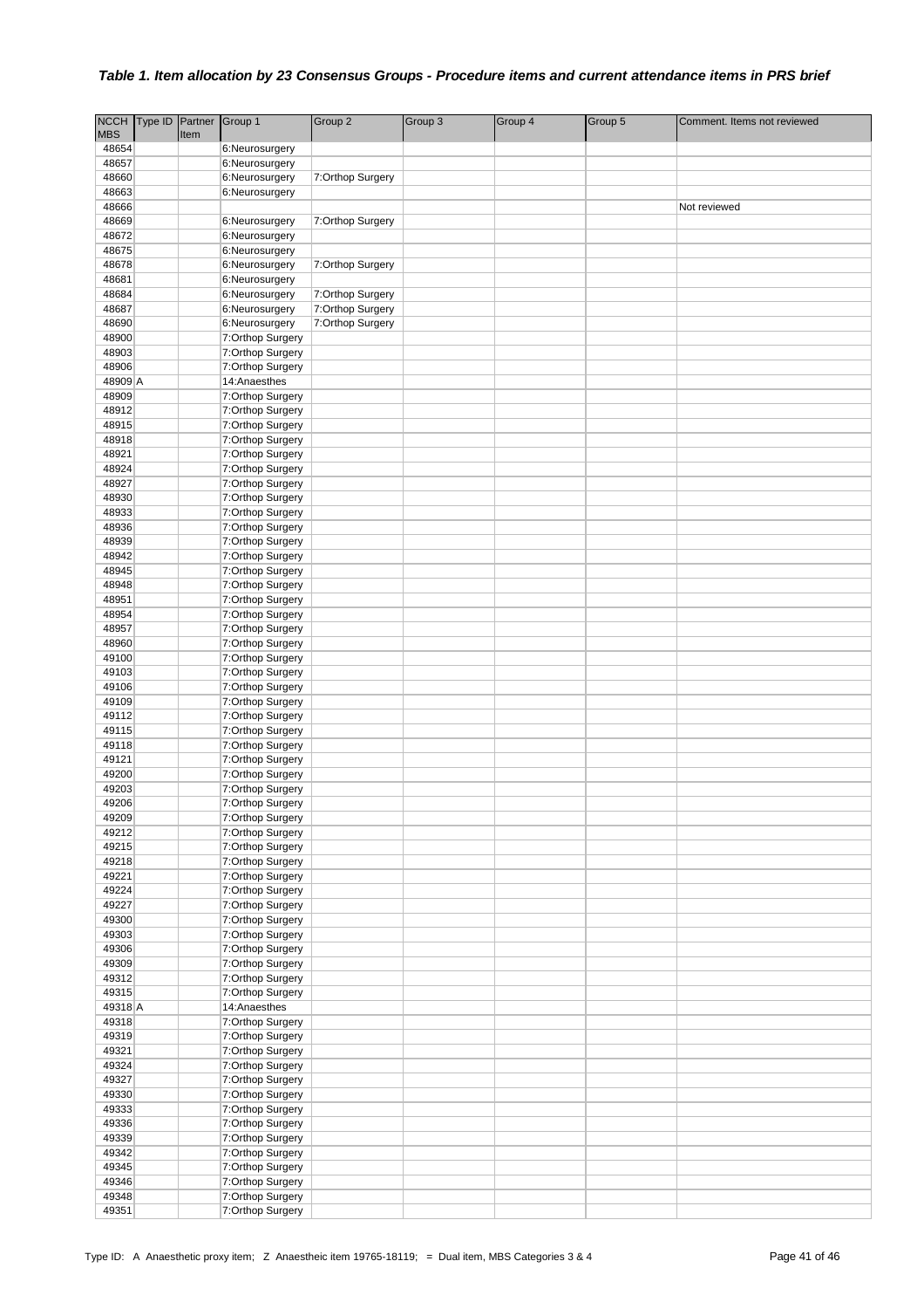### *Table 1. Item allocation by 23 Consensus Groups - Procedure items and current attendance items in PRS brief*

| NCCH MBS | Type ID | Partner Item | Group 1 | Group 2 | Group 3 | Group 4 | Group 5 | Comment. Items not reviewed |
|---|---|---|---|---|---|---|---|---|
| 48654 | | | 6:Neurosurgery | | | | | |
| 48657 | | | 6:Neurosurgery | | | | | |
| 48660 | | | 6:Neurosurgery | 7:Orthop Surgery | | | | |
| 48663 | | | 6:Neurosurgery | | | | | |
| 48666 | | | | | | | | Not reviewed |
| 48669 | | | 6:Neurosurgery | 7:Orthop Surgery | | | | |
| 48672 | | | 6:Neurosurgery | | | | | |
| 48675 | | | 6:Neurosurgery | | | | | |
| 48678 | | | 6:Neurosurgery | 7:Orthop Surgery | | | | |
| 48681 | | | 6:Neurosurgery | | | | | |
| 48684 | | | 6:Neurosurgery | 7:Orthop Surgery | | | | |
| 48687 | | | 6:Neurosurgery | 7:Orthop Surgery | | | | |
| 48690 | | | 6:Neurosurgery | 7:Orthop Surgery | | | | |
| 48900 | | | 7:Orthop Surgery | | | | | |
| 48903 | | | 7:Orthop Surgery | | | | | |
| 48906 | | | 7:Orthop Surgery | | | | | |
| 48909 | A | | 14:Anaesthes | | | | | |
| 48909 | | | 7:Orthop Surgery | | | | | |
| 48912 | | | 7:Orthop Surgery | | | | | |
| 48915 | | | 7:Orthop Surgery | | | | | |
| 48918 | | | 7:Orthop Surgery | | | | | |
| 48921 | | | 7:Orthop Surgery | | | | | |
| 48924 | | | 7:Orthop Surgery | | | | | |
| 48927 | | | 7:Orthop Surgery | | | | | |
| 48930 | | | 7:Orthop Surgery | | | | | |
| 48933 | | | 7:Orthop Surgery | | | | | |
| 48936 | | | 7:Orthop Surgery | | | | | |
| 48939 | | | 7:Orthop Surgery | | | | | |
| 48942 | | | 7:Orthop Surgery | | | | | |
| 48945 | | | 7:Orthop Surgery | | | | | |
| 48948 | | | 7:Orthop Surgery | | | | | |
| 48951 | | | 7:Orthop Surgery | | | | | |
| 48954 | | | 7:Orthop Surgery | | | | | |
| 48957 | | | 7:Orthop Surgery | | | | | |
| 48960 | | | 7:Orthop Surgery | | | | | |
| 49100 | | | 7:Orthop Surgery | | | | | |
| 49103 | | | 7:Orthop Surgery | | | | | |
| 49106 | | | 7:Orthop Surgery | | | | | |
| 49109 | | | 7:Orthop Surgery | | | | | |
| 49112 | | | 7:Orthop Surgery | | | | | |
| 49115 | | | 7:Orthop Surgery | | | | | |
| 49118 | | | 7:Orthop Surgery | | | | | |
| 49121 | | | 7:Orthop Surgery | | | | | |
| 49200 | | | 7:Orthop Surgery | | | | | |
| 49203 | | | 7:Orthop Surgery | | | | | |
| 49206 | | | 7:Orthop Surgery | | | | | |
| 49209 | | | 7:Orthop Surgery | | | | | |
| 49212 | | | 7:Orthop Surgery | | | | | |
| 49215 | | | 7:Orthop Surgery | | | | | |
| 49218 | | | 7:Orthop Surgery | | | | | |
| 49221 | | | 7:Orthop Surgery | | | | | |
| 49224 | | | 7:Orthop Surgery | | | | | |
| 49227 | | | 7:Orthop Surgery | | | | | |
| 49300 | | | 7:Orthop Surgery | | | | | |
| 49303 | | | 7:Orthop Surgery | | | | | |
| 49306 | | | 7:Orthop Surgery | | | | | |
| 49309 | | | 7:Orthop Surgery | | | | | |
| 49312 | | | 7:Orthop Surgery | | | | | |
| 49315 | | | 7:Orthop Surgery | | | | | |
| 49318 | A | | 14:Anaesthes | | | | | |
| 49318 | | | 7:Orthop Surgery | | | | | |
| 49319 | | | 7:Orthop Surgery | | | | | |
| 49321 | | | 7:Orthop Surgery | | | | | |
| 49324 | | | 7:Orthop Surgery | | | | | |
| 49327 | | | 7:Orthop Surgery | | | | | |
| 49330 | | | 7:Orthop Surgery | | | | | |
| 49333 | | | 7:Orthop Surgery | | | | | |
| 49336 | | | 7:Orthop Surgery | | | | | |
| 49339 | | | 7:Orthop Surgery | | | | | |
| 49342 | | | 7:Orthop Surgery | | | | | |
| 49345 | | | 7:Orthop Surgery | | | | | |
| 49346 | | | 7:Orthop Surgery | | | | | |
| 49348 | | | 7:Orthop Surgery | | | | | |
| 49351 | | | 7:Orthop Surgery | | | | | |

Type ID: A Anaesthetic proxy item; Z Anaesthetic item 19765-18119; = Dual item, MBS Categories 3 & 4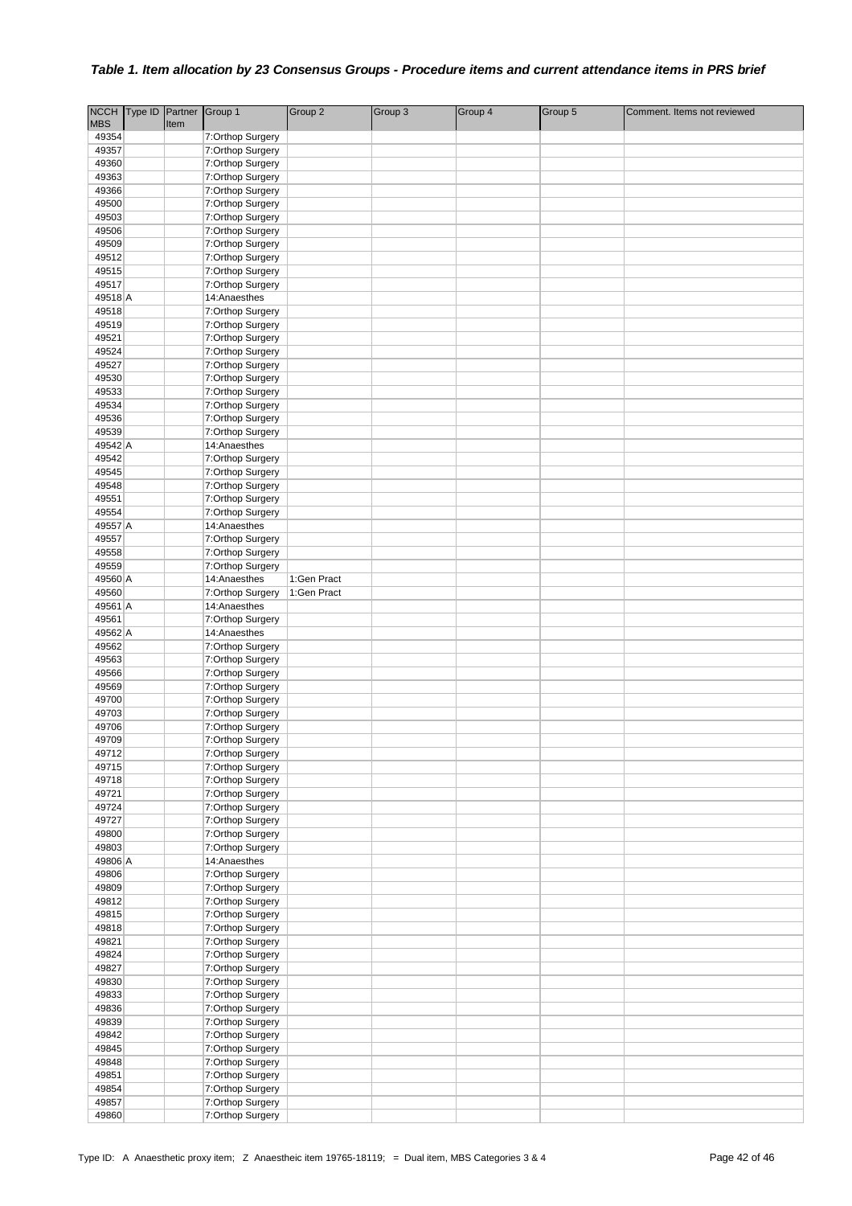### *Table 1. Item allocation by 23 Consensus Groups - Procedure items and current attendance items in PRS brief*

| NCCH MBS | Type ID | Partner Item | Group 1 | Group 2 | Group 3 | Group 4 | Group 5 | Comment. Items not reviewed |
|---|---|---|---|---|---|---|---|---|
| 49354 | | | 7:Orthop Surgery | | | | | |
| 49357 | | | 7:Orthop Surgery | | | | | |
| 49360 | | | 7:Orthop Surgery | | | | | |
| 49363 | | | 7:Orthop Surgery | | | | | |
| 49366 | | | 7:Orthop Surgery | | | | | |
| 49500 | | | 7:Orthop Surgery | | | | | |
| 49503 | | | 7:Orthop Surgery | | | | | |
| 49506 | | | 7:Orthop Surgery | | | | | |
| 49509 | | | 7:Orthop Surgery | | | | | |
| 49512 | | | 7:Orthop Surgery | | | | | |
| 49515 | | | 7:Orthop Surgery | | | | | |
| 49517 | | | 7:Orthop Surgery | | | | | |
| 49518 | A | | 14:Anaesthes | | | | | |
| 49518 | | | 7:Orthop Surgery | | | | | |
| 49519 | | | 7:Orthop Surgery | | | | | |
| 49521 | | | 7:Orthop Surgery | | | | | |
| 49524 | | | 7:Orthop Surgery | | | | | |
| 49527 | | | 7:Orthop Surgery | | | | | |
| 49530 | | | 7:Orthop Surgery | | | | | |
| 49533 | | | 7:Orthop Surgery | | | | | |
| 49534 | | | 7:Orthop Surgery | | | | | |
| 49536 | | | 7:Orthop Surgery | | | | | |
| 49539 | | | 7:Orthop Surgery | | | | | |
| 49542 | A | | 14:Anaesthes | | | | | |
| 49542 | | | 7:Orthop Surgery | | | | | |
| 49545 | | | 7:Orthop Surgery | | | | | |
| 49548 | | | 7:Orthop Surgery | | | | | |
| 49551 | | | 7:Orthop Surgery | | | | | |
| 49554 | | | 7:Orthop Surgery | | | | | |
| 49557 | A | | 14:Anaesthes | | | | | |
| 49557 | | | 7:Orthop Surgery | | | | | |
| 49558 | | | 7:Orthop Surgery | | | | | |
| 49559 | | | 7:Orthop Surgery | | | | | |
| 49560 | A | | 14:Anaesthes | 1:Gen Pract | | | | |
| 49560 | | | 7:Orthop Surgery | 1:Gen Pract | | | | |
| 49561 | A | | 14:Anaesthes | | | | | |
| 49561 | | | 7:Orthop Surgery | | | | | |
| 49562 | A | | 14:Anaesthes | | | | | |
| 49562 | | | 7:Orthop Surgery | | | | | |
| 49563 | | | 7:Orthop Surgery | | | | | |
| 49566 | | | 7:Orthop Surgery | | | | | |
| 49569 | | | 7:Orthop Surgery | | | | | |
| 49700 | | | 7:Orthop Surgery | | | | | |
| 49703 | | | 7:Orthop Surgery | | | | | |
| 49706 | | | 7:Orthop Surgery | | | | | |
| 49709 | | | 7:Orthop Surgery | | | | | |
| 49712 | | | 7:Orthop Surgery | | | | | |
| 49715 | | | 7:Orthop Surgery | | | | | |
| 49718 | | | 7:Orthop Surgery | | | | | |
| 49721 | | | 7:Orthop Surgery | | | | | |
| 49724 | | | 7:Orthop Surgery | | | | | |
| 49727 | | | 7:Orthop Surgery | | | | | |
| 49800 | | | 7:Orthop Surgery | | | | | |
| 49803 | | | 7:Orthop Surgery | | | | | |
| 49806 | A | | 14:Anaesthes | | | | | |
| 49806 | | | 7:Orthop Surgery | | | | | |
| 49809 | | | 7:Orthop Surgery | | | | | |
| 49812 | | | 7:Orthop Surgery | | | | | |
| 49815 | | | 7:Orthop Surgery | | | | | |
| 49818 | | | 7:Orthop Surgery | | | | | |
| 49821 | | | 7:Orthop Surgery | | | | | |
| 49824 | | | 7:Orthop Surgery | | | | | |
| 49827 | | | 7:Orthop Surgery | | | | | |
| 49830 | | | 7:Orthop Surgery | | | | | |
| 49833 | | | 7:Orthop Surgery | | | | | |
| 49836 | | | 7:Orthop Surgery | | | | | |
| 49839 | | | 7:Orthop Surgery | | | | | |
| 49842 | | | 7:Orthop Surgery | | | | | |
| 49845 | | | 7:Orthop Surgery | | | | | |
| 49848 | | | 7:Orthop Surgery | | | | | |
| 49851 | | | 7:Orthop Surgery | | | | | |
| 49854 | | | 7:Orthop Surgery | | | | | |
| 49857 | | | 7:Orthop Surgery | | | | | |
| 49860 | | | 7:Orthop Surgery | | | | | |

Type ID: A Anaesthetic proxy item; Z Anaestheic item 19765-18119; = Dual item, MBS Categories 3 & 4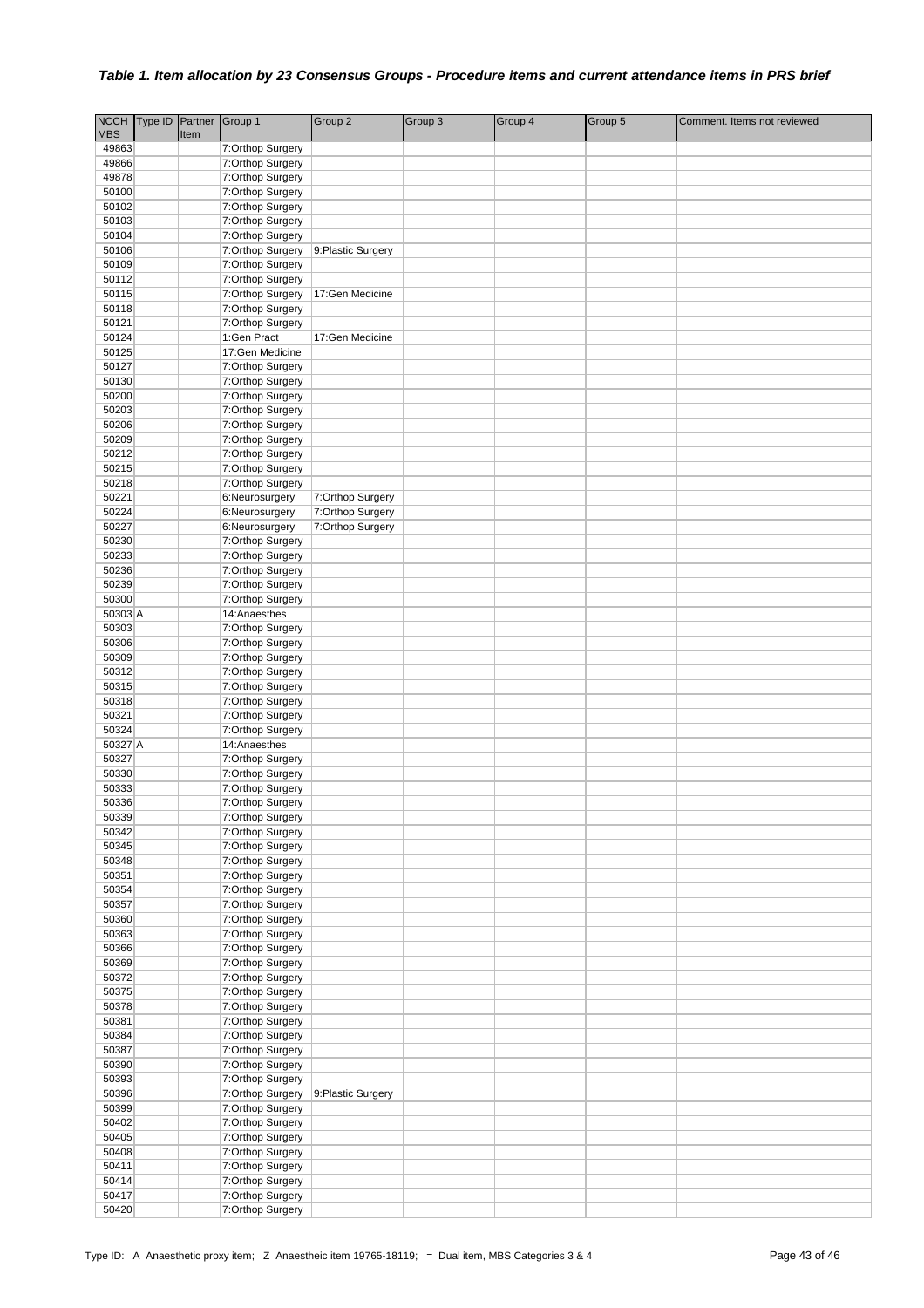### *Table 1. Item allocation by 23 Consensus Groups - Procedure items and current attendance items in PRS brief*

| NCCH MBS | Type ID | Partner Item | Group 1 | Group 2 | Group 3 | Group 4 | Group 5 | Comment. Items not reviewed |
|---|---|---|---|---|---|---|---|---|
| 49863 | | | 7:Orthop Surgery | | | | | |
| 49866 | | | 7:Orthop Surgery | | | | | |
| 49878 | | | 7:Orthop Surgery | | | | | |
| 50100 | | | 7:Orthop Surgery | | | | | |
| 50102 | | | 7:Orthop Surgery | | | | | |
| 50103 | | | 7:Orthop Surgery | | | | | |
| 50104 | | | 7:Orthop Surgery | | | | | |
| 50106 | | | 7:Orthop Surgery | 9:Plastic Surgery | | | | |
| 50109 | | | 7:Orthop Surgery | | | | | |
| 50112 | | | 7:Orthop Surgery | | | | | |
| 50115 | | | 7:Orthop Surgery | 17:Gen Medicine | | | | |
| 50118 | | | 7:Orthop Surgery | | | | | |
| 50121 | | | 7:Orthop Surgery | | | | | |
| 50124 | | | 1:Gen Pract | 17:Gen Medicine | | | | |
| 50125 | | | 17:Gen Medicine | | | | | |
| 50127 | | | 7:Orthop Surgery | | | | | |
| 50130 | | | 7:Orthop Surgery | | | | | |
| 50200 | | | 7:Orthop Surgery | | | | | |
| 50203 | | | 7:Orthop Surgery | | | | | |
| 50206 | | | 7:Orthop Surgery | | | | | |
| 50209 | | | 7:Orthop Surgery | | | | | |
| 50212 | | | 7:Orthop Surgery | | | | | |
| 50215 | | | 7:Orthop Surgery | | | | | |
| 50218 | | | 7:Orthop Surgery | | | | | |
| 50221 | | | 6:Neurosurgery | 7:Orthop Surgery | | | | |
| 50224 | | | 6:Neurosurgery | 7:Orthop Surgery | | | | |
| 50227 | | | 6:Neurosurgery | 7:Orthop Surgery | | | | |
| 50230 | | | 7:Orthop Surgery | | | | | |
| 50233 | | | 7:Orthop Surgery | | | | | |
| 50236 | | | 7:Orthop Surgery | | | | | |
| 50239 | | | 7:Orthop Surgery | | | | | |
| 50300 | | | 7:Orthop Surgery | | | | | |
| 50303 | A | | 14:Anaesthes | | | | | |
| 50303 | | | 7:Orthop Surgery | | | | | |
| 50306 | | | 7:Orthop Surgery | | | | | |
| 50309 | | | 7:Orthop Surgery | | | | | |
| 50312 | | | 7:Orthop Surgery | | | | | |
| 50315 | | | 7:Orthop Surgery | | | | | |
| 50318 | | | 7:Orthop Surgery | | | | | |
| 50321 | | | 7:Orthop Surgery | | | | | |
| 50324 | | | 7:Orthop Surgery | | | | | |
| 50327 | A | | 14:Anaesthes | | | | | |
| 50327 | | | 7:Orthop Surgery | | | | | |
| 50330 | | | 7:Orthop Surgery | | | | | |
| 50333 | | | 7:Orthop Surgery | | | | | |
| 50336 | | | 7:Orthop Surgery | | | | | |
| 50339 | | | 7:Orthop Surgery | | | | | |
| 50342 | | | 7:Orthop Surgery | | | | | |
| 50345 | | | 7:Orthop Surgery | | | | | |
| 50348 | | | 7:Orthop Surgery | | | | | |
| 50351 | | | 7:Orthop Surgery | | | | | |
| 50354 | | | 7:Orthop Surgery | | | | | |
| 50357 | | | 7:Orthop Surgery | | | | | |
| 50360 | | | 7:Orthop Surgery | | | | | |
| 50363 | | | 7:Orthop Surgery | | | | | |
| 50366 | | | 7:Orthop Surgery | | | | | |
| 50369 | | | 7:Orthop Surgery | | | | | |
| 50372 | | | 7:Orthop Surgery | | | | | |
| 50375 | | | 7:Orthop Surgery | | | | | |
| 50378 | | | 7:Orthop Surgery | | | | | |
| 50381 | | | 7:Orthop Surgery | | | | | |
| 50384 | | | 7:Orthop Surgery | | | | | |
| 50387 | | | 7:Orthop Surgery | | | | | |
| 50390 | | | 7:Orthop Surgery | | | | | |
| 50393 | | | 7:Orthop Surgery | | | | | |
| 50396 | | | 7:Orthop Surgery | 9:Plastic Surgery | | | | |
| 50399 | | | 7:Orthop Surgery | | | | | |
| 50402 | | | 7:Orthop Surgery | | | | | |
| 50405 | | | 7:Orthop Surgery | | | | | |
| 50408 | | | 7:Orthop Surgery | | | | | |
| 50411 | | | 7:Orthop Surgery | | | | | |
| 50414 | | | 7:Orthop Surgery | | | | | |
| 50417 | | | 7:Orthop Surgery | | | | | |
| 50420 | | | 7:Orthop Surgery | | | | | |

Type ID: A Anaesthetic proxy item; Z Anaesthetic item 19765-18119; = Dual item, MBS Categories 3 & 4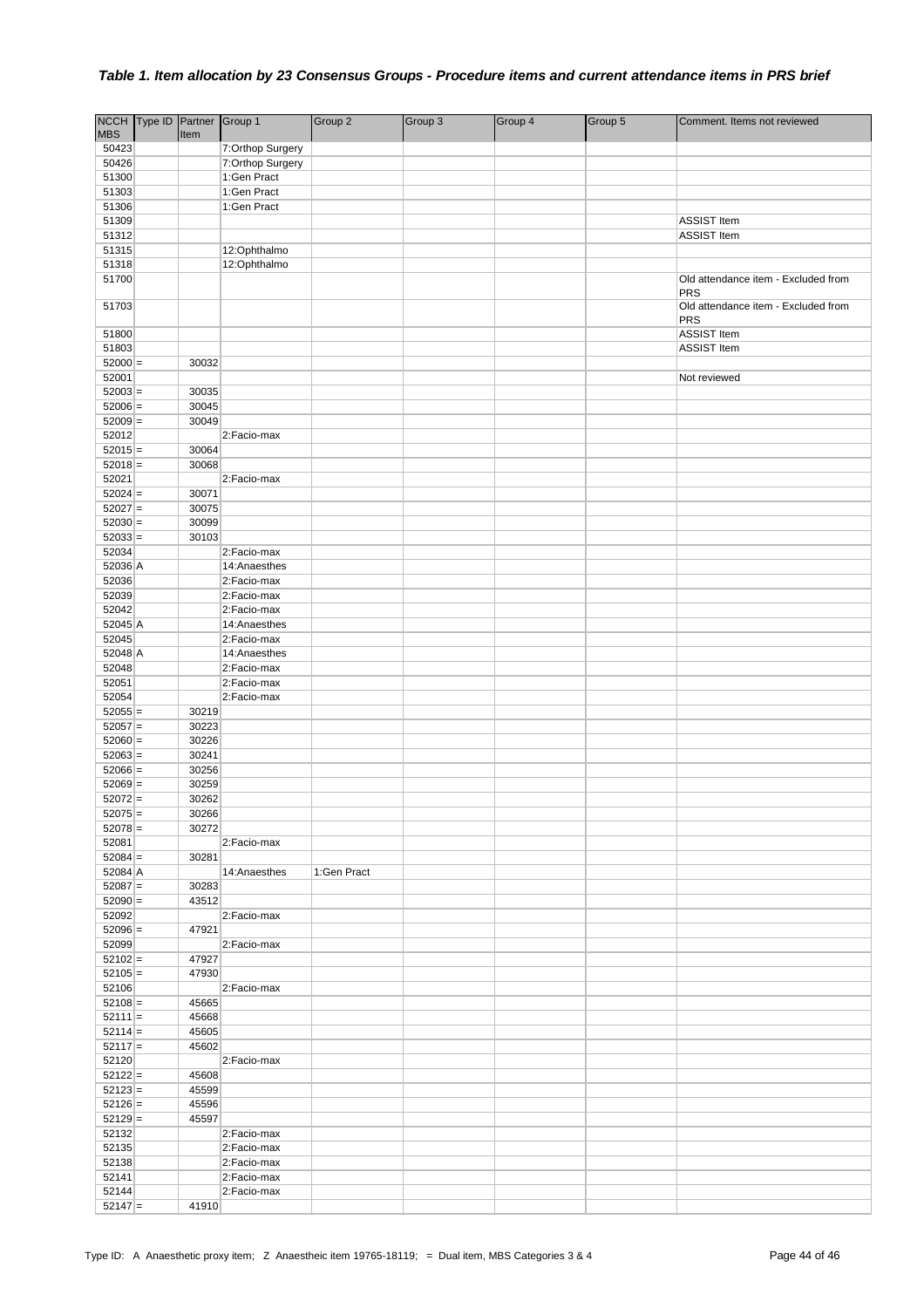***Table 1. Item allocation by 23 Consensus Groups - Procedure items and current attendance items in PRS brief***

| NCCH MBS | Type ID | Partner Item | Group 1 | Group 2 | Group 3 | Group 4 | Group 5 | Comment. Items not reviewed |
|---|---|---|---|---|---|---|---|---|
| 50423 | | | 7:Orthop Surgery | | | | | |
| 50426 | | | 7:Orthop Surgery | | | | | |
| 51300 | | | 1:Gen Pract | | | | | |
| 51303 | | | 1:Gen Pract | | | | | |
| 51306 | | | 1:Gen Pract | | | | | |
| 51309 | | | | | | | | ASSIST Item |
| 51312 | | | | | | | | ASSIST Item |
| 51315 | | | 12:Ophthalmo | | | | | |
| 51318 | | | 12:Ophthalmo | | | | | |
| 51700 | | | | | | | | Old attendance item - Excluded from PRS |
| 51703 | | | | | | | | Old attendance item - Excluded from PRS |
| 51800 | | | | | | | | ASSIST Item |
| 51803 | | | | | | | | ASSIST Item |
| 52000 | = | 30032 | | | | | | |
| 52001 | | | | | | | | Not reviewed |
| 52003 | = | 30035 | | | | | | |
| 52006 | = | 30045 | | | | | | |
| 52009 | = | 30049 | | | | | | |
| 52012 | | | 2:Facio-max | | | | | |
| 52015 | = | 30064 | | | | | | |
| 52018 | = | 30068 | | | | | | |
| 52021 | | | 2:Facio-max | | | | | |
| 52024 | = | 30071 | | | | | | |
| 52027 | = | 30075 | | | | | | |
| 52030 | = | 30099 | | | | | | |
| 52033 | = | 30103 | | | | | | |
| 52034 | | | 2:Facio-max | | | | | |
| 52036 | A | | 14:Anaesthes | | | | | |
| 52036 | | | 2:Facio-max | | | | | |
| 52039 | | | 2:Facio-max | | | | | |
| 52042 | | | 2:Facio-max | | | | | |
| 52045 | A | | 14:Anaesthes | | | | | |
| 52045 | | | 2:Facio-max | | | | | |
| 52048 | A | | 14:Anaesthes | | | | | |
| 52048 | | | 2:Facio-max | | | | | |
| 52051 | | | 2:Facio-max | | | | | |
| 52054 | | | 2:Facio-max | | | | | |
| 52055 | = | 30219 | | | | | | |
| 52057 | = | 30223 | | | | | | |
| 52060 | = | 30226 | | | | | | |
| 52063 | = | 30241 | | | | | | |
| 52066 | = | 30256 | | | | | | |
| 52069 | = | 30259 | | | | | | |
| 52072 | = | 30262 | | | | | | |
| 52075 | = | 30266 | | | | | | |
| 52078 | = | 30272 | | | | | | |
| 52081 | | | 2:Facio-max | | | | | |
| 52084 | = | 30281 | | | | | | |
| 52084 | A | | 14:Anaesthes | 1:Gen Pract | | | | |
| 52087 | = | 30283 | | | | | | |
| 52090 | = | 43512 | | | | | | |
| 52092 | | | 2:Facio-max | | | | | |
| 52096 | = | 47921 | | | | | | |
| 52099 | | | 2:Facio-max | | | | | |
| 52102 | = | 47927 | | | | | | |
| 52105 | = | 47930 | | | | | | |
| 52106 | | | 2:Facio-max | | | | | |
| 52108 | = | 45665 | | | | | | |
| 52111 | = | 45668 | | | | | | |
| 52114 | = | 45605 | | | | | | |
| 52117 | = | 45602 | | | | | | |
| 52120 | | | 2:Facio-max | | | | | |
| 52122 | = | 45608 | | | | | | |
| 52123 | = | 45599 | | | | | | |
| 52126 | = | 45596 | | | | | | |
| 52129 | = | 45597 | | | | | | |
| 52132 | | | 2:Facio-max | | | | | |
| 52135 | | | 2:Facio-max | | | | | |
| 52138 | | | 2:Facio-max | | | | | |
| 52141 | | | 2:Facio-max | | | | | |
| 52144 | | | 2:Facio-max | | | | | |
| 52147 | = | 41910 | | | | | | |

Type ID: A Anaesthetic proxy item; Z Anaestheic item 19765-18119; = Dual item, MBS Categories 3 & 4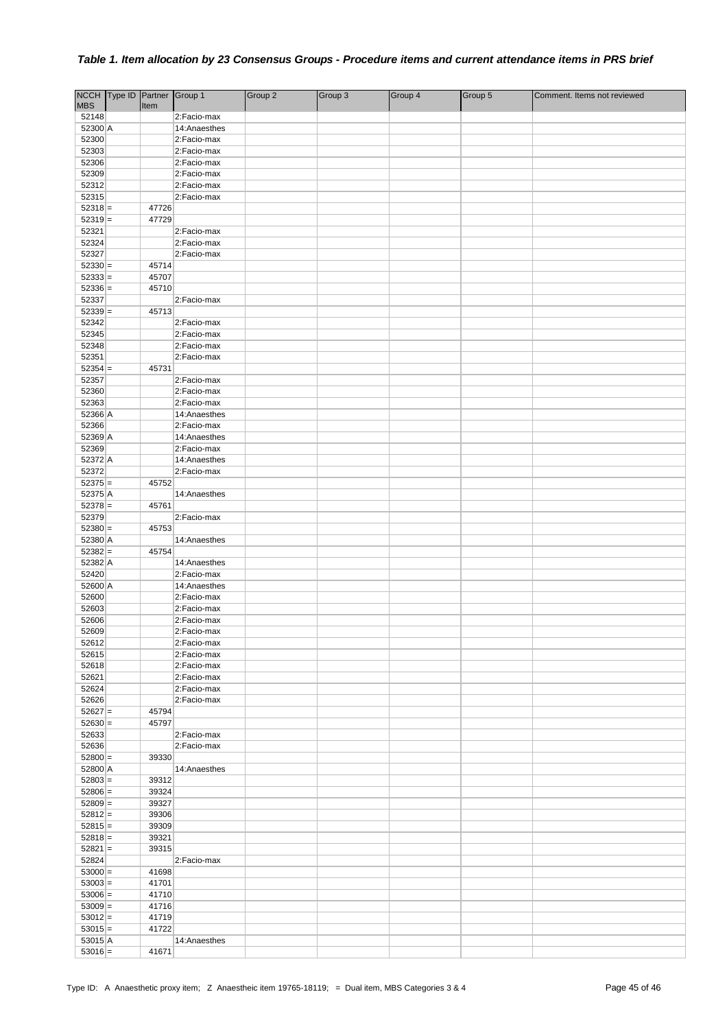### *Table 1. Item allocation by 23 Consensus Groups - Procedure items and current attendance items in PRS brief*

| NCCH MBS | Type ID | Partner Item | Group 1 | Group 2 | Group 3 | Group 4 | Group 5 | Comment. Items not reviewed |
|---|---|---|---|---|---|---|---|---|
| 52148 | | | 2:Facio-max | | | | | |
| 52300 | A | | 14:Anaesthes | | | | | |
| 52300 | | | 2:Facio-max | | | | | |
| 52303 | | | 2:Facio-max | | | | | |
| 52306 | | | 2:Facio-max | | | | | |
| 52309 | | | 2:Facio-max | | | | | |
| 52312 | | | 2:Facio-max | | | | | |
| 52315 | | | 2:Facio-max | | | | | |
| 52318 | = | 47726 | | | | | | |
| 52319 | = | 47729 | | | | | | |
| 52321 | | | 2:Facio-max | | | | | |
| 52324 | | | 2:Facio-max | | | | | |
| 52327 | | | 2:Facio-max | | | | | |
| 52330 | = | 45714 | | | | | | |
| 52333 | = | 45707 | | | | | | |
| 52336 | = | 45710 | | | | | | |
| 52337 | | | 2:Facio-max | | | | | |
| 52339 | = | 45713 | | | | | | |
| 52342 | | | 2:Facio-max | | | | | |
| 52345 | | | 2:Facio-max | | | | | |
| 52348 | | | 2:Facio-max | | | | | |
| 52351 | | | 2:Facio-max | | | | | |
| 52354 | = | 45731 | | | | | | |
| 52357 | | | 2:Facio-max | | | | | |
| 52360 | | | 2:Facio-max | | | | | |
| 52363 | | | 2:Facio-max | | | | | |
| 52366 | A | | 14:Anaesthes | | | | | |
| 52366 | | | 2:Facio-max | | | | | |
| 52369 | A | | 14:Anaesthes | | | | | |
| 52369 | | | 2:Facio-max | | | | | |
| 52372 | A | | 14:Anaesthes | | | | | |
| 52372 | | | 2:Facio-max | | | | | |
| 52375 | = | 45752 | | | | | | |
| 52375 | A | | 14:Anaesthes | | | | | |
| 52378 | = | 45761 | | | | | | |
| 52379 | | | 2:Facio-max | | | | | |
| 52380 | = | 45753 | | | | | | |
| 52380 | A | | 14:Anaesthes | | | | | |
| 52382 | = | 45754 | | | | | | |
| 52382 | A | | 14:Anaesthes | | | | | |
| 52420 | | | 2:Facio-max | | | | | |
| 52600 | A | | 14:Anaesthes | | | | | |
| 52600 | | | 2:Facio-max | | | | | |
| 52603 | | | 2:Facio-max | | | | | |
| 52606 | | | 2:Facio-max | | | | | |
| 52609 | | | 2:Facio-max | | | | | |
| 52612 | | | 2:Facio-max | | | | | |
| 52615 | | | 2:Facio-max | | | | | |
| 52618 | | | 2:Facio-max | | | | | |
| 52621 | | | 2:Facio-max | | | | | |
| 52624 | | | 2:Facio-max | | | | | |
| 52626 | | | 2:Facio-max | | | | | |
| 52627 | = | 45794 | | | | | | |
| 52630 | = | 45797 | | | | | | |
| 52633 | | | 2:Facio-max | | | | | |
| 52636 | | | 2:Facio-max | | | | | |
| 52800 | = | 39330 | | | | | | |
| 52800 | A | | 14:Anaesthes | | | | | |
| 52803 | = | 39312 | | | | | | |
| 52806 | = | 39324 | | | | | | |
| 52809 | = | 39327 | | | | | | |
| 52812 | = | 39306 | | | | | | |
| 52815 | = | 39309 | | | | | | |
| 52818 | = | 39321 | | | | | | |
| 52821 | = | 39315 | | | | | | |
| 52824 | | | 2:Facio-max | | | | | |
| 53000 | = | 41698 | | | | | | |
| 53003 | = | 41701 | | | | | | |
| 53006 | = | 41710 | | | | | | |
| 53009 | = | 41716 | | | | | | |
| 53012 | = | 41719 | | | | | | |
| 53015 | = | 41722 | | | | | | |
| 53015 | A | | 14:Anaesthes | | | | | |
| 53016 | = | 41671 | | | | | | |

Type ID: A Anaesthetic proxy item; Z Anaestheic item 19765-18119; = Dual item, MBS Categories 3 & 4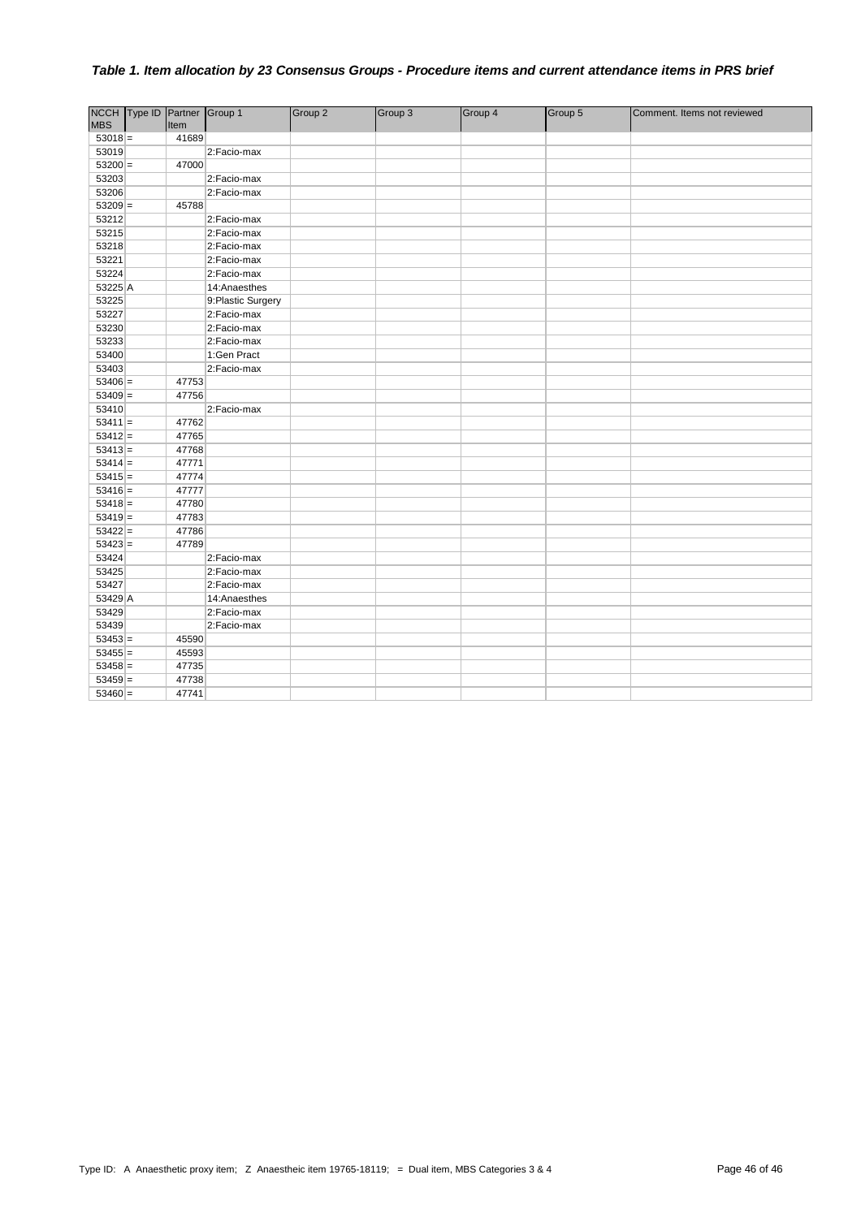### *Table 1. Item allocation by 23 Consensus Groups - Procedure items and current attendance items in PRS brief*

| NCCH MBS | Type ID | Partner Item | Group 1 | Group 2 | Group 3 | Group 4 | Group 5 | Comment. Items not reviewed |
|---|---|---|---|---|---|---|---|---|
| 53018 | = | 41689 | | | | | | |
| 53019 | | | 2:Facio-max | | | | | |
| 53200 | = | 47000 | | | | | | |
| 53203 | | | 2:Facio-max | | | | | |
| 53206 | | | 2:Facio-max | | | | | |
| 53209 | = | 45788 | | | | | | |
| 53212 | | | 2:Facio-max | | | | | |
| 53215 | | | 2:Facio-max | | | | | |
| 53218 | | | 2:Facio-max | | | | | |
| 53221 | | | 2:Facio-max | | | | | |
| 53224 | | | 2:Facio-max | | | | | |
| 53225 | A | | 14:Anaesthes | | | | | |
| 53225 | | | 9:Plastic Surgery | | | | | |
| 53227 | | | 2:Facio-max | | | | | |
| 53230 | | | 2:Facio-max | | | | | |
| 53233 | | | 2:Facio-max | | | | | |
| 53400 | | | 1:Gen Pract | | | | | |
| 53403 | | | 2:Facio-max | | | | | |
| 53406 | = | 47753 | | | | | | |
| 53409 | = | 47756 | | | | | | |
| 53410 | | | 2:Facio-max | | | | | |
| 53411 | = | 47762 | | | | | | |
| 53412 | = | 47765 | | | | | | |
| 53413 | = | 47768 | | | | | | |
| 53414 | = | 47771 | | | | | | |
| 53415 | = | 47774 | | | | | | |
| 53416 | = | 47777 | | | | | | |
| 53418 | = | 47780 | | | | | | |
| 53419 | = | 47783 | | | | | | |
| 53422 | = | 47786 | | | | | | |
| 53423 | = | 47789 | | | | | | |
| 53424 | | | 2:Facio-max | | | | | |
| 53425 | | | 2:Facio-max | | | | | |
| 53427 | | | 2:Facio-max | | | | | |
| 53429 | A | | 14:Anaesthes | | | | | |
| 53429 | | | 2:Facio-max | | | | | |
| 53439 | | | 2:Facio-max | | | | | |
| 53453 | = | 45590 | | | | | | |
| 53455 | = | 45593 | | | | | | |
| 53458 | = | 47735 | | | | | | |
| 53459 | = | 47738 | | | | | | |
| 53460 | = | 47741 | | | | | | |

Type ID: A Anaesthetic proxy item; Z Anaestheic item 19765-18119; = Dual item, MBS Categories 3 & 4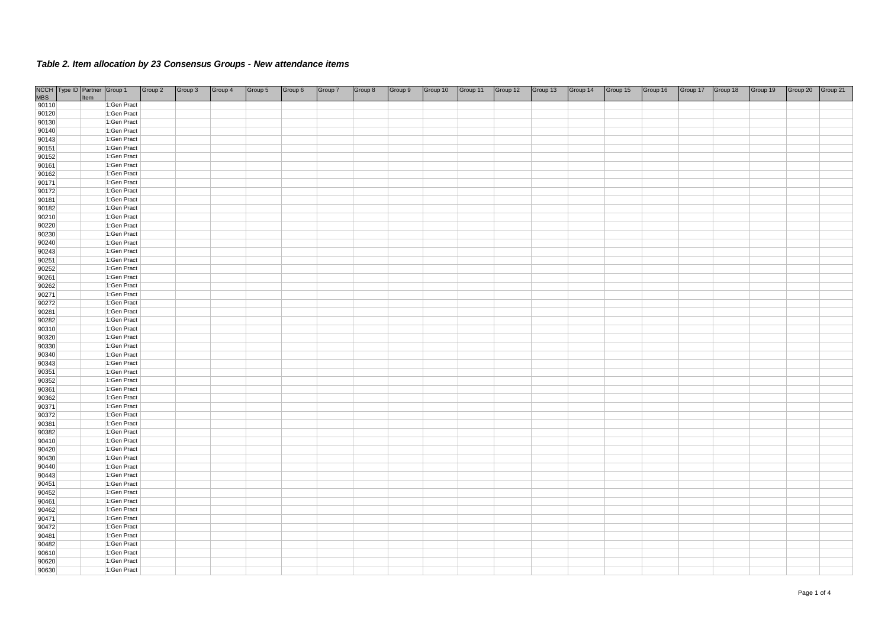### *Table 2. Item allocation by 23 Consensus Groups - New attendance items*

| NCCH MBS | Type ID | Partner Item | Group 1 | Group 2 | Group 3 | Group 4 | Group 5 | Group 6 | Group 7 | Group 8 | Group 9 | Group 10 | Group 11 | Group 12 | Group 13 | Group 14 | Group 15 | Group 16 | Group 17 | Group 18 | Group 19 | Group 20 | Group 21 |
|---|---|---|---|---|---|---|---|---|---|---|---|---|---|---|---|---|---|---|---|---|---|---|---|
| 90110 | | | 1:Gen Pract | | | | | | | | | | | | | | | | | | | | |
| 90120 | | | 1:Gen Pract | | | | | | | | | | | | | | | | | | | | |
| 90130 | | | 1:Gen Pract | | | | | | | | | | | | | | | | | | | | |
| 90140 | | | 1:Gen Pract | | | | | | | | | | | | | | | | | | | | |
| 90143 | | | 1:Gen Pract | | | | | | | | | | | | | | | | | | | | |
| 90151 | | | 1:Gen Pract | | | | | | | | | | | | | | | | | | | | |
| 90152 | | | 1:Gen Pract | | | | | | | | | | | | | | | | | | | | |
| 90161 | | | 1:Gen Pract | | | | | | | | | | | | | | | | | | | | |
| 90162 | | | 1:Gen Pract | | | | | | | | | | | | | | | | | | | | |
| 90171 | | | 1:Gen Pract | | | | | | | | | | | | | | | | | | | | |
| 90172 | | | 1:Gen Pract | | | | | | | | | | | | | | | | | | | | |
| 90181 | | | 1:Gen Pract | | | | | | | | | | | | | | | | | | | | |
| 90182 | | | 1:Gen Pract | | | | | | | | | | | | | | | | | | | | |
| 90210 | | | 1:Gen Pract | | | | | | | | | | | | | | | | | | | | |
| 90220 | | | 1:Gen Pract | | | | | | | | | | | | | | | | | | | | |
| 90230 | | | 1:Gen Pract | | | | | | | | | | | | | | | | | | | | |
| 90240 | | | 1:Gen Pract | | | | | | | | | | | | | | | | | | | | |
| 90243 | | | 1:Gen Pract | | | | | | | | | | | | | | | | | | | | |
| 90251 | | | 1:Gen Pract | | | | | | | | | | | | | | | | | | | | |
| 90252 | | | 1:Gen Pract | | | | | | | | | | | | | | | | | | | | |
| 90261 | | | 1:Gen Pract | | | | | | | | | | | | | | | | | | | | |
| 90262 | | | 1:Gen Pract | | | | | | | | | | | | | | | | | | | | |
| 90271 | | | 1:Gen Pract | | | | | | | | | | | | | | | | | | | | |
| 90272 | | | 1:Gen Pract | | | | | | | | | | | | | | | | | | | | |
| 90281 | | | 1:Gen Pract | | | | | | | | | | | | | | | | | | | | |
| 90282 | | | 1:Gen Pract | | | | | | | | | | | | | | | | | | | | |
| 90310 | | | 1:Gen Pract | | | | | | | | | | | | | | | | | | | | |
| 90320 | | | 1:Gen Pract | | | | | | | | | | | | | | | | | | | | |
| 90330 | | | 1:Gen Pract | | | | | | | | | | | | | | | | | | | | |
| 90340 | | | 1:Gen Pract | | | | | | | | | | | | | | | | | | | | |
| 90343 | | | 1:Gen Pract | | | | | | | | | | | | | | | | | | | | |
| 90351 | | | 1:Gen Pract | | | | | | | | | | | | | | | | | | | | |
| 90352 | | | 1:Gen Pract | | | | | | | | | | | | | | | | | | | | |
| 90361 | | | 1:Gen Pract | | | | | | | | | | | | | | | | | | | | |
| 90362 | | | 1:Gen Pract | | | | | | | | | | | | | | | | | | | | |
| 90371 | | | 1:Gen Pract | | | | | | | | | | | | | | | | | | | | |
| 90372 | | | 1:Gen Pract | | | | | | | | | | | | | | | | | | | | |
| 90381 | | | 1:Gen Pract | | | | | | | | | | | | | | | | | | | | |
| 90382 | | | 1:Gen Pract | | | | | | | | | | | | | | | | | | | | |
| 90410 | | | 1:Gen Pract | | | | | | | | | | | | | | | | | | | | |
| 90420 | | | 1:Gen Pract | | | | | | | | | | | | | | | | | | | | |
| 90430 | | | 1:Gen Pract | | | | | | | | | | | | | | | | | | | | |
| 90440 | | | 1:Gen Pract | | | | | | | | | | | | | | | | | | | | |
| 90443 | | | 1:Gen Pract | | | | | | | | | | | | | | | | | | | | |
| 90451 | | | 1:Gen Pract | | | | | | | | | | | | | | | | | | | | |
| 90452 | | | 1:Gen Pract | | | | | | | | | | | | | | | | | | | | |
| 90461 | | | 1:Gen Pract | | | | | | | | | | | | | | | | | | | | |
| 90462 | | | 1:Gen Pract | | | | | | | | | | | | | | | | | | | | |
| 90471 | | | 1:Gen Pract | | | | | | | | | | | | | | | | | | | | |
| 90472 | | | 1:Gen Pract | | | | | | | | | | | | | | | | | | | | |
| 90481 | | | 1:Gen Pract | | | | | | | | | | | | | | | | | | | | |
| 90482 | | | 1:Gen Pract | | | | | | | | | | | | | | | | | | | | |
| 90610 | | | 1:Gen Pract | | | | | | | | | | | | | | | | | | | | |
| 90620 | | | 1:Gen Pract | | | | | | | | | | | | | | | | | | | | |
| 90630 | | | 1:Gen Pract | | | | | | | | | | | | | | | | | | | | |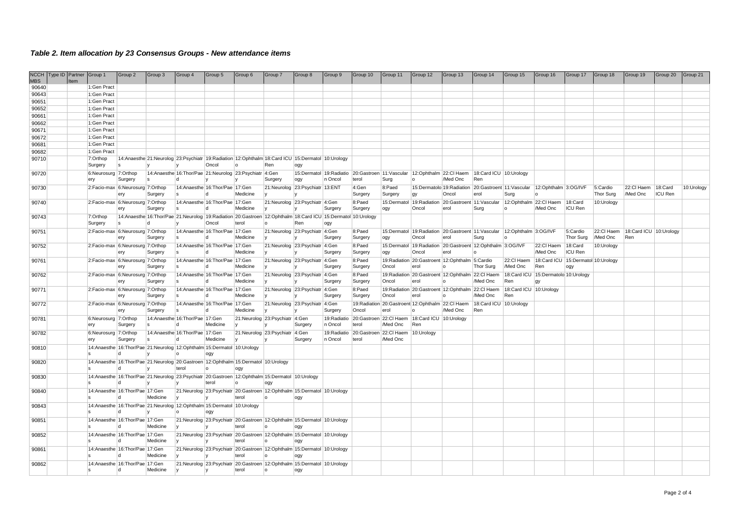### *Table 2. Item allocation by 23 Consensus Groups - New attendance items*

| NCCH MBS | Type ID | Partner Item | Group 1 | Group 2 | Group 3 | Group 4 | Group 5 | Group 6 | Group 7 | Group 8 | Group 9 | Group 10 | Group 11 | Group 12 | Group 13 | Group 14 | Group 15 | Group 16 | Group 17 | Group 18 | Group 19 | Group 20 | Group 21 |
|---|---|---|---|---|---|---|---|---|---|---|---|---|---|---|---|---|---|---|---|---|---|---|---|
| 90640 | | | 1:Gen Pract | | | | | | | | | | | | | | | | | | | | |
| 90643 | | | 1:Gen Pract | | | | | | | | | | | | | | | | | | | | |
| 90651 | | | 1:Gen Pract | | | | | | | | | | | | | | | | | | | | |
| 90652 | | | 1:Gen Pract | | | | | | | | | | | | | | | | | | | | |
| 90661 | | | 1:Gen Pract | | | | | | | | | | | | | | | | | | | | |
| 90662 | | | 1:Gen Pract | | | | | | | | | | | | | | | | | | | | |
| 90671 | | | 1:Gen Pract | | | | | | | | | | | | | | | | | | | | |
| 90672 | | | 1:Gen Pract | | | | | | | | | | | | | | | | | | | | |
| 90681 | | | 1:Gen Pract | | | | | | | | | | | | | | | | | | | | |
| 90682 | | | 1:Gen Pract | | | | | | | | | | | | | | | | | | | | |
| 90710 | | | 7:Orthop Surgery | 14:Anaesthes | 21:Neurology | 23:Psychiatry | 19:Radiation Oncol | 12:Ophthalmo | 18:Card ICU Ren | 15:Dermatology | 10:Urology | | | | | | | | | | | | |
| 90720 | | | 6:Neurosurgery | 7:Orthop Surgery | 14:Anaesthes | 16:Thor/Paed | 21:Neurology | 23:Psychiatry | 4:Gen Surgery | 15:Dermatology | 19:Radiation Oncol | 20:Gastroenterol | 11:Vascular Surg | 12:Ophthalmo | 22:Cl Haem /Med Onc | 18:Card ICU Ren | 10:Urology | | | | | | |
| 90730 | | | 2:Facio-max | 6:Neurosurgery | 7:Orthop Surgery | 14:Anaesthes | 16:Thor/Paed | 17:Gen Medicine | 21:Neurology | 23:Psychiatry | 13:ENT | 4:Gen Surgery | 8:Paed Surgery | 15:Dermatology | 19:Radiation Oncol | 20:Gastroenterol | 11:Vascular Surg | 12:Ophthalmo | 3:OG/IVF | 5:Cardio Thor Surg | 22:Cl Haem /Med Onc | 18:Card ICU Ren | 10:Urology |
| 90740 | | | 2:Facio-max | 6:Neurosurgery | 7:Orthop Surgery | 14:Anaesthes | 16:Thor/Paed | 17:Gen Medicine | 21:Neurology | 23:Psychiatry | 4:Gen Surgery | 8:Paed Surgery | 15:Dermatology | 19:Radiation Oncol | 20:Gastroenterol | 11:Vascular Surg | 12:Ophthalmo | 22:Cl Haem /Med Onc | 18:Card ICU Ren | 10:Urology | | | |
| 90743 | | | 7:Orthop Surgery | 14:Anaesthes | 16:Thor/Paed | 21:Neurology | 19:Radiation Oncol | 20:Gastroenterol | 12:Ophthalmo | 18:Card ICU Ren | 15:Dermatology | 10:Urology | | | | | | | | | | | |
| 90751 | | | 2:Facio-max | 6:Neurosurgery | 7:Orthop Surgery | 14:Anaesthes | 16:Thor/Paed | 17:Gen Medicine | 21:Neurology | 23:Psychiatry | 4:Gen Surgery | 8:Paed Surgery | 15:Dermatology | 19:Radiation Oncol | 20:Gastroenterol | 11:Vascular Surg | 12:Ophthalmo | 3:OG/IVF | 5:Cardio Thor Surg | 22:Cl Haem /Med Onc | 18:Card ICU Ren | 10:Urology | |
| 90752 | | | 2:Facio-max | 6:Neurosurgery | 7:Orthop Surgery | 14:Anaesthes | 16:Thor/Paed | 17:Gen Medicine | 21:Neurology | 23:Psychiatry | 4:Gen Surgery | 8:Paed Surgery | 15:Dermatology | 19:Radiation Oncol | 20:Gastroenterol | 12:Ophthalmo | 3:OG/IVF | 22:Cl Haem /Med Onc | 18:Card ICU Ren | 10:Urology | | | |
| 90761 | | | 2:Facio-max | 6:Neurosurgery | 7:Orthop Surgery | 14:Anaesthes | 16:Thor/Paed | 17:Gen Medicine | 21:Neurology | 23:Psychiatry | 4:Gen Surgery | 8:Paed Surgery | 19:Radiation Oncol | 20:Gastroenterol | 12:Ophthalmo | 5:Cardio Thor Surg | 22:Cl Haem /Med Onc | 18:Card ICU Ren | 15:Dermatology | 10:Urology | | | |
| 90762 | | | 2:Facio-max | 6:Neurosurgery | 7:Orthop Surgery | 14:Anaesthes | 16:Thor/Paed | 17:Gen Medicine | 21:Neurology | 23:Psychiatry | 4:Gen Surgery | 8:Paed Surgery | 19:Radiation Oncol | 20:Gastroenterol | 12:Ophthalmo | 22:Cl Haem /Med Onc | 18:Card ICU Ren | 15:Dermatology | 10:Urology | | | | |
| 90771 | | | 2:Facio-max | 6:Neurosurgery | 7:Orthop Surgery | 14:Anaesthes | 16:Thor/Paed | 17:Gen Medicine | 21:Neurology | 23:Psychiatry | 4:Gen Surgery | 8:Paed Surgery | 19:Radiation Oncol | 20:Gastroenterol | 12:Ophthalmo | 22:Cl Haem /Med Onc | 18:Card ICU Ren | 10:Urology | | | | | |
| 90772 | | | 2:Facio-max | 6:Neurosurgery | 7:Orthop Surgery | 14:Anaesthes | 16:Thor/Paed | 17:Gen Medicine | 21:Neurology | 23:Psychiatry | 4:Gen Surgery | 19:Radiation Oncol | 20:Gastroenterol | 12:Ophthalmo | 22:Cl Haem /Med Onc | 18:Card ICU Ren | 10:Urology | | | | | | |
| 90781 | | | 6:Neurosurgery | 7:Orthop Surgery | 14:Anaesthes | 16:Thor/Paed | 17:Gen Medicine | 21:Neurology | 23:Psychiatry | 4:Gen Surgery | 19:Radiation Oncol | 20:Gastroenterol | 22:Cl Haem /Med Onc | 18:Card ICU Ren | 10:Urology | | | | | | | | |
| 90782 | | | 6:Neurosurgery | 7:Orthop Surgery | 14:Anaesthes | 16:Thor/Paed | 17:Gen Medicine | 21:Neurology | 23:Psychiatry | 4:Gen Surgery | 19:Radiation Oncol | 20:Gastroenterol | 22:Cl Haem /Med Onc | 10:Urology | | | | | | | | | |
| 90810 | | | 14:Anaesthes | 16:Thor/Paed | 21:Neurology | 12:Ophthalmo | 15:Dermatology | 10:Urology | | | | | | | | | | | | | | | |
| 90820 | | | 14:Anaesthes | 16:Thor/Paed | 21:Neurology | 20:Gastroenterol | 12:Ophthalmo | 15:Dermatology | 10:Urology | | | | | | | | | | | | | | |
| 90830 | | | 14:Anaesthes | 16:Thor/Paed | 21:Neurology | 23:Psychiatry | 20:Gastroenterol | 12:Ophthalmo | 15:Dermatology | 10:Urology | | | | | | | | | | | | | |
| 90840 | | | 14:Anaesthes | 16:Thor/Paed | 17:Gen Medicine | 21:Neurology | 23:Psychiatry | 20:Gastroenterol | 12:Ophthalmo | 15:Dermatology | 10:Urology | | | | | | | | | | | | |
| 90843 | | | 14:Anaesthes | 16:Thor/Paed | 21:Neurology | 12:Ophthalmo | 15:Dermatology | 10:Urology | | | | | | | | | | | | | | | |
| 90851 | | | 14:Anaesthes | 16:Thor/Paed | 17:Gen Medicine | 21:Neurology | 23:Psychiatry | 20:Gastroenterol | 12:Ophthalmo | 15:Dermatology | 10:Urology | | | | | | | | | | | | |
| 90852 | | | 14:Anaesthes | 16:Thor/Paed | 17:Gen Medicine | 21:Neurology | 23:Psychiatry | 20:Gastroenterol | 12:Ophthalmo | 15:Dermatology | 10:Urology | | | | | | | | | | | | |
| 90861 | | | 14:Anaesthes | 16:Thor/Paed | 17:Gen Medicine | 21:Neurology | 23:Psychiatry | 20:Gastroenterol | 12:Ophthalmo | 15:Dermatology | 10:Urology | | | | | | | | | | | | |
| 90862 | | | 14:Anaesthes | 16:Thor/Paed | 17:Gen Medicine | 21:Neurology | 23:Psychiatry | 20:Gastroenterol | 12:Ophthalmo | 15:Dermatology | 10:Urology | | | | | | | | | | | | |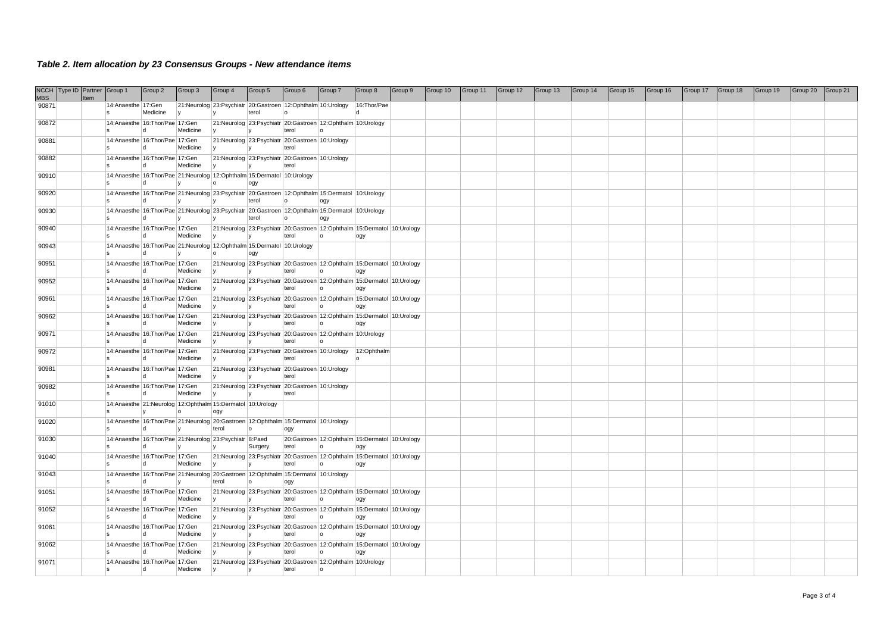### *Table 2. Item allocation by 23 Consensus Groups - New attendance items*

| NCCH MBS | Type ID | Partner Item | Group 1 | Group 2 | Group 3 | Group 4 | Group 5 | Group 6 | Group 7 | Group 8 | Group 9 | Group 10 | Group 11 | Group 12 | Group 13 | Group 14 | Group 15 | Group 16 | Group 17 | Group 18 | Group 19 | Group 20 | Group 21 |
|---|---|---|---|---|---|---|---|---|---|---|---|---|---|---|---|---|---|---|---|---|---|---|---|
| 90871 | | | 14:Anaesthes | 17:Gen Medicine | 21:Neurology | 23:Psychiatry | 20:Gastroenterol | 12:Ophthalmo | 10:Urology | 16:Thor/Paed | | | | | | | | | | | | | |
| 90872 | | | 14:Anaesthes | 16:Thor/Paed | 17:Gen Medicine | 21:Neurology | 23:Psychiatry | 20:Gastroenterol | 12:Ophthalmo | 10:Urology | | | | | | | | | | | | | |
| 90881 | | | 14:Anaesthes | 16:Thor/Paed | 17:Gen Medicine | 21:Neurology | 23:Psychiatry | 20:Gastroenterol | 10:Urology | | | | | | | | | | | | | | |
| 90882 | | | 14:Anaesthes | 16:Thor/Paed | 17:Gen Medicine | 21:Neurology | 23:Psychiatry | 20:Gastroenterol | 10:Urology | | | | | | | | | | | | | | |
| 90910 | | | 14:Anaesthes | 16:Thor/Paed | 21:Neurology | 12:Ophthalmo | 15:Dermatology | 10:Urology | | | | | | | | | | | | | | | |
| 90920 | | | 14:Anaesthes | 16:Thor/Paed | 21:Neurology | 23:Psychiatry | 20:Gastroenterol | 12:Ophthalmo | 15:Dermatology | 10:Urology | | | | | | | | | | | | | |
| 90930 | | | 14:Anaesthes | 16:Thor/Paed | 21:Neurology | 23:Psychiatry | 20:Gastroenterol | 12:Ophthalmo | 15:Dermatology | 10:Urology | | | | | | | | | | | | | |
| 90940 | | | 14:Anaesthes | 16:Thor/Paed | 17:Gen Medicine | 21:Neurology | 23:Psychiatry | 20:Gastroenterol | 12:Ophthalmo | 15:Dermatology | 10:Urology | | | | | | | | | | | | |
| 90943 | | | 14:Anaesthes | 16:Thor/Paed | 21:Neurology | 12:Ophthalmo | 15:Dermatology | 10:Urology | | | | | | | | | | | | | | | |
| 90951 | | | 14:Anaesthes | 16:Thor/Paed | 17:Gen Medicine | 21:Neurology | 23:Psychiatry | 20:Gastroenterol | 12:Ophthalmo | 15:Dermatology | 10:Urology | | | | | | | | | | | | |
| 90952 | | | 14:Anaesthes | 16:Thor/Paed | 17:Gen Medicine | 21:Neurology | 23:Psychiatry | 20:Gastroenterol | 12:Ophthalmo | 15:Dermatology | 10:Urology | | | | | | | | | | | | |
| 90961 | | | 14:Anaesthes | 16:Thor/Paed | 17:Gen Medicine | 21:Neurology | 23:Psychiatry | 20:Gastroenterol | 12:Ophthalmo | 15:Dermatology | 10:Urology | | | | | | | | | | | | |
| 90962 | | | 14:Anaesthes | 16:Thor/Paed | 17:Gen Medicine | 21:Neurology | 23:Psychiatry | 20:Gastroenterol | 12:Ophthalmo | 15:Dermatology | 10:Urology | | | | | | | | | | | | |
| 90971 | | | 14:Anaesthes | 16:Thor/Paed | 17:Gen Medicine | 21:Neurology | 23:Psychiatry | 20:Gastroenterol | 12:Ophthalmo | 10:Urology | | | | | | | | | | | | | |
| 90972 | | | 14:Anaesthes | 16:Thor/Paed | 17:Gen Medicine | 21:Neurology | 23:Psychiatry | 20:Gastroenterol | 10:Urology | 12:Ophthalmo | | | | | | | | | | | | | |
| 90981 | | | 14:Anaesthes | 16:Thor/Paed | 17:Gen Medicine | 21:Neurology | 23:Psychiatry | 20:Gastroenterol | 10:Urology | | | | | | | | | | | | | | |
| 90982 | | | 14:Anaesthes | 16:Thor/Paed | 17:Gen Medicine | 21:Neurology | 23:Psychiatry | 20:Gastroenterol | 10:Urology | | | | | | | | | | | | | | |
| 91010 | | | 14:Anaesthes | 21:Neurology | 12:Ophthalmo | 15:Dermatology | 10:Urology | | | | | | | | | | | | | | | | |
| 91020 | | | 14:Anaesthes | 16:Thor/Paed | 21:Neurology | 20:Gastroenterol | 12:Ophthalmo | 15:Dermatology | 10:Urology | | | | | | | | | | | | | | |
| 91030 | | | 14:Anaesthes | 16:Thor/Paed | 21:Neurology | 23:Psychiatry | 8:Paed Surgery | 20:Gastroenterol | 12:Ophthalmo | 15:Dermatology | 10:Urology | | | | | | | | | | | | |
| 91040 | | | 14:Anaesthes | 16:Thor/Paed | 17:Gen Medicine | 21:Neurology | 23:Psychiatry | 20:Gastroenterol | 12:Ophthalmo | 15:Dermatology | 10:Urology | | | | | | | | | | | | |
| 91043 | | | 14:Anaesthes | 16:Thor/Paed | 21:Neurology | 20:Gastroenterol | 12:Ophthalmo | 15:Dermatology | 10:Urology | | | | | | | | | | | | | | |
| 91051 | | | 14:Anaesthes | 16:Thor/Paed | 17:Gen Medicine | 21:Neurology | 23:Psychiatry | 20:Gastroenterol | 12:Ophthalmo | 15:Dermatology | 10:Urology | | | | | | | | | | | | |
| 91052 | | | 14:Anaesthes | 16:Thor/Paed | 17:Gen Medicine | 21:Neurology | 23:Psychiatry | 20:Gastroenterol | 12:Ophthalmo | 15:Dermatology | 10:Urology | | | | | | | | | | | | |
| 91061 | | | 14:Anaesthes | 16:Thor/Paed | 17:Gen Medicine | 21:Neurology | 23:Psychiatry | 20:Gastroenterol | 12:Ophthalmo | 15:Dermatology | 10:Urology | | | | | | | | | | | | |
| 91062 | | | 14:Anaesthes | 16:Thor/Paed | 17:Gen Medicine | 21:Neurology | 23:Psychiatry | 20:Gastroenterol | 12:Ophthalmo | 15:Dermatology | 10:Urology | | | | | | | | | | | | |
| 91071 | | | 14:Anaesthes | 16:Thor/Paed | 17:Gen Medicine | 21:Neurology | 23:Psychiatry | 20:Gastroenterol | 12:Ophthalmo | 10:Urology | | | | | | | | | | | | | |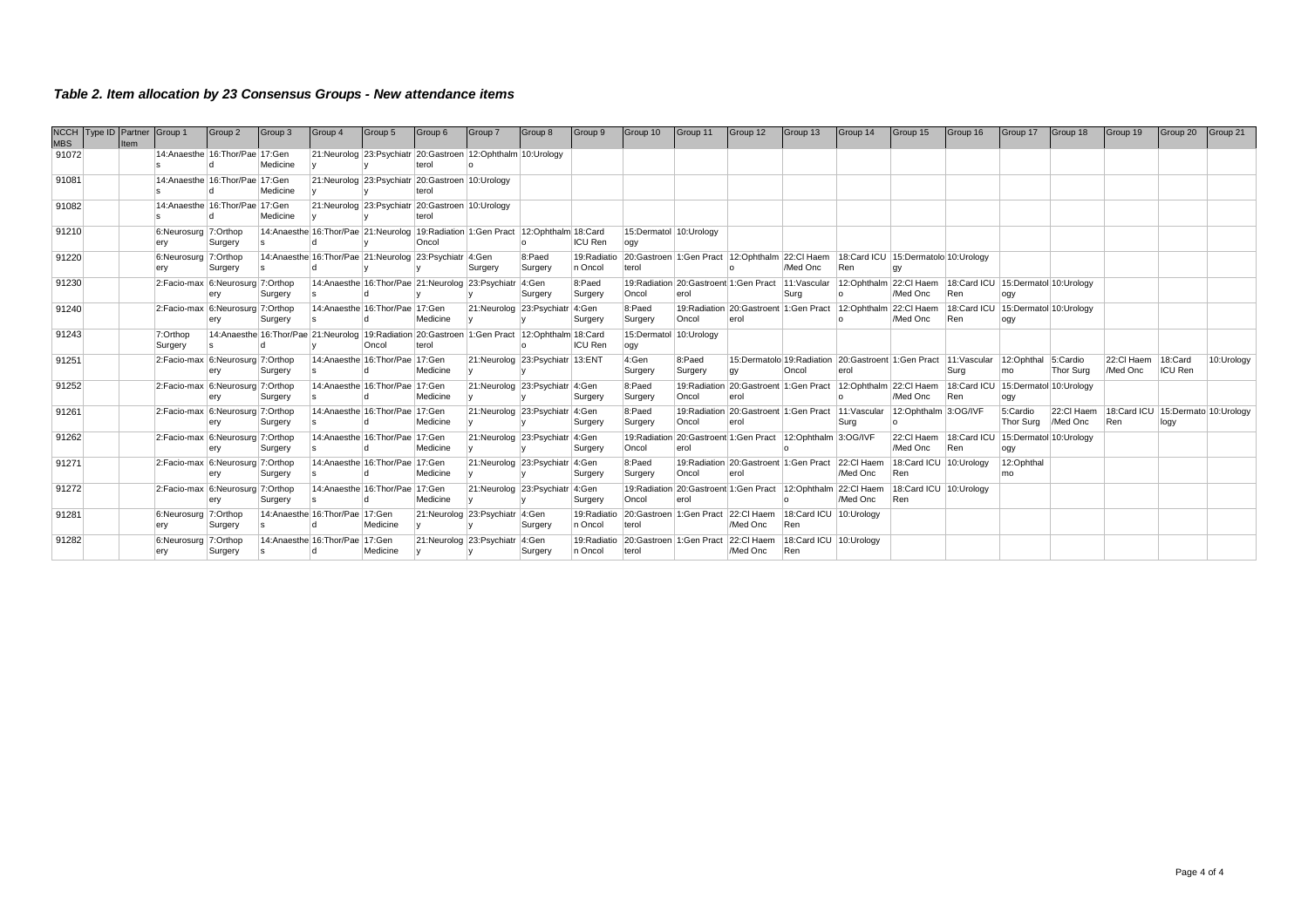## *Table 2. Item allocation by 23 Consensus Groups - New attendance items*

| NCCH MBS | Type ID | Partner Item | Group 1 | Group 2 | Group 3 | Group 4 | Group 5 | Group 6 | Group 7 | Group 8 | Group 9 | Group 10 | Group 11 | Group 12 | Group 13 | Group 14 | Group 15 | Group 16 | Group 17 | Group 18 | Group 19 | Group 20 | Group 21 |
|---|---|---|---|---|---|---|---|---|---|---|---|---|---|---|---|---|---|---|---|---|---|---|---|
| 91072 | | | 14:Anaesthes | 16:Thor/Paed | 17:Gen Medicine | 21:Neurology | 23:Psychiatry | 20:Gastroenterol | 12:Ophthalmo | 10:Urology | | | | | | | | | | | | | |
| 91081 | | | 14:Anaesthes | 16:Thor/Paed | 17:Gen Medicine | 21:Neurology | 23:Psychiatry | 20:Gastroenterol | 10:Urology | | | | | | | | | | | | | | |
| 91082 | | | 14:Anaesthes | 16:Thor/Paed | 17:Gen Medicine | 21:Neurology | 23:Psychiatry | 20:Gastroenterol | 10:Urology | | | | | | | | | | | | | | |
| 91210 | | | 6:Neurosurgery | 7:Orthop Surgery | 14:Anaesthes | 16:Thor/Paed | 21:Neurology | 19:Radiation Oncol | 1:Gen Pract | 12:Ophthalmo | 18:Card ICU Ren | 15:Dermatology | 10:Urology | | | | | | | | | | |
| 91220 | | | 6:Neurosurgery | 7:Orthop Surgery | 14:Anaesthes | 16:Thor/Paed | 21:Neurology | 23:Psychiatry | 4:Gen Surgery | 8:Paed Surgery | 19:Radiation Oncol | 20:Gastroenterol | 1:Gen Pract | 12:Ophthalmo | 22:Cl Haem /Med Onc | 18:Card ICU Ren | 15:Dermatology | 10:Urology | | | | | |
| 91230 | | | 2:Facio-max | 6:Neurosurgery | 7:Orthop Surgery | 14:Anaesthes | 16:Thor/Paed | 21:Neurology | 23:Psychiatry | 4:Gen Surgery | 8:Paed Surgery | 19:Radiation Oncol | 20:Gastroenterol | 1:Gen Pract | 11:Vascular Surg | 12:Ophthalmo | 22:Cl Haem /Med Onc | 18:Card ICU Ren | 15:Dermatology | 10:Urology | | | |
| 91240 | | | 2:Facio-max | 6:Neurosurgery | 7:Orthop Surgery | 14:Anaesthes | 16:Thor/Paed | 17:Gen Medicine | 21:Neurology | 23:Psychiatry | 4:Gen Surgery | 8:Paed Surgery | 19:Radiation Oncol | 20:Gastroenterol | 1:Gen Pract | 12:Ophthalmo | 22:Cl Haem /Med Onc | 18:Card ICU Ren | 15:Dermatology | 10:Urology | | | |
| 91243 | | | 7:Orthop Surgery | 14:Anaesthes | 16:Thor/Paed | 21:Neurology | 19:Radiation Oncol | 20:Gastroenterol | 1:Gen Pract | 12:Ophthalmo | 18:Card ICU Ren | 15:Dermatology | 10:Urology | | | | | | | | | | |
| 91251 | | | 2:Facio-max | 6:Neurosurgery | 7:Orthop Surgery | 14:Anaesthes | 16:Thor/Paed | 17:Gen Medicine | 21:Neurology | 23:Psychiatry | 13:ENT | 4:Gen Surgery | 8:Paed Surgery | 15:Dermatology | 19:Radiation Oncol | 20:Gastroenterol | 1:Gen Pract | 11:Vascular Surg | 12:Ophthalmo | 5:Cardio Thor Surg | 22:Cl Haem /Med Onc | 18:Card ICU Ren | 10:Urology |
| 91252 | | | 2:Facio-max | 6:Neurosurgery | 7:Orthop Surgery | 14:Anaesthes | 16:Thor/Paed | 17:Gen Medicine | 21:Neurology | 23:Psychiatry | 4:Gen Surgery | 8:Paed Surgery | 19:Radiation Oncol | 20:Gastroenterol | 1:Gen Pract | 12:Ophthalmo | 22:Cl Haem /Med Onc | 18:Card ICU Ren | 15:Dermatology | 10:Urology | | | |
| 91261 | | | 2:Facio-max | 6:Neurosurgery | 7:Orthop Surgery | 14:Anaesthes | 16:Thor/Paed | 17:Gen Medicine | 21:Neurology | 23:Psychiatry | 4:Gen Surgery | 8:Paed Surgery | 19:Radiation Oncol | 20:Gastroenterol | 1:Gen Pract | 11:Vascular Surg | 12:Ophthalmo | 3:OG/IVF | 5:Cardio Thor Surg | 22:Cl Haem /Med Onc | 18:Card ICU Ren | 15:Dermatology | 10:Urology |
| 91262 | | | 2:Facio-max | 6:Neurosurgery | 7:Orthop Surgery | 14:Anaesthes | 16:Thor/Paed | 17:Gen Medicine | 21:Neurology | 23:Psychiatry | 4:Gen Surgery | 19:Radiation Oncol | 20:Gastroenterol | 1:Gen Pract | 12:Ophthalmo | 3:OG/IVF | 22:Cl Haem /Med Onc | 18:Card ICU Ren | 15:Dermatology | 10:Urology | | | |
| 91271 | | | 2:Facio-max | 6:Neurosurgery | 7:Orthop Surgery | 14:Anaesthes | 16:Thor/Paed | 17:Gen Medicine | 21:Neurology | 23:Psychiatry | 4:Gen Surgery | 8:Paed Surgery | 19:Radiation Oncol | 20:Gastroenterol | 1:Gen Pract | 22:Cl Haem /Med Onc | 18:Card ICU Ren | 10:Urology | 12:Ophthalmo | | | | |
| 91272 | | | 2:Facio-max | 6:Neurosurgery | 7:Orthop Surgery | 14:Anaesthes | 16:Thor/Paed | 17:Gen Medicine | 21:Neurology | 23:Psychiatry | 4:Gen Surgery | 19:Radiation Oncol | 20:Gastroenterol | 1:Gen Pract | 12:Ophthalmo | 22:Cl Haem /Med Onc | 18:Card ICU Ren | 10:Urology | | | | | |
| 91281 | | | 6:Neurosurgery | 7:Orthop Surgery | 14:Anaesthes | 16:Thor/Paed | 17:Gen Medicine | 21:Neurology | 23:Psychiatry | 4:Gen Surgery | 19:Radiation Oncol | 20:Gastroenterol | 1:Gen Pract | 22:Cl Haem /Med Onc | 18:Card ICU Ren | 10:Urology | | | | | | | |
| 91282 | | | 6:Neurosurgery | 7:Orthop Surgery | 14:Anaesthes | 16:Thor/Paed | 17:Gen Medicine | 21:Neurology | 23:Psychiatry | 4:Gen Surgery | 19:Radiation Oncol | 20:Gastroenterol | 1:Gen Pract | 22:Cl Haem /Med Onc | 18:Card ICU Ren | 10:Urology | | | | | | | |